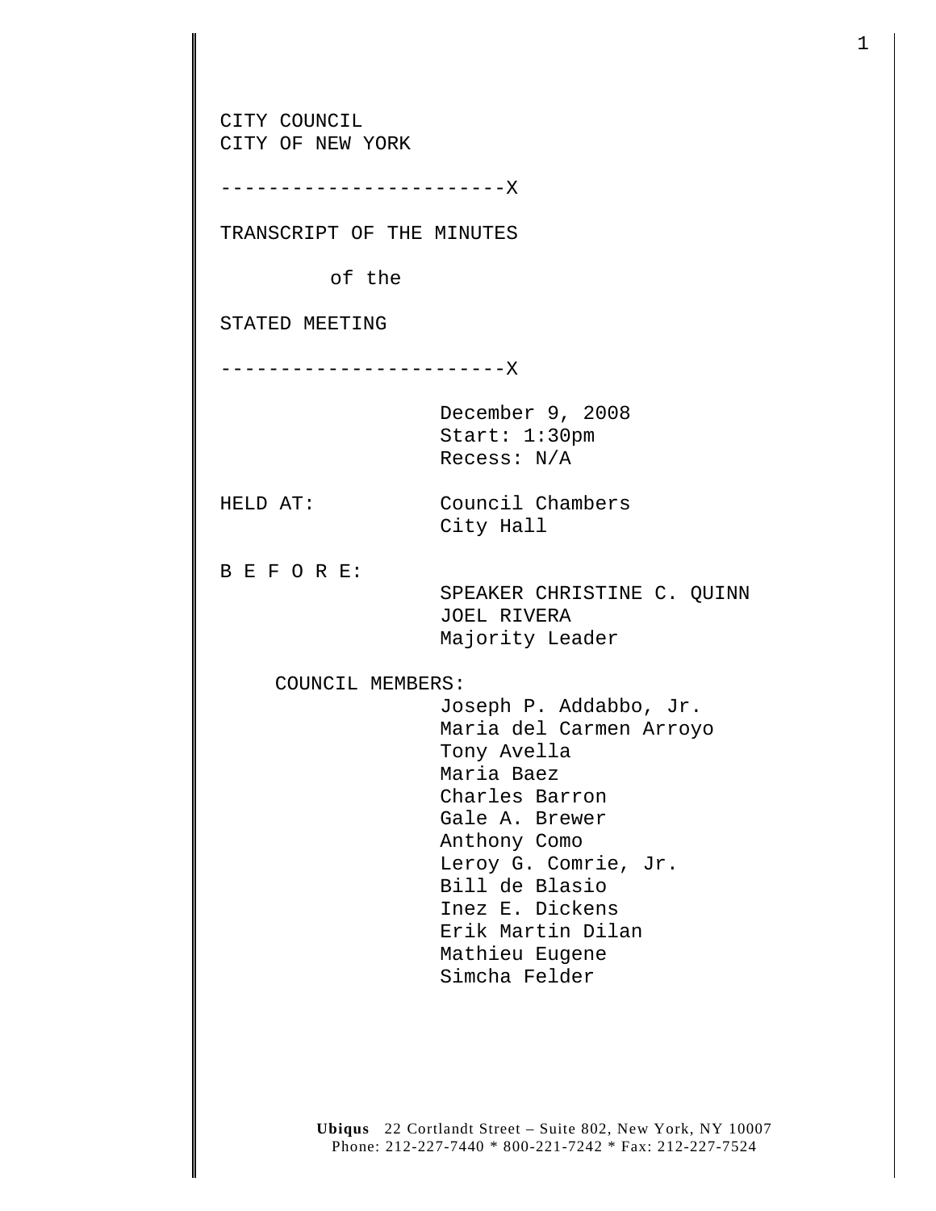CITY COUNCIL
CITY OF NEW YORK

------------------------X

TRANSCRIPT OF THE MINUTES

of the

STATED MEETING

------------------------X

December 9, 2008
Start: 1:30pm
Recess: N/A

HELD AT: Council Chambers
City Hall

B E F O R E:
SPEAKER CHRISTINE C. QUINN
JOEL RIVERA
Majority Leader

COUNCIL MEMBERS:
Joseph P. Addabbo, Jr.
Maria del Carmen Arroyo
Tony Avella
Maria Baez
Charles Barron
Gale A. Brewer
Anthony Como
Leroy G. Comrie, Jr.
Bill de Blasio
Inez E. Dickens
Erik Martin Dilan
Mathieu Eugene
Simcha Felder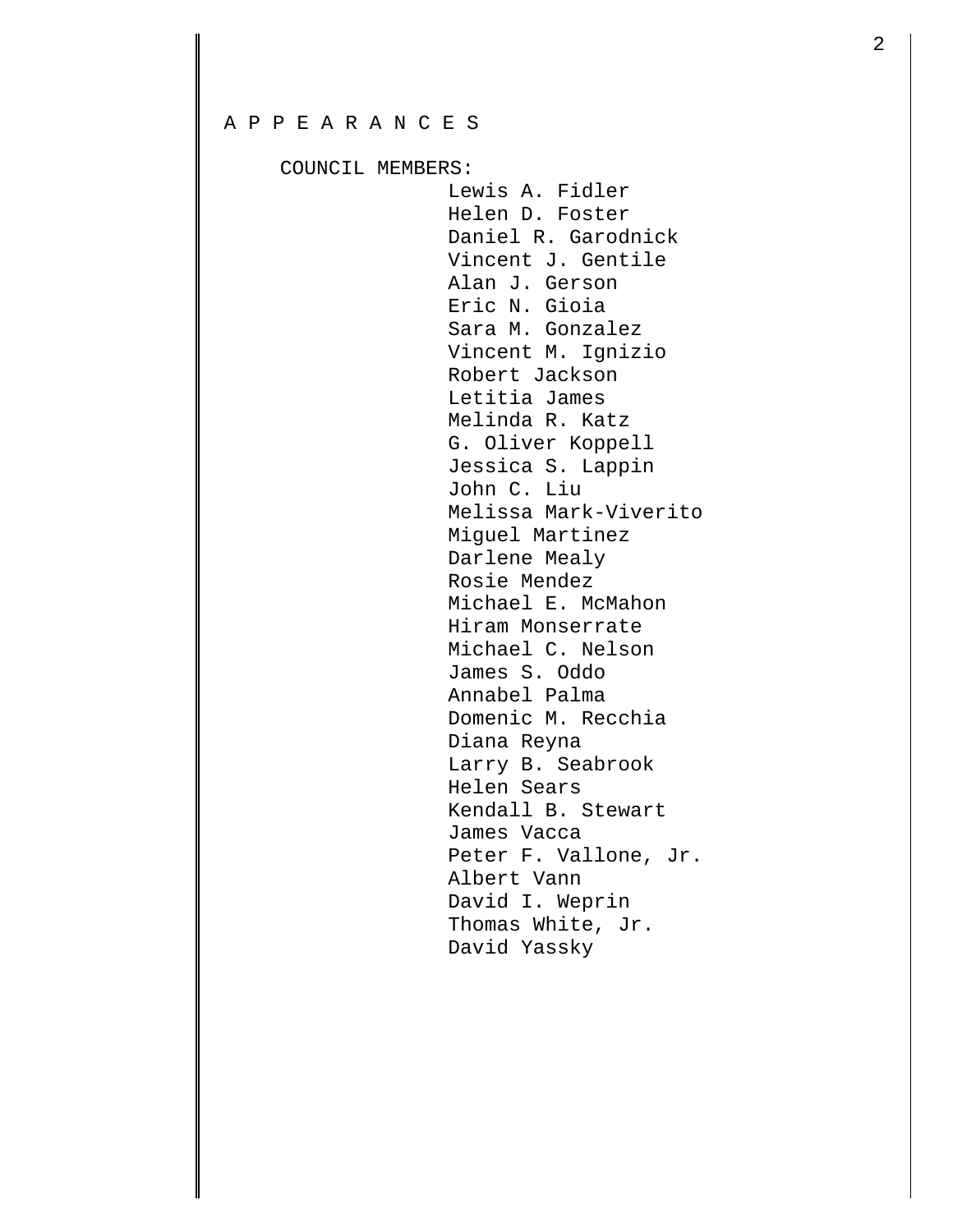A P P E A R A N C E S

COUNCIL MEMBERS:

Lewis A. Fidler
Helen D. Foster
Daniel R. Garodnick
Vincent J. Gentile
Alan J. Gerson
Eric N. Gioia
Sara M. Gonzalez
Vincent M. Ignizio
Robert Jackson
Letitia James
Melinda R. Katz
G. Oliver Koppell
Jessica S. Lappin
John C. Liu
Melissa Mark-Viverito
Miguel Martinez
Darlene Mealy
Rosie Mendez
Michael E. McMahon
Hiram Monserrate
Michael C. Nelson
James S. Oddo
Annabel Palma
Domenic M. Recchia
Diana Reyna
Larry B. Seabrook
Helen Sears
Kendall B. Stewart
James Vacca
Peter F. Vallone, Jr.
Albert Vann
David I. Weprin
Thomas White, Jr.
David Yassky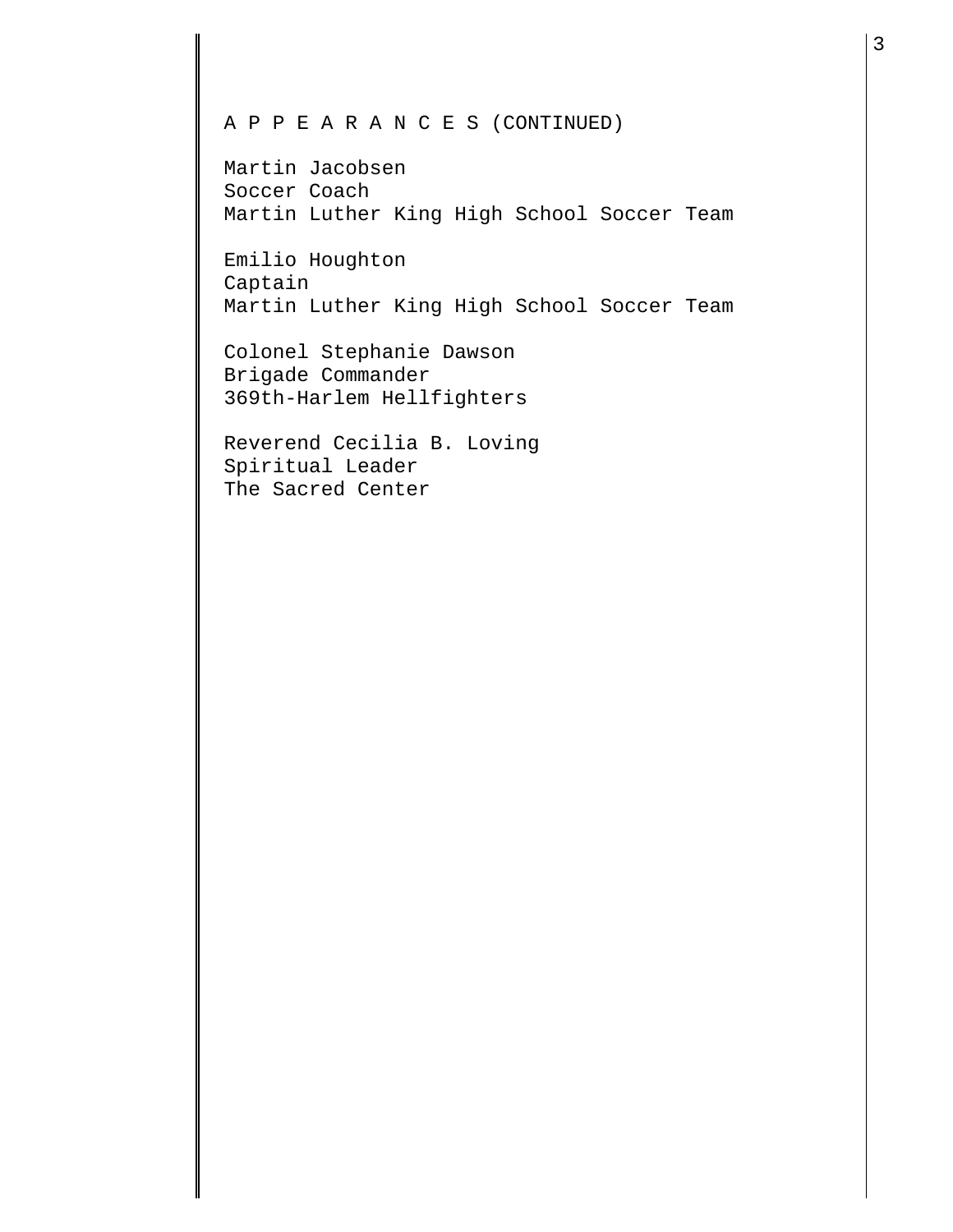A P P E A R A N C E S (CONTINUED)

Martin Jacobsen
Soccer Coach
Martin Luther King High School Soccer Team

Emilio Houghton
Captain
Martin Luther King High School Soccer Team

Colonel Stephanie Dawson
Brigade Commander
369th-Harlem Hellfighters

Reverend Cecilia B. Loving
Spiritual Leader
The Sacred Center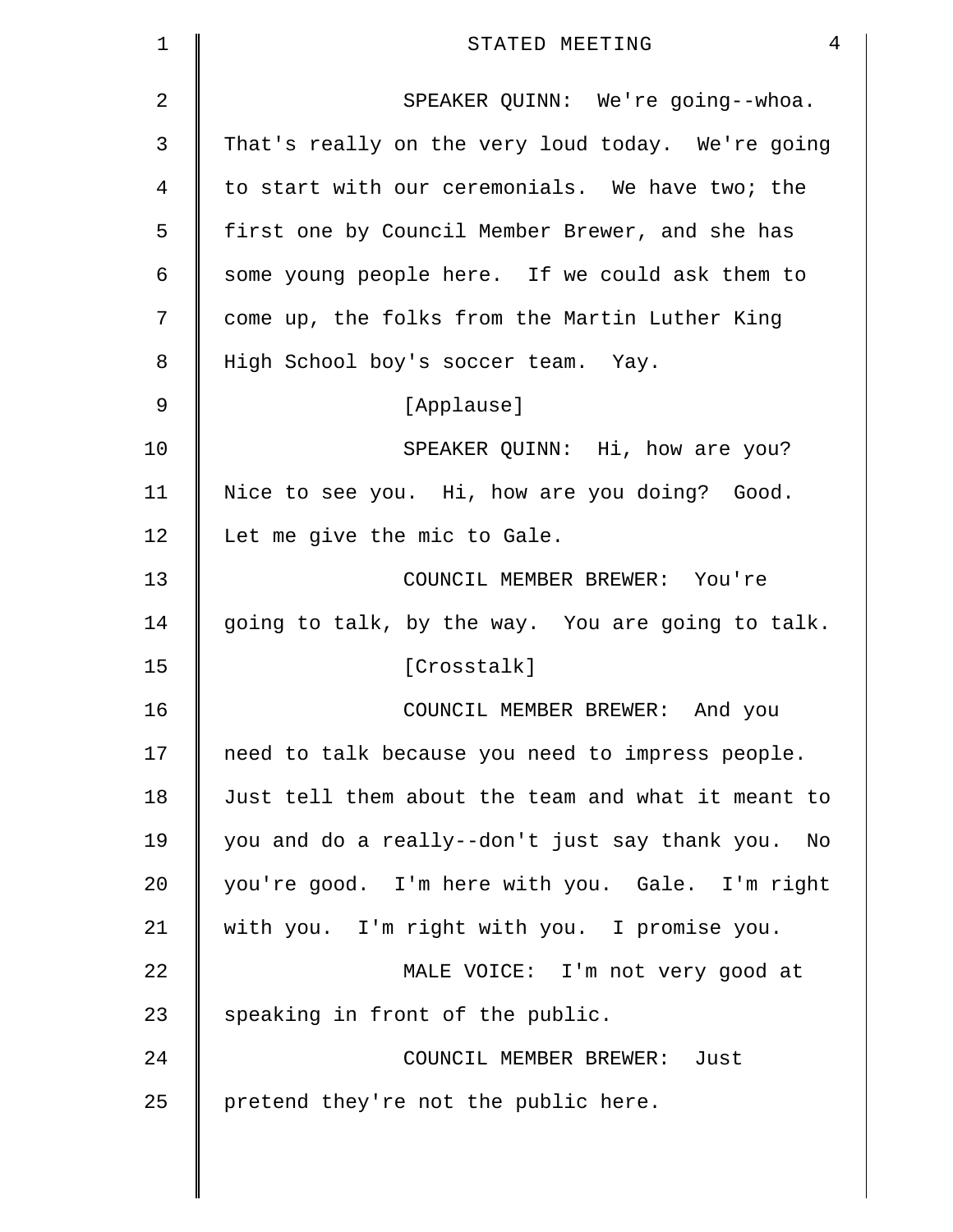SPEAKER QUINN: We're going--whoa. That's really on the very loud today. We're going to start with our ceremonials. We have two; the first one by Council Member Brewer, and she has some young people here. If we could ask them to come up, the folks from the Martin Luther King High School boy's soccer team. Yay.

[Applause]

SPEAKER QUINN: Hi, how are you? Nice to see you. Hi, how are you doing? Good. Let me give the mic to Gale.

COUNCIL MEMBER BREWER: You're going to talk, by the way. You are going to talk.

[Crosstalk]

COUNCIL MEMBER BREWER: And you need to talk because you need to impress people. Just tell them about the team and what it meant to you and do a really--don't just say thank you. No you're good. I'm here with you. Gale. I'm right with you. I'm right with you. I promise you.

MALE VOICE: I'm not very good at speaking in front of the public.

COUNCIL MEMBER BREWER: Just pretend they're not the public here.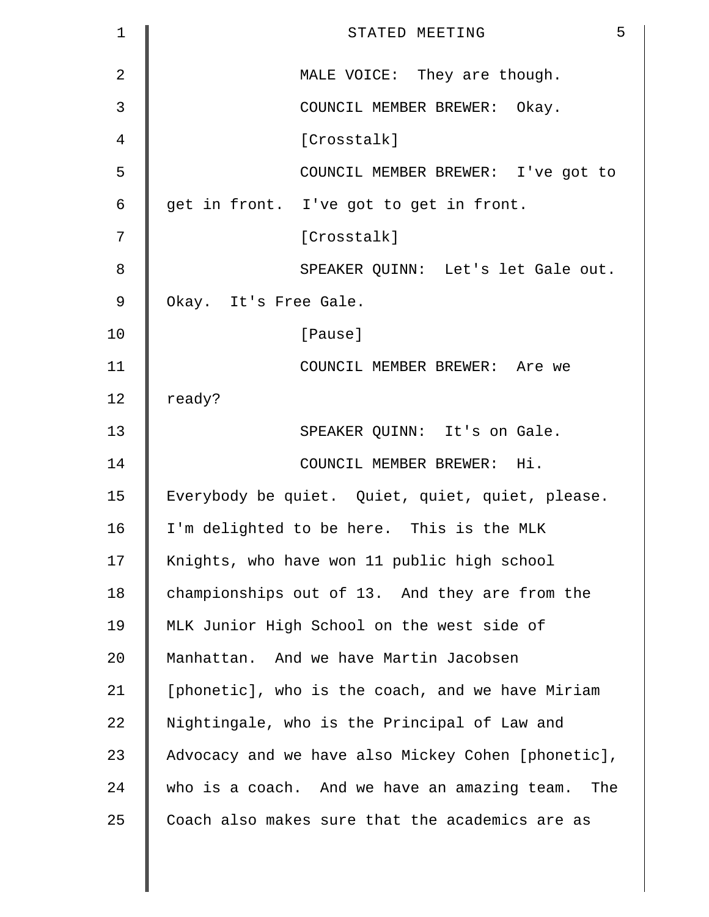MALE VOICE: They are though.

COUNCIL MEMBER BREWER: Okay.

[Crosstalk]

COUNCIL MEMBER BREWER: I've got to get in front. I've got to get in front.

[Crosstalk]

SPEAKER QUINN: Let's let Gale out. Okay. It's Free Gale.

[Pause]

COUNCIL MEMBER BREWER: Are we ready?

SPEAKER QUINN: It's on Gale.

COUNCIL MEMBER BREWER: Hi. Everybody be quiet. Quiet, quiet, quiet, please. I'm delighted to be here. This is the MLK Knights, who have won 11 public high school championships out of 13. And they are from the MLK Junior High School on the west side of Manhattan. And we have Martin Jacobsen [phonetic], who is the coach, and we have Miriam Nightingale, who is the Principal of Law and Advocacy and we have also Mickey Cohen [phonetic], who is a coach. And we have an amazing team. The Coach also makes sure that the academics are as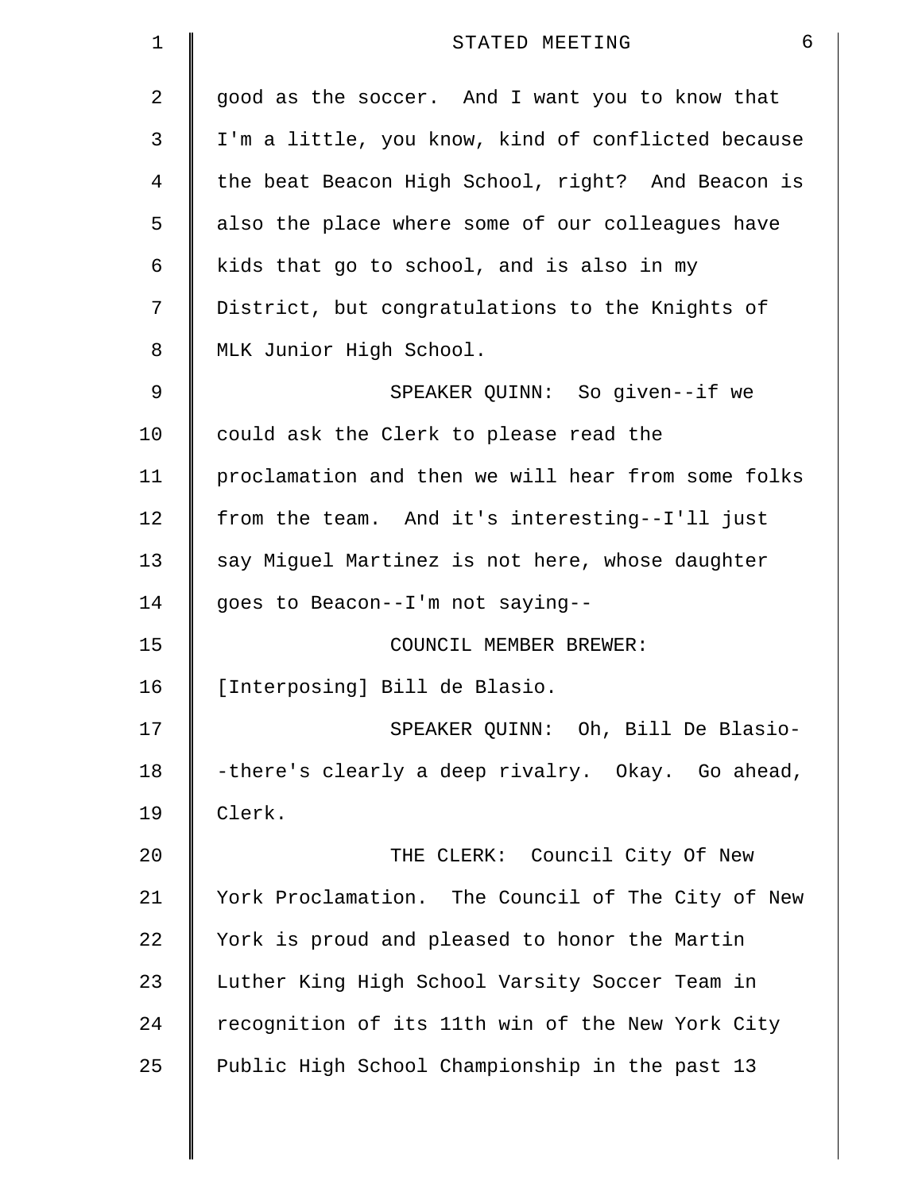good as the soccer. And I want you to know that I'm a little, you know, kind of conflicted because the beat Beacon High School, right? And Beacon is also the place where some of our colleagues have kids that go to school, and is also in my District, but congratulations to the Knights of MLK Junior High School.

SPEAKER QUINN: So given--if we could ask the Clerk to please read the proclamation and then we will hear from some folks from the team. And it's interesting--I'll just say Miguel Martinez is not here, whose daughter goes to Beacon--I'm not saying--

COUNCIL MEMBER BREWER: [Interposing] Bill de Blasio.

SPEAKER QUINN: Oh, Bill De Blasio--there's clearly a deep rivalry. Okay. Go ahead, Clerk.

THE CLERK: Council City Of New York Proclamation. The Council of The City of New York is proud and pleased to honor the Martin Luther King High School Varsity Soccer Team in recognition of its 11th win of the New York City Public High School Championship in the past 13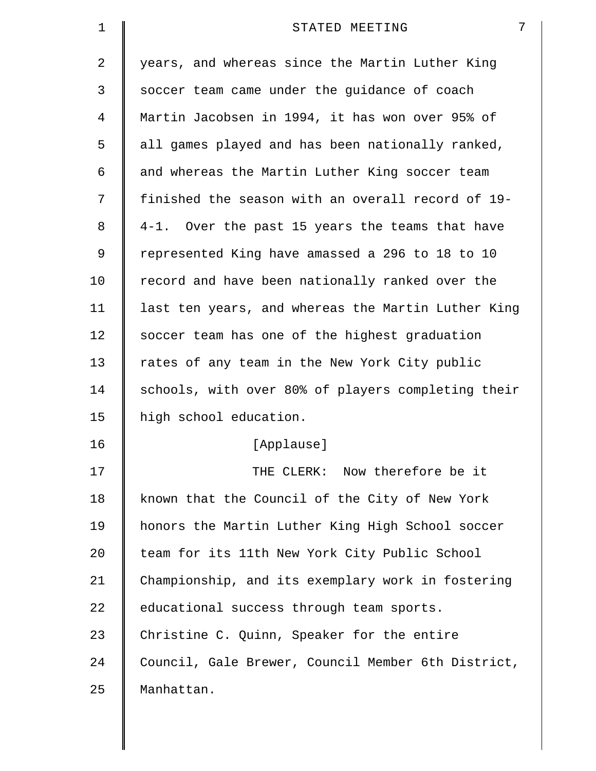years, and whereas since the Martin Luther King soccer team came under the guidance of coach Martin Jacobsen in 1994, it has won over 95% of all games played and has been nationally ranked, and whereas the Martin Luther King soccer team finished the season with an overall record of 19-4-1. Over the past 15 years the teams that have represented King have amassed a 296 to 18 to 10 record and have been nationally ranked over the last ten years, and whereas the Martin Luther King soccer team has one of the highest graduation rates of any team in the New York City public schools, with over 80% of players completing their high school education.

[Applause]

THE CLERK: Now therefore be it known that the Council of the City of New York honors the Martin Luther King High School soccer team for its 11th New York City Public School Championship, and its exemplary work in fostering educational success through team sports. Christine C. Quinn, Speaker for the entire Council, Gale Brewer, Council Member 6th District, Manhattan.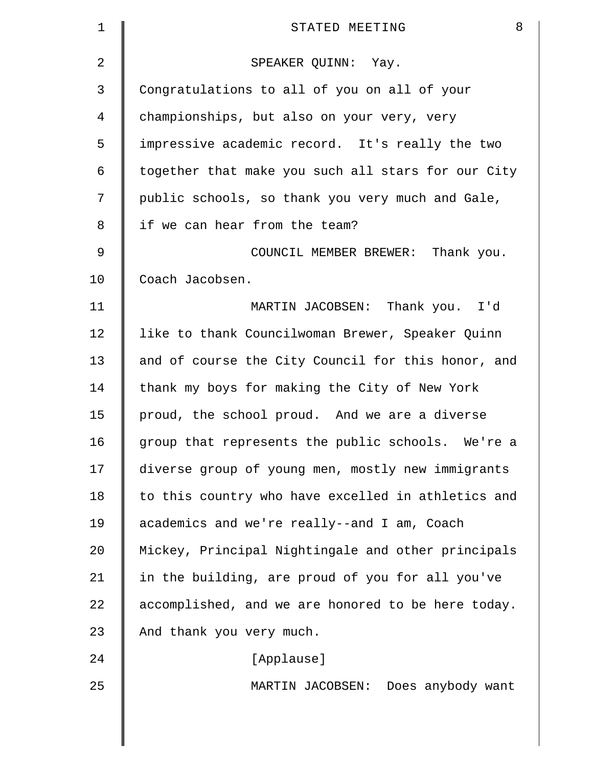SPEAKER QUINN: Yay. Congratulations to all of you on all of your championships, but also on your very, very impressive academic record. It's really the two together that make you such all stars for our City public schools, so thank you very much and Gale, if we can hear from the team?

COUNCIL MEMBER BREWER: Thank you. Coach Jacobsen.

MARTIN JACOBSEN: Thank you. I'd like to thank Councilwoman Brewer, Speaker Quinn and of course the City Council for this honor, and thank my boys for making the City of New York proud, the school proud. And we are a diverse group that represents the public schools. We're a diverse group of young men, mostly new immigrants to this country who have excelled in athletics and academics and we're really--and I am, Coach Mickey, Principal Nightingale and other principals in the building, are proud of you for all you've accomplished, and we are honored to be here today. And thank you very much.

[Applause]

MARTIN JACOBSEN: Does anybody want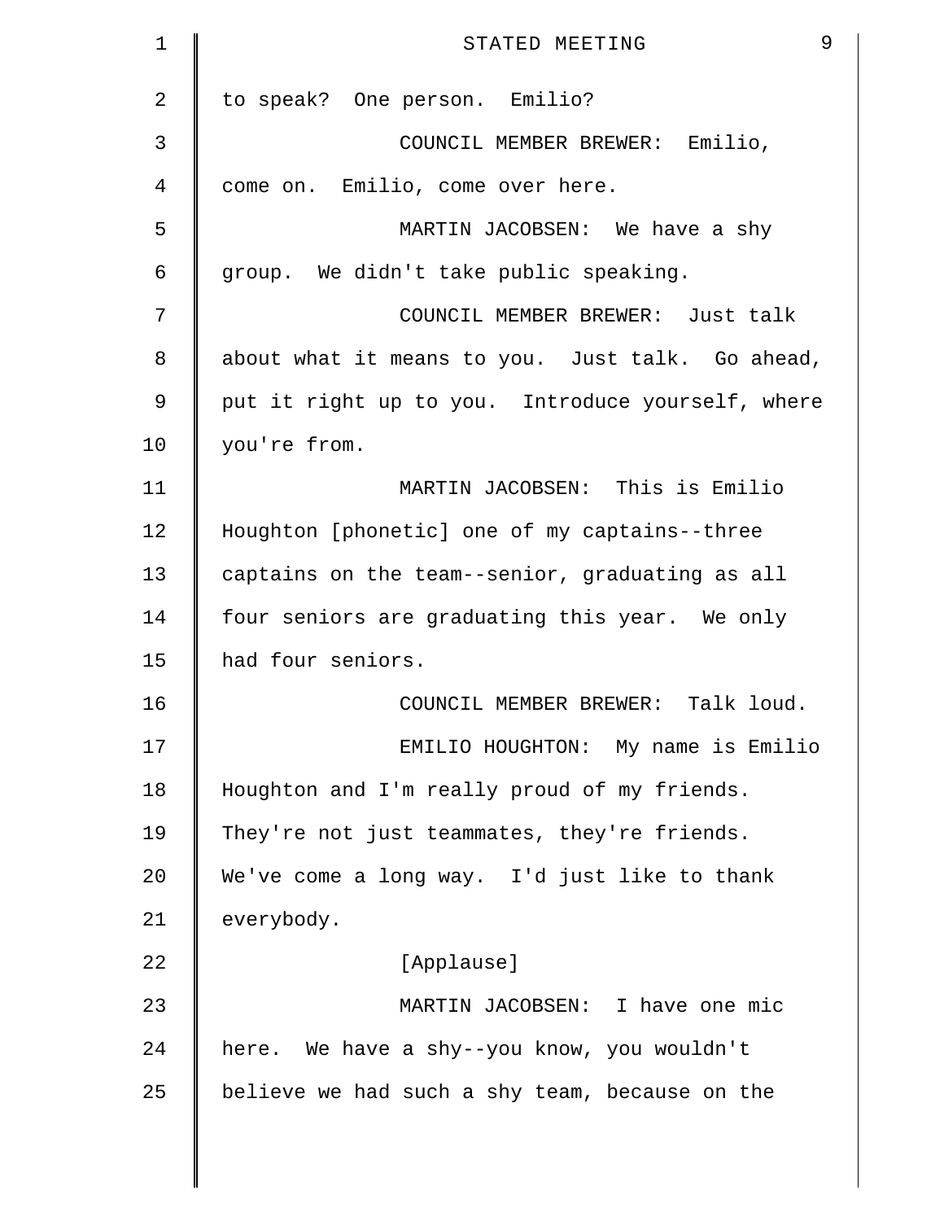to speak? One person. Emilio?

COUNCIL MEMBER BREWER: Emilio, come on. Emilio, come over here.

MARTIN JACOBSEN: We have a shy group. We didn't take public speaking.

COUNCIL MEMBER BREWER: Just talk about what it means to you. Just talk. Go ahead, put it right up to you. Introduce yourself, where you're from.

MARTIN JACOBSEN: This is Emilio Houghton [phonetic] one of my captains--three captains on the team--senior, graduating as all four seniors are graduating this year. We only had four seniors.

COUNCIL MEMBER BREWER: Talk loud.

EMILIO HOUGHTON: My name is Emilio Houghton and I'm really proud of my friends. They're not just teammates, they're friends. We've come a long way. I'd just like to thank everybody.

[Applause]

MARTIN JACOBSEN: I have one mic here. We have a shy--you know, you wouldn't believe we had such a shy team, because on the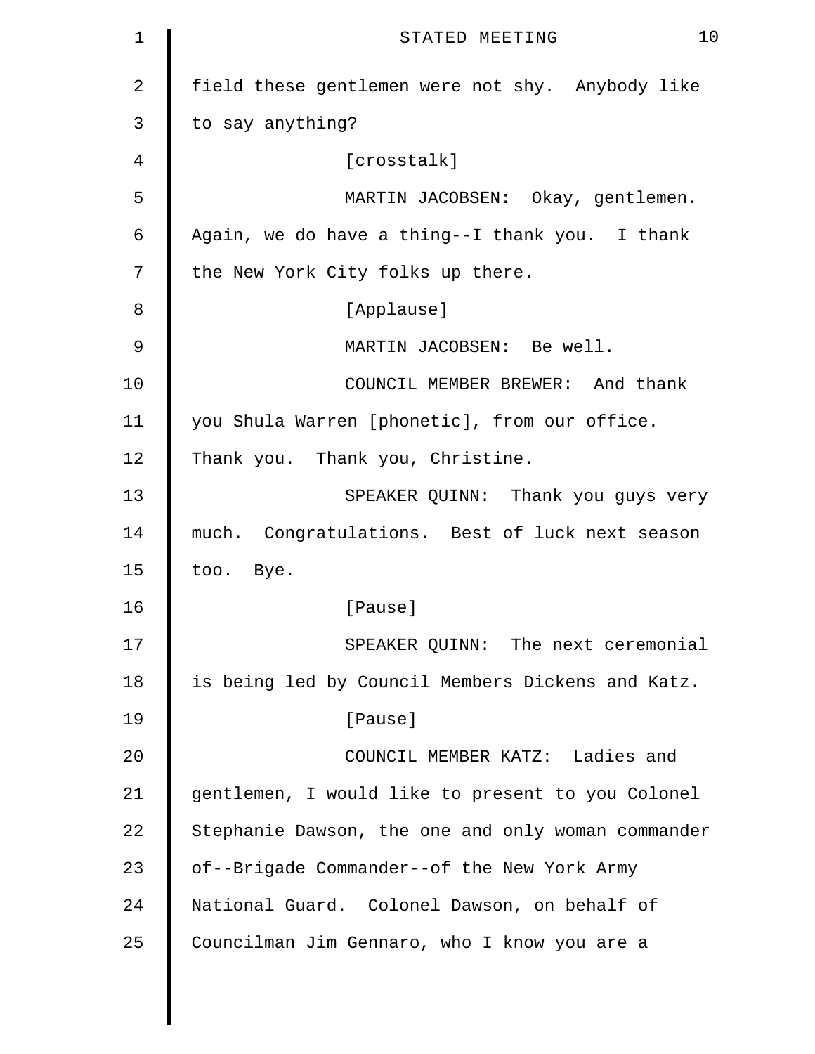field these gentlemen were not shy. Anybody like to say anything?

[crosstalk]

MARTIN JACOBSEN: Okay, gentlemen. Again, we do have a thing--I thank you. I thank the New York City folks up there.

[Applause]

MARTIN JACOBSEN: Be well.

COUNCIL MEMBER BREWER: And thank you Shula Warren [phonetic], from our office. Thank you. Thank you, Christine.

SPEAKER QUINN: Thank you guys very much. Congratulations. Best of luck next season too. Bye.

[Pause]

SPEAKER QUINN: The next ceremonial is being led by Council Members Dickens and Katz.

[Pause]

COUNCIL MEMBER KATZ: Ladies and gentlemen, I would like to present to you Colonel Stephanie Dawson, the one and only woman commander of--Brigade Commander--of the New York Army National Guard. Colonel Dawson, on behalf of Councilman Jim Gennaro, who I know you are a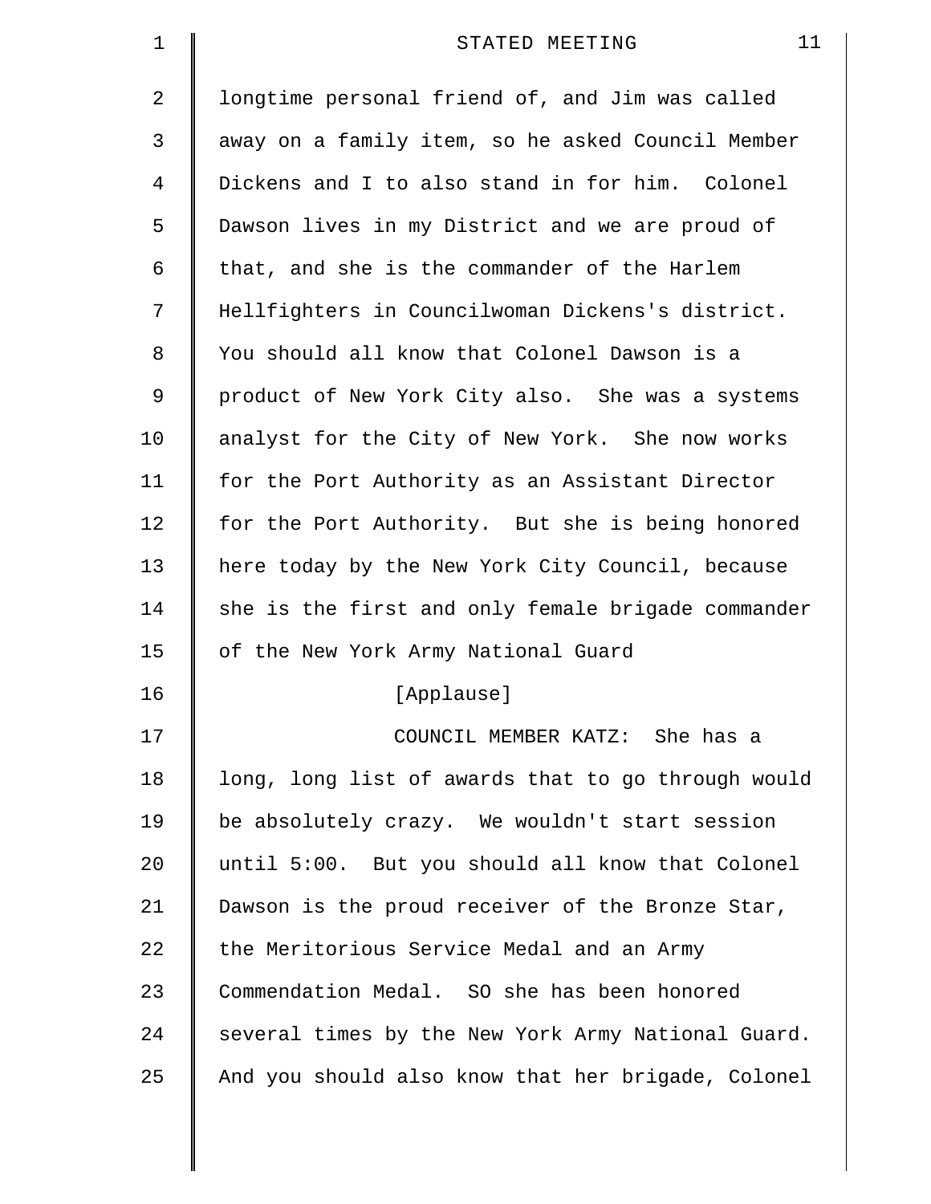longtime personal friend of, and Jim was called away on a family item, so he asked Council Member Dickens and I to also stand in for him. Colonel Dawson lives in my District and we are proud of that, and she is the commander of the Harlem Hellfighters in Councilwoman Dickens's district. You should all know that Colonel Dawson is a product of New York City also. She was a systems analyst for the City of New York. She now works for the Port Authority as an Assistant Director for the Port Authority. But she is being honored here today by the New York City Council, because she is the first and only female brigade commander of the New York Army National Guard

[Applause]

COUNCIL MEMBER KATZ: She has a long, long list of awards that to go through would be absolutely crazy. We wouldn't start session until 5:00. But you should all know that Colonel Dawson is the proud receiver of the Bronze Star, the Meritorious Service Medal and an Army Commendation Medal. SO she has been honored several times by the New York Army National Guard. And you should also know that her brigade, Colonel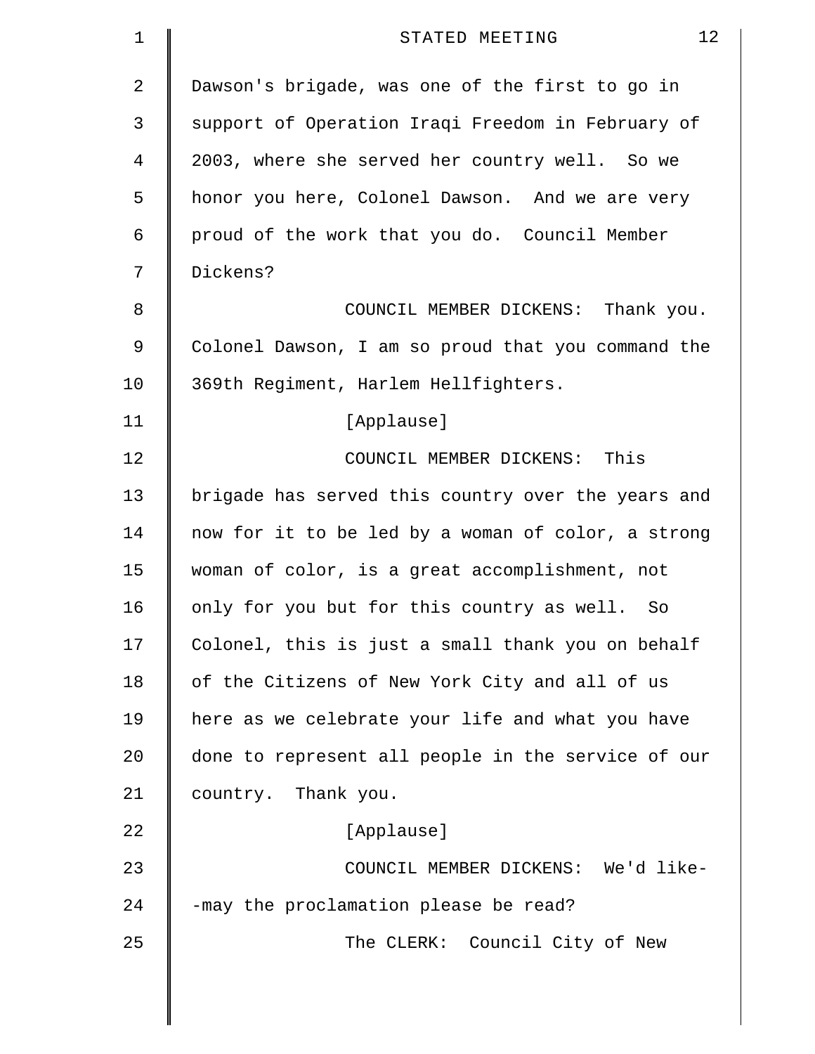Dawson's brigade, was one of the first to go in support of Operation Iraqi Freedom in February of 2003, where she served her country well. So we honor you here, Colonel Dawson. And we are very proud of the work that you do. Council Member Dickens?

COUNCIL MEMBER DICKENS: Thank you. Colonel Dawson, I am so proud that you command the 369th Regiment, Harlem Hellfighters.

[Applause]

COUNCIL MEMBER DICKENS: This brigade has served this country over the years and now for it to be led by a woman of color, a strong woman of color, is a great accomplishment, not only for you but for this country as well. So Colonel, this is just a small thank you on behalf of the Citizens of New York City and all of us here as we celebrate your life and what you have done to represent all people in the service of our country. Thank you.

[Applause]

COUNCIL MEMBER DICKENS: We'd like--may the proclamation please be read?

The CLERK: Council City of New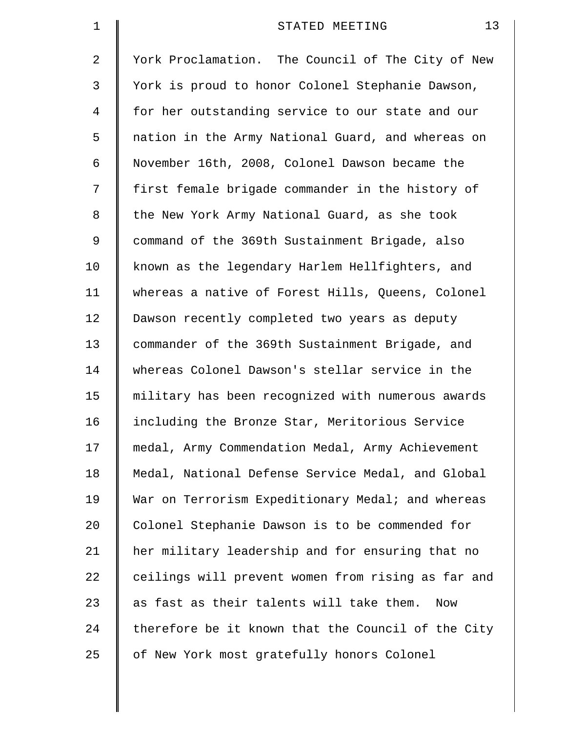York Proclamation. The Council of The City of New York is proud to honor Colonel Stephanie Dawson, for her outstanding service to our state and our nation in the Army National Guard, and whereas on November 16th, 2008, Colonel Dawson became the first female brigade commander in the history of the New York Army National Guard, as she took command of the 369th Sustainment Brigade, also known as the legendary Harlem Hellfighters, and whereas a native of Forest Hills, Queens, Colonel Dawson recently completed two years as deputy commander of the 369th Sustainment Brigade, and whereas Colonel Dawson's stellar service in the military has been recognized with numerous awards including the Bronze Star, Meritorious Service medal, Army Commendation Medal, Army Achievement Medal, National Defense Service Medal, and Global War on Terrorism Expeditionary Medal; and whereas Colonel Stephanie Dawson is to be commended for her military leadership and for ensuring that no ceilings will prevent women from rising as far and as fast as their talents will take them. Now therefore be it known that the Council of the City of New York most gratefully honors Colonel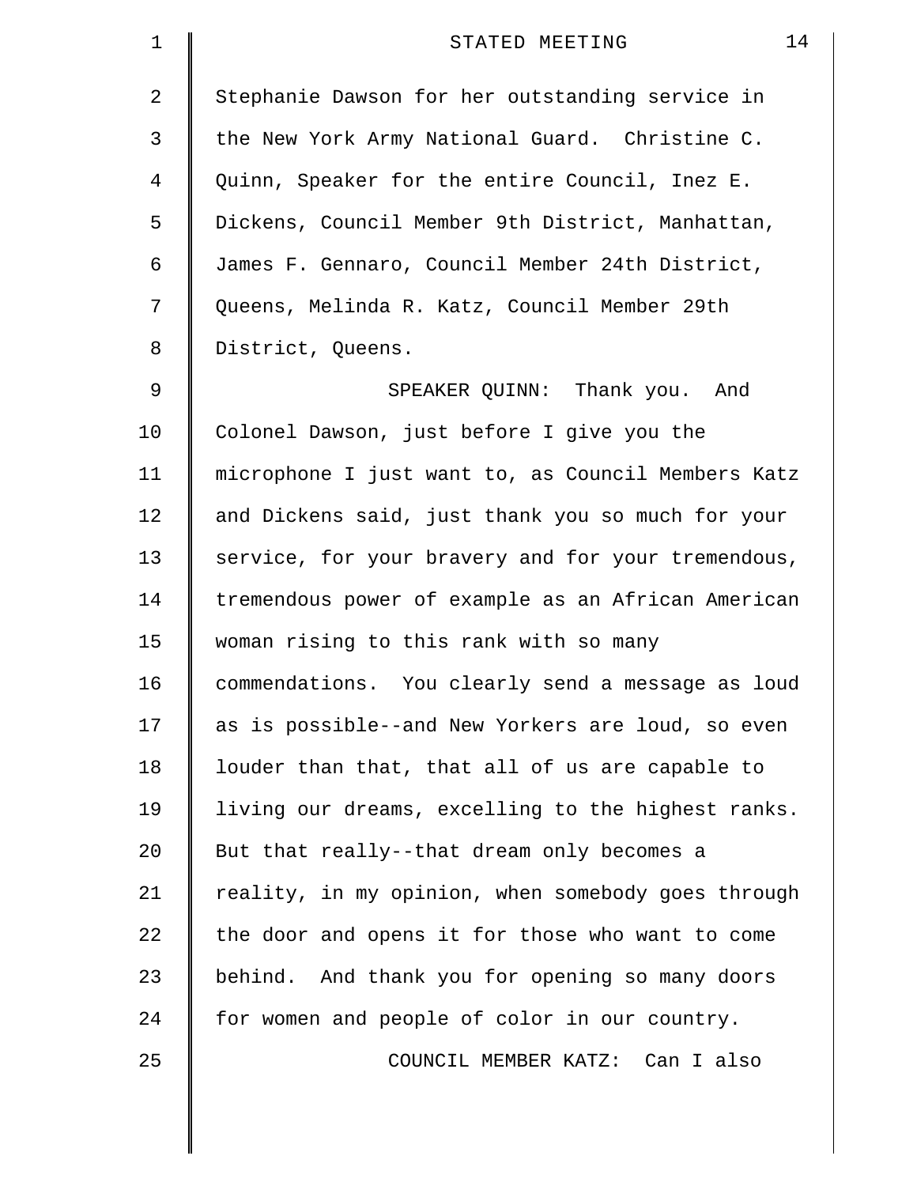Stephanie Dawson for her outstanding service in the New York Army National Guard. Christine C. Quinn, Speaker for the entire Council, Inez E. Dickens, Council Member 9th District, Manhattan, James F. Gennaro, Council Member 24th District, Queens, Melinda R. Katz, Council Member 29th District, Queens.

SPEAKER QUINN: Thank you. And Colonel Dawson, just before I give you the microphone I just want to, as Council Members Katz and Dickens said, just thank you so much for your service, for your bravery and for your tremendous, tremendous power of example as an African American woman rising to this rank with so many commendations. You clearly send a message as loud as is possible--and New Yorkers are loud, so even louder than that, that all of us are capable to living our dreams, excelling to the highest ranks. But that really--that dream only becomes a reality, in my opinion, when somebody goes through the door and opens it for those who want to come behind. And thank you for opening so many doors for women and people of color in our country.

COUNCIL MEMBER KATZ: Can I also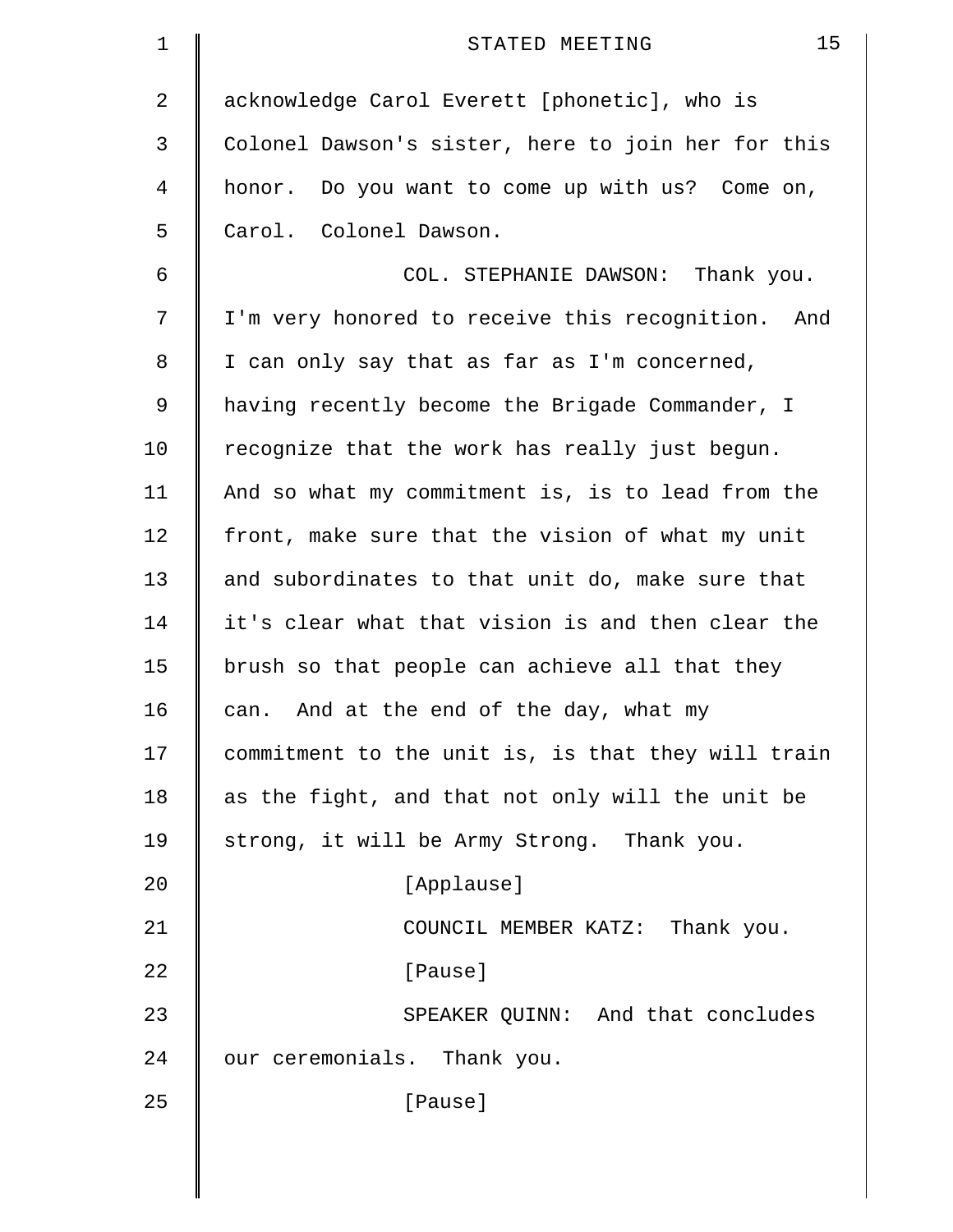acknowledge Carol Everett [phonetic], who is Colonel Dawson's sister, here to join her for this honor. Do you want to come up with us? Come on, Carol. Colonel Dawson.

COL. STEPHANIE DAWSON: Thank you. I'm very honored to receive this recognition. And I can only say that as far as I'm concerned, having recently become the Brigade Commander, I recognize that the work has really just begun. And so what my commitment is, is to lead from the front, make sure that the vision of what my unit and subordinates to that unit do, make sure that it's clear what that vision is and then clear the brush so that people can achieve all that they can. And at the end of the day, what my commitment to the unit is, is that they will train as the fight, and that not only will the unit be strong, it will be Army Strong. Thank you.

[Applause]

COUNCIL MEMBER KATZ: Thank you.

[Pause]

SPEAKER QUINN: And that concludes our ceremonials. Thank you.

[Pause]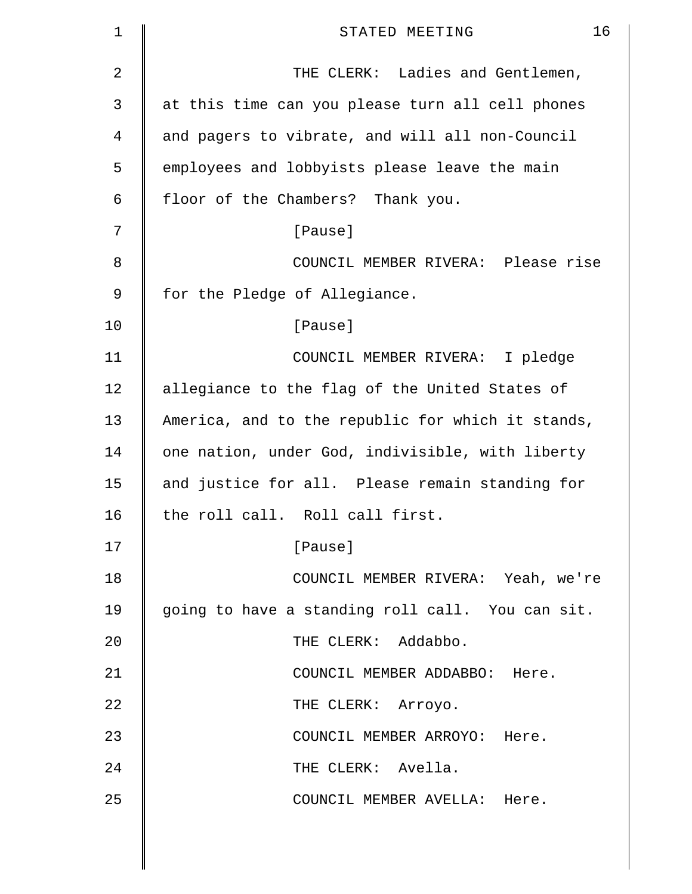THE CLERK: Ladies and Gentlemen, at this time can you please turn all cell phones and pagers to vibrate, and will all non-Council employees and lobbyists please leave the main floor of the Chambers? Thank you.

[Pause]

COUNCIL MEMBER RIVERA: Please rise for the Pledge of Allegiance.

[Pause]

COUNCIL MEMBER RIVERA: I pledge allegiance to the flag of the United States of America, and to the republic for which it stands, one nation, under God, indivisible, with liberty and justice for all. Please remain standing for the roll call. Roll call first.

[Pause]

COUNCIL MEMBER RIVERA: Yeah, we're going to have a standing roll call. You can sit.

THE CLERK: Addabbo.

COUNCIL MEMBER ADDABBO: Here.

THE CLERK: Arroyo.

COUNCIL MEMBER ARROYO: Here.

THE CLERK: Avella.

COUNCIL MEMBER AVELLA: Here.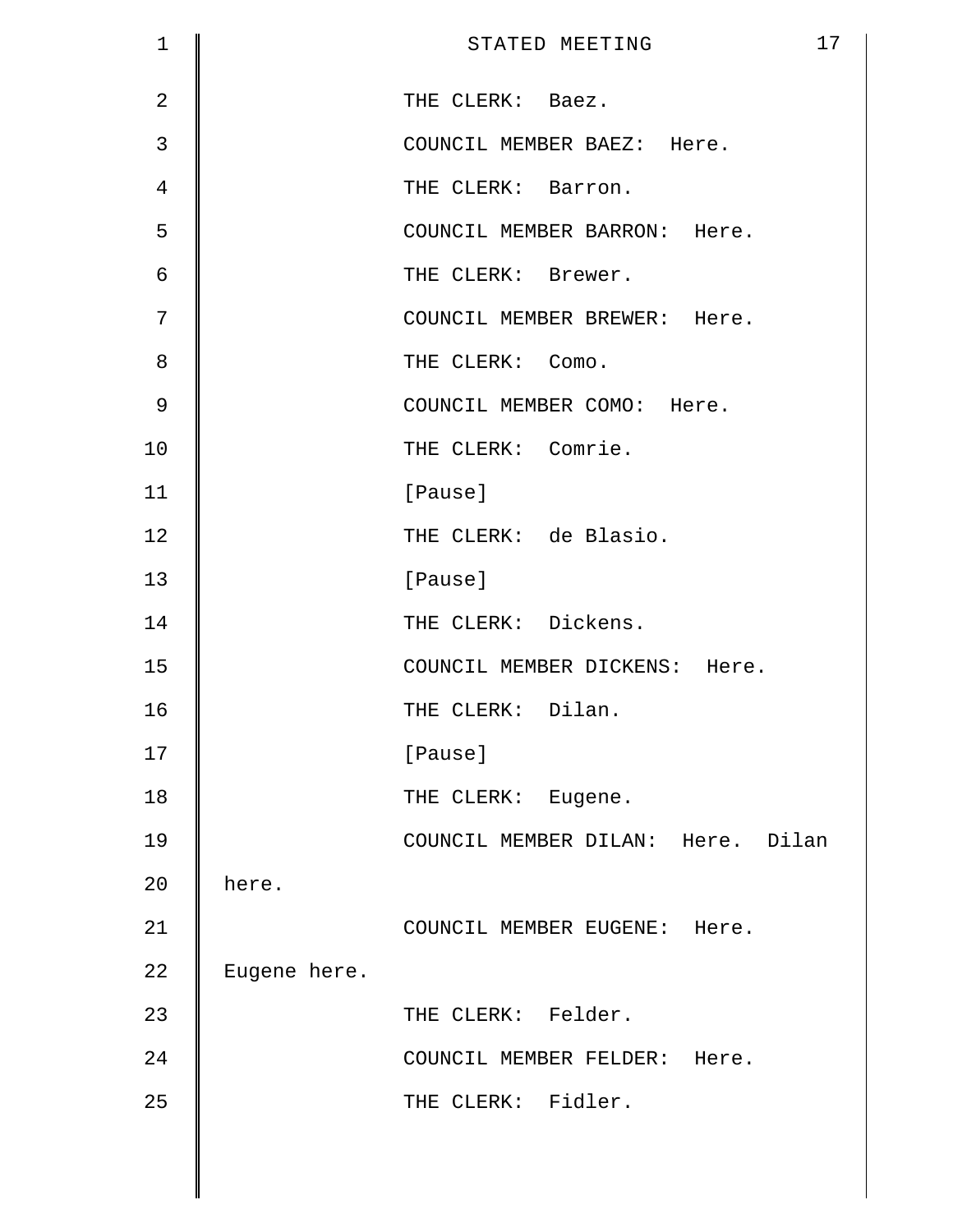THE CLERK: Baez.

COUNCIL MEMBER BAEZ: Here.

THE CLERK: Barron.

COUNCIL MEMBER BARRON: Here.

THE CLERK: Brewer.

COUNCIL MEMBER BREWER: Here.

THE CLERK: Como.

COUNCIL MEMBER COMO: Here.

THE CLERK: Comrie.

[Pause]

THE CLERK: de Blasio.

[Pause]

THE CLERK: Dickens.

COUNCIL MEMBER DICKENS: Here.

THE CLERK: Dilan.

[Pause]

THE CLERK: Eugene.

COUNCIL MEMBER DILAN: Here. Dilan here.

COUNCIL MEMBER EUGENE: Here. Eugene here.

THE CLERK: Felder.

COUNCIL MEMBER FELDER: Here.

THE CLERK: Fidler.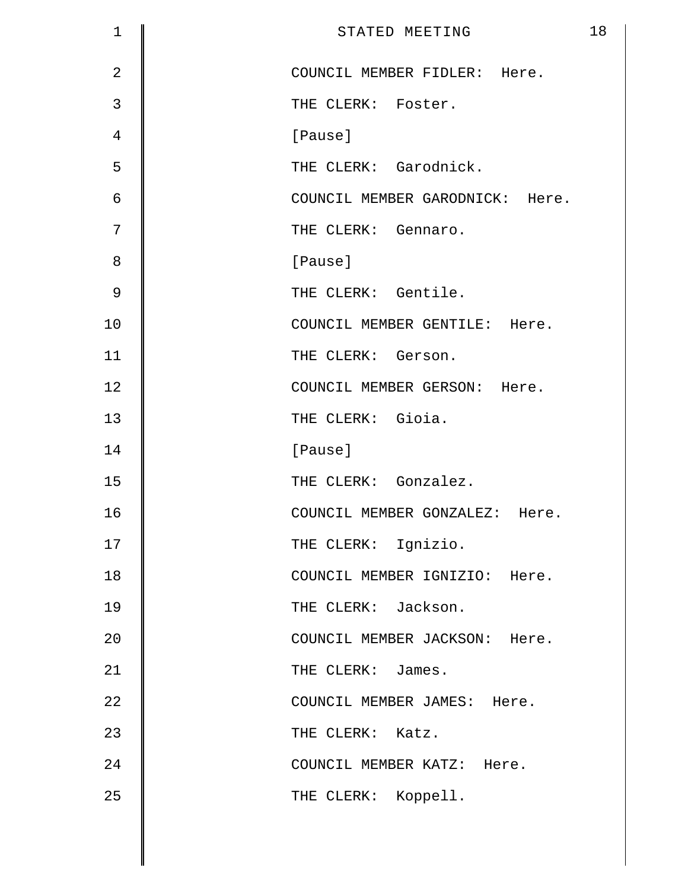COUNCIL MEMBER FIDLER: Here.

THE CLERK: Foster.

[Pause]

THE CLERK: Garodnick.

COUNCIL MEMBER GARODNICK: Here.

THE CLERK: Gennaro.

[Pause]

THE CLERK: Gentile.

COUNCIL MEMBER GENTILE: Here.

THE CLERK: Gerson.

COUNCIL MEMBER GERSON: Here.

THE CLERK: Gioia.

[Pause]

THE CLERK: Gonzalez.

COUNCIL MEMBER GONZALEZ: Here.

THE CLERK: Ignizio.

COUNCIL MEMBER IGNIZIO: Here.

THE CLERK: Jackson.

COUNCIL MEMBER JACKSON: Here.

THE CLERK: James.

COUNCIL MEMBER JAMES: Here.

THE CLERK: Katz.

COUNCIL MEMBER KATZ: Here.

THE CLERK: Koppell.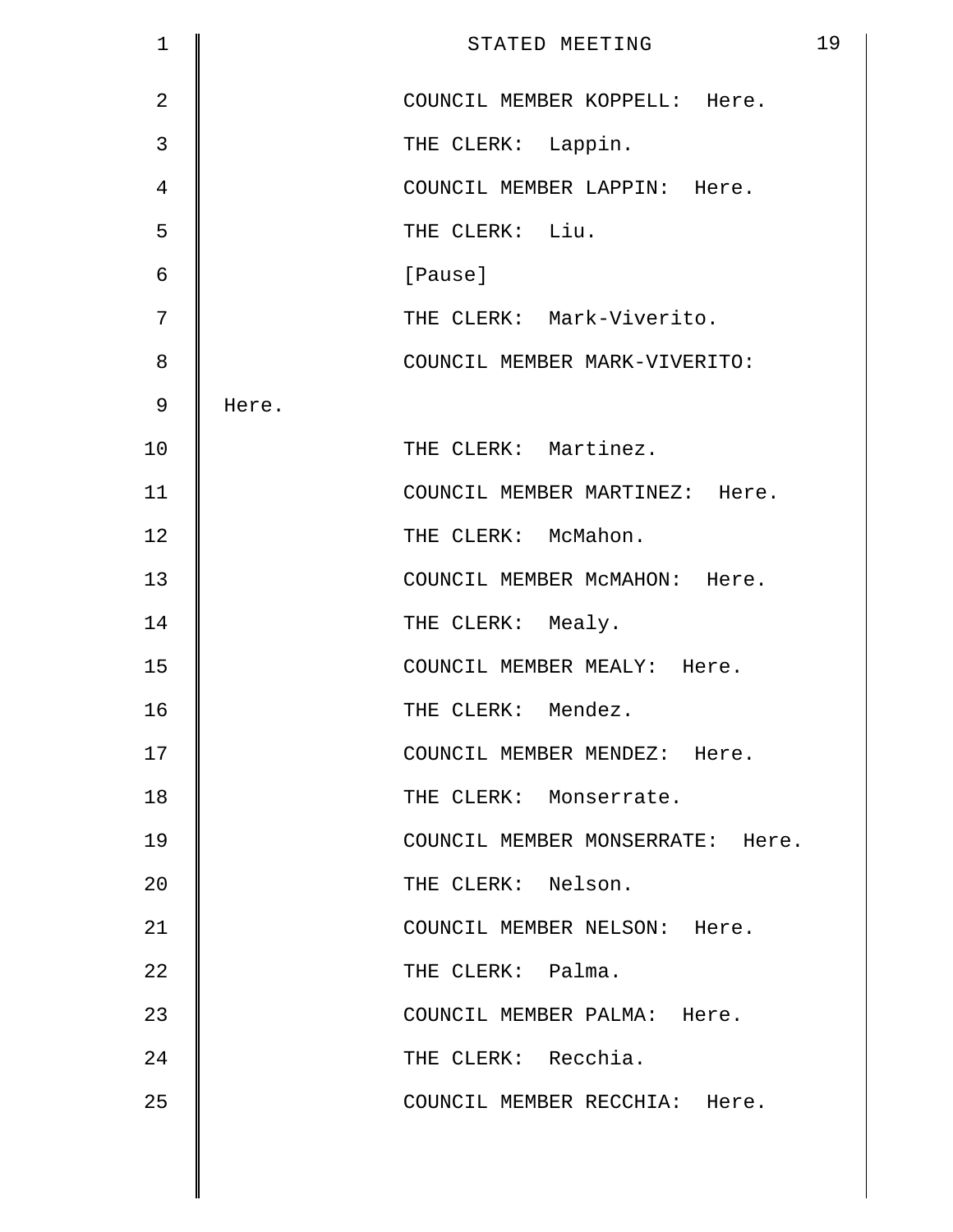COUNCIL MEMBER KOPPELL: Here.

THE CLERK: Lappin.

COUNCIL MEMBER LAPPIN: Here.

THE CLERK: Liu.

[Pause]

THE CLERK: Mark-Viverito.

COUNCIL MEMBER MARK-VIVERITO: Here.

THE CLERK: Martinez.

COUNCIL MEMBER MARTINEZ: Here.

THE CLERK: McMahon.

COUNCIL MEMBER McMAHON: Here.

THE CLERK: Mealy.

COUNCIL MEMBER MEALY: Here.

THE CLERK: Mendez.

COUNCIL MEMBER MENDEZ: Here.

THE CLERK: Monserrate.

COUNCIL MEMBER MONSERRATE: Here.

THE CLERK: Nelson.

COUNCIL MEMBER NELSON: Here.

THE CLERK: Palma.

COUNCIL MEMBER PALMA: Here.

THE CLERK: Recchia.

COUNCIL MEMBER RECCHIA: Here.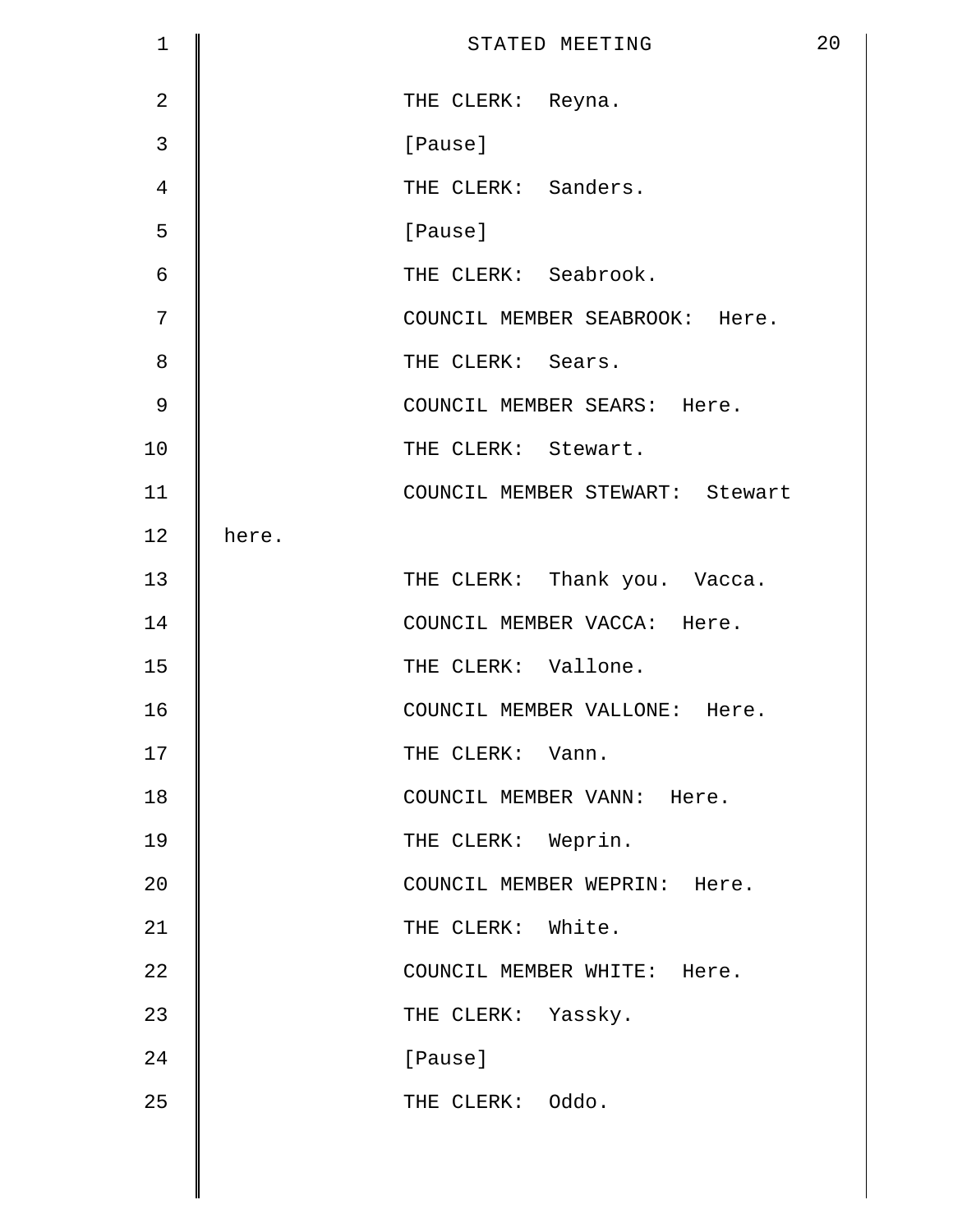THE CLERK: Reyna.

[Pause]

THE CLERK: Sanders.

[Pause]

THE CLERK: Seabrook.

COUNCIL MEMBER SEABROOK: Here.

THE CLERK: Sears.

COUNCIL MEMBER SEARS: Here.

THE CLERK: Stewart.

COUNCIL MEMBER STEWART: Stewart here.

THE CLERK: Thank you. Vacca.

COUNCIL MEMBER VACCA: Here.

THE CLERK: Vallone.

COUNCIL MEMBER VALLONE: Here.

THE CLERK: Vann.

COUNCIL MEMBER VANN: Here.

THE CLERK: Weprin.

COUNCIL MEMBER WEPRIN: Here.

THE CLERK: White.

COUNCIL MEMBER WHITE: Here.

THE CLERK: Yassky.

[Pause]

THE CLERK: Oddo.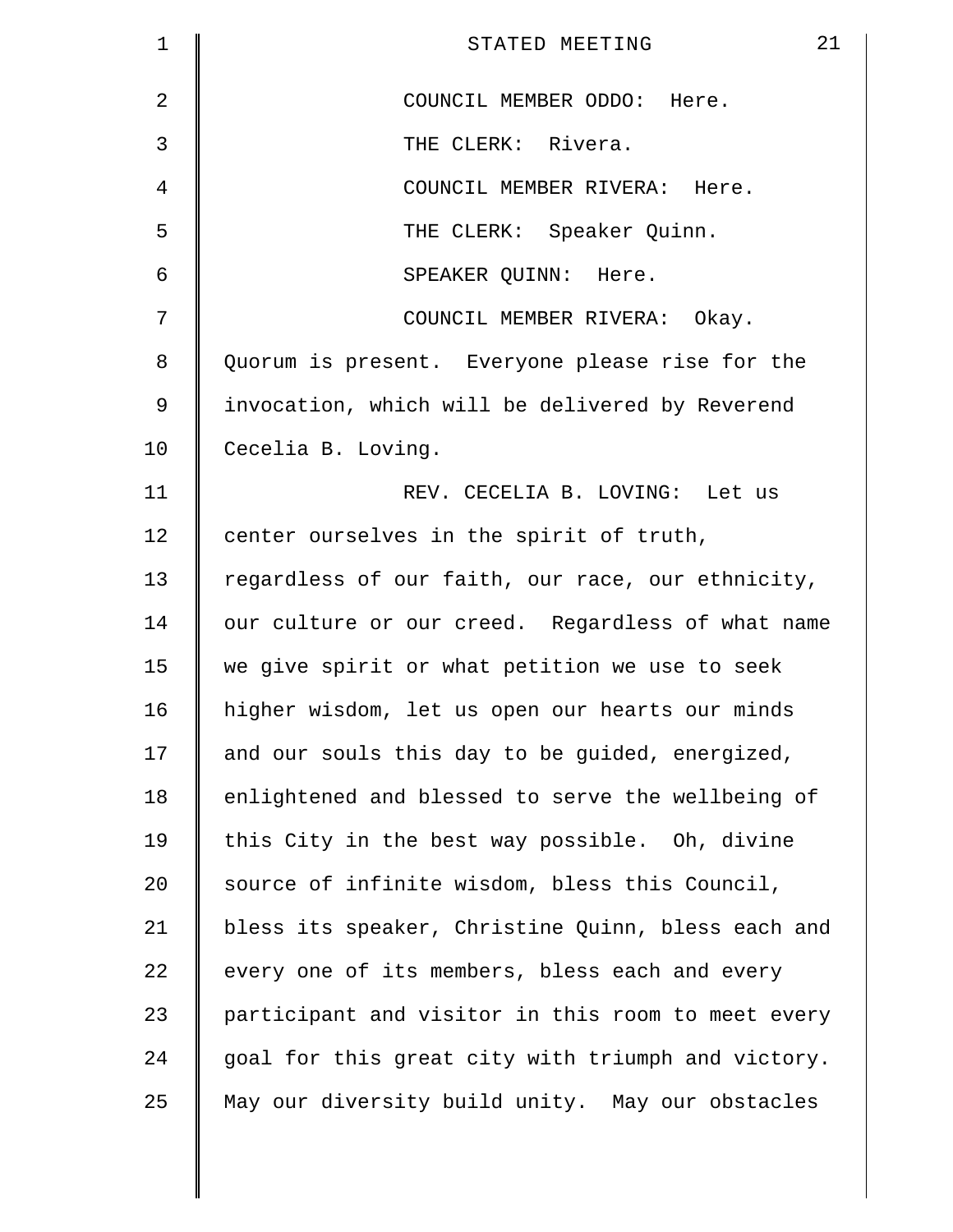COUNCIL MEMBER ODDO: Here.

THE CLERK: Rivera.

COUNCIL MEMBER RIVERA: Here.

THE CLERK: Speaker Quinn.

SPEAKER QUINN: Here.

COUNCIL MEMBER RIVERA: Okay. Quorum is present. Everyone please rise for the invocation, which will be delivered by Reverend Cecelia B. Loving.

REV. CECELIA B. LOVING: Let us center ourselves in the spirit of truth, regardless of our faith, our race, our ethnicity, our culture or our creed. Regardless of what name we give spirit or what petition we use to seek higher wisdom, let us open our hearts our minds and our souls this day to be guided, energized, enlightened and blessed to serve the wellbeing of this City in the best way possible. Oh, divine source of infinite wisdom, bless this Council, bless its speaker, Christine Quinn, bless each and every one of its members, bless each and every participant and visitor in this room to meet every goal for this great city with triumph and victory. May our diversity build unity. May our obstacles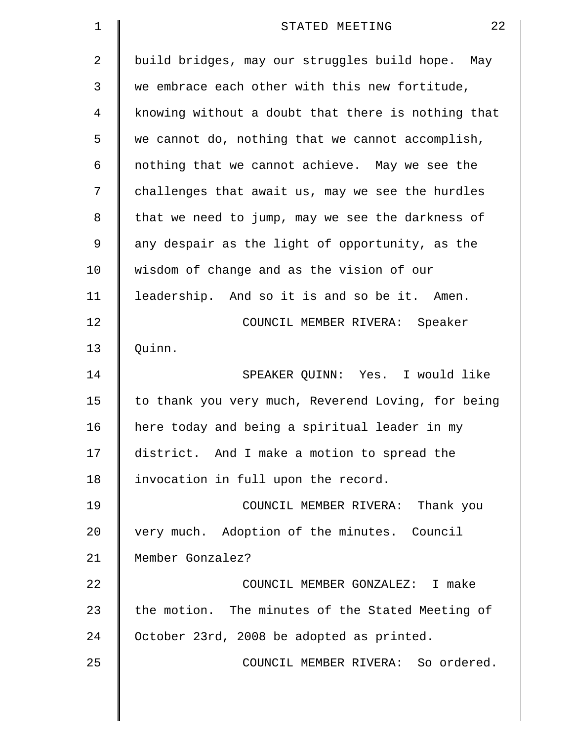build bridges, may our struggles build hope. May we embrace each other with this new fortitude, knowing without a doubt that there is nothing that we cannot do, nothing that we cannot accomplish, nothing that we cannot achieve. May we see the challenges that await us, may we see the hurdles that we need to jump, may we see the darkness of any despair as the light of opportunity, as the wisdom of change and as the vision of our leadership. And so it is and so be it. Amen.

COUNCIL MEMBER RIVERA: Speaker Quinn.

SPEAKER QUINN: Yes. I would like to thank you very much, Reverend Loving, for being here today and being a spiritual leader in my district. And I make a motion to spread the invocation in full upon the record.

COUNCIL MEMBER RIVERA: Thank you very much. Adoption of the minutes. Council Member Gonzalez?

COUNCIL MEMBER GONZALEZ: I make the motion. The minutes of the Stated Meeting of October 23rd, 2008 be adopted as printed.

COUNCIL MEMBER RIVERA: So ordered.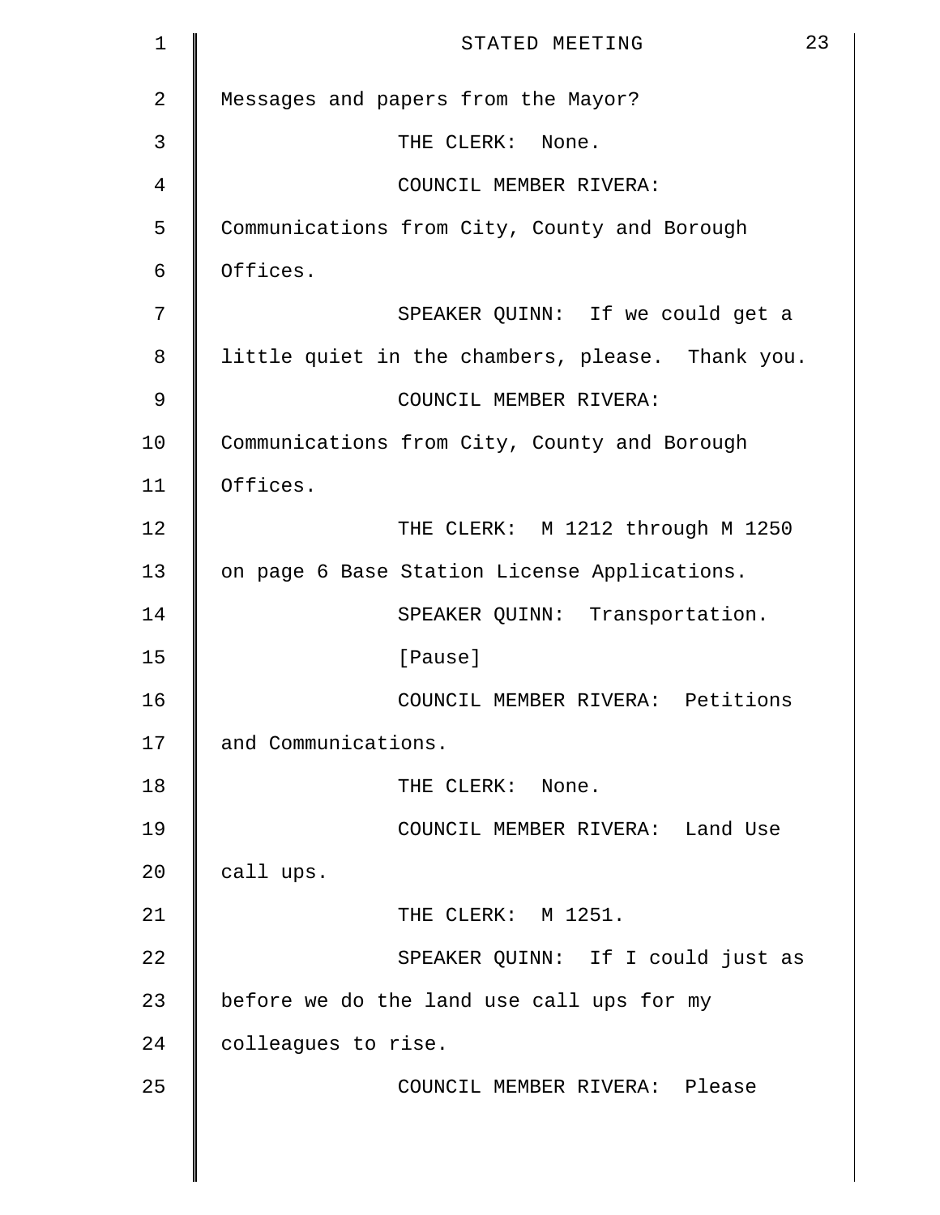Messages and papers from the Mayor?

THE CLERK: None.

COUNCIL MEMBER RIVERA: Communications from City, County and Borough Offices.

SPEAKER QUINN: If we could get a little quiet in the chambers, please. Thank you.

COUNCIL MEMBER RIVERA: Communications from City, County and Borough Offices.

THE CLERK: M 1212 through M 1250 on page 6 Base Station License Applications.

SPEAKER QUINN: Transportation.

[Pause]

COUNCIL MEMBER RIVERA: Petitions and Communications.

THE CLERK: None.

COUNCIL MEMBER RIVERA: Land Use call ups.

THE CLERK: M 1251.

SPEAKER QUINN: If I could just as before we do the land use call ups for my colleagues to rise.

COUNCIL MEMBER RIVERA: Please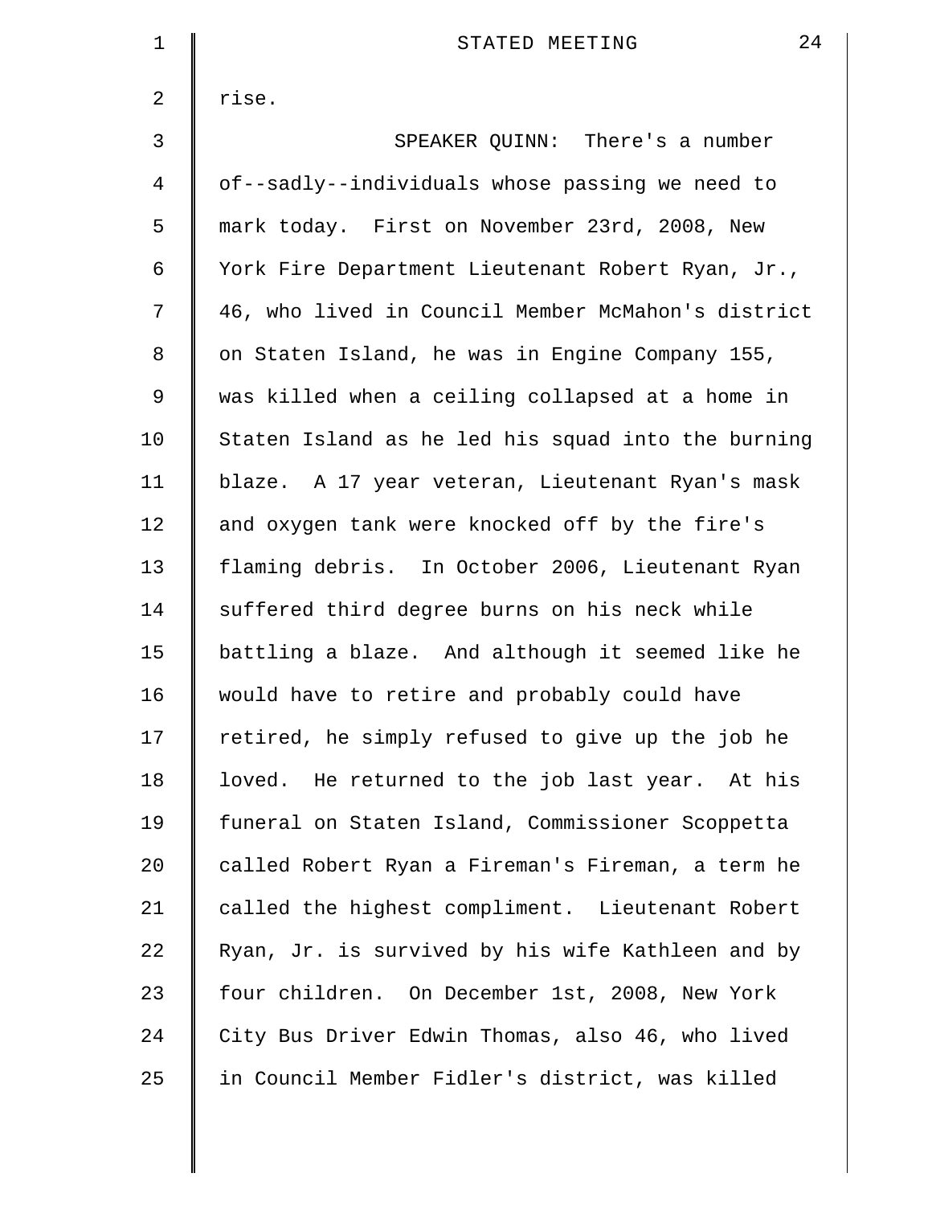rise.

SPEAKER QUINN: There's a number of--sadly--individuals whose passing we need to mark today. First on November 23rd, 2008, New York Fire Department Lieutenant Robert Ryan, Jr., 46, who lived in Council Member McMahon's district on Staten Island, he was in Engine Company 155, was killed when a ceiling collapsed at a home in Staten Island as he led his squad into the burning blaze. A 17 year veteran, Lieutenant Ryan's mask and oxygen tank were knocked off by the fire's flaming debris. In October 2006, Lieutenant Ryan suffered third degree burns on his neck while battling a blaze. And although it seemed like he would have to retire and probably could have retired, he simply refused to give up the job he loved. He returned to the job last year. At his funeral on Staten Island, Commissioner Scoppetta called Robert Ryan a Fireman's Fireman, a term he called the highest compliment. Lieutenant Robert Ryan, Jr. is survived by his wife Kathleen and by four children. On December 1st, 2008, New York City Bus Driver Edwin Thomas, also 46, who lived in Council Member Fidler's district, was killed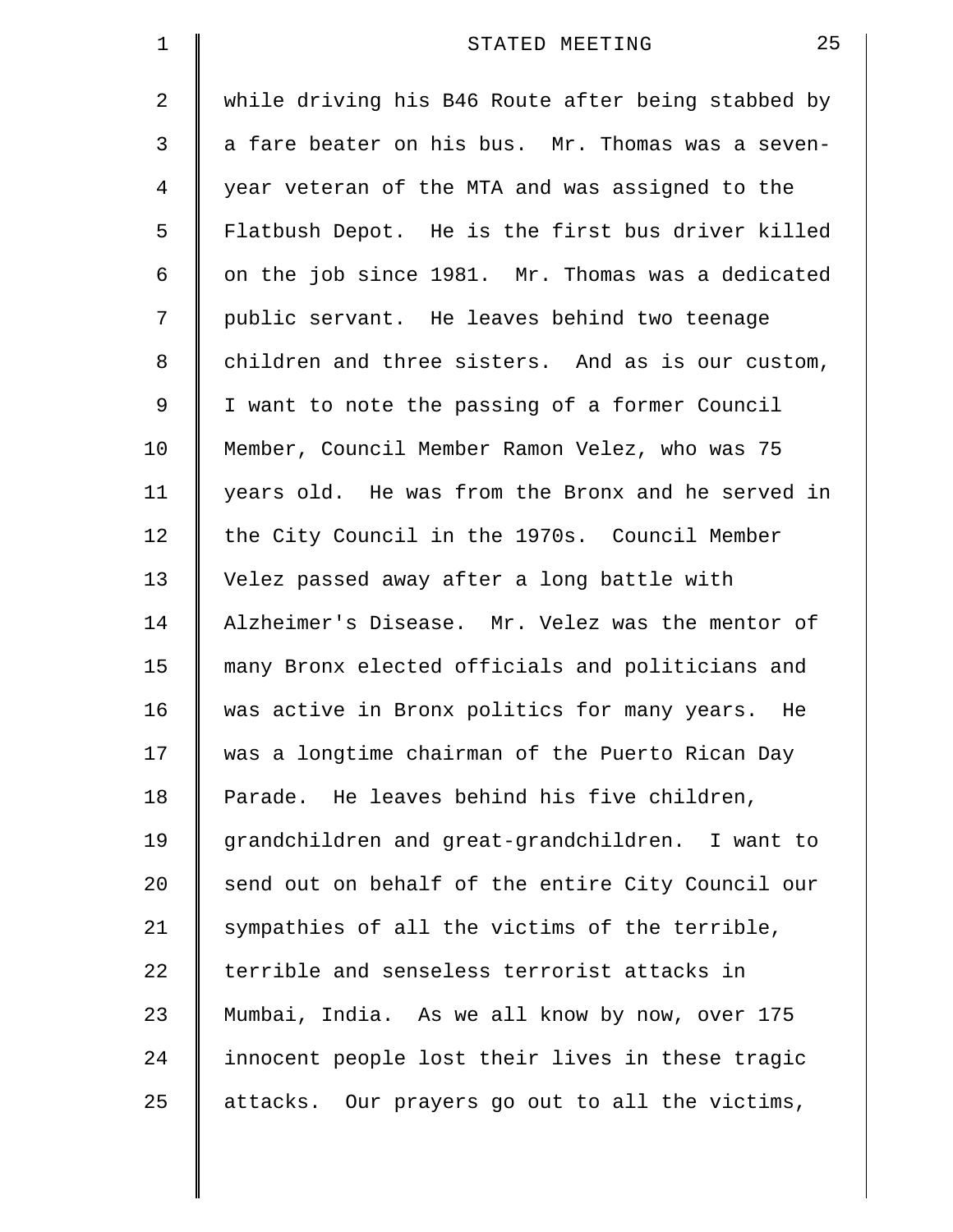while driving his B46 Route after being stabbed by a fare beater on his bus. Mr. Thomas was a seven-year veteran of the MTA and was assigned to the Flatbush Depot. He is the first bus driver killed on the job since 1981. Mr. Thomas was a dedicated public servant. He leaves behind two teenage children and three sisters. And as is our custom, I want to note the passing of a former Council Member, Council Member Ramon Velez, who was 75 years old. He was from the Bronx and he served in the City Council in the 1970s. Council Member Velez passed away after a long battle with Alzheimer's Disease. Mr. Velez was the mentor of many Bronx elected officials and politicians and was active in Bronx politics for many years. He was a longtime chairman of the Puerto Rican Day Parade. He leaves behind his five children, grandchildren and great-grandchildren. I want to send out on behalf of the entire City Council our sympathies of all the victims of the terrible, terrible and senseless terrorist attacks in Mumbai, India. As we all know by now, over 175 innocent people lost their lives in these tragic attacks. Our prayers go out to all the victims,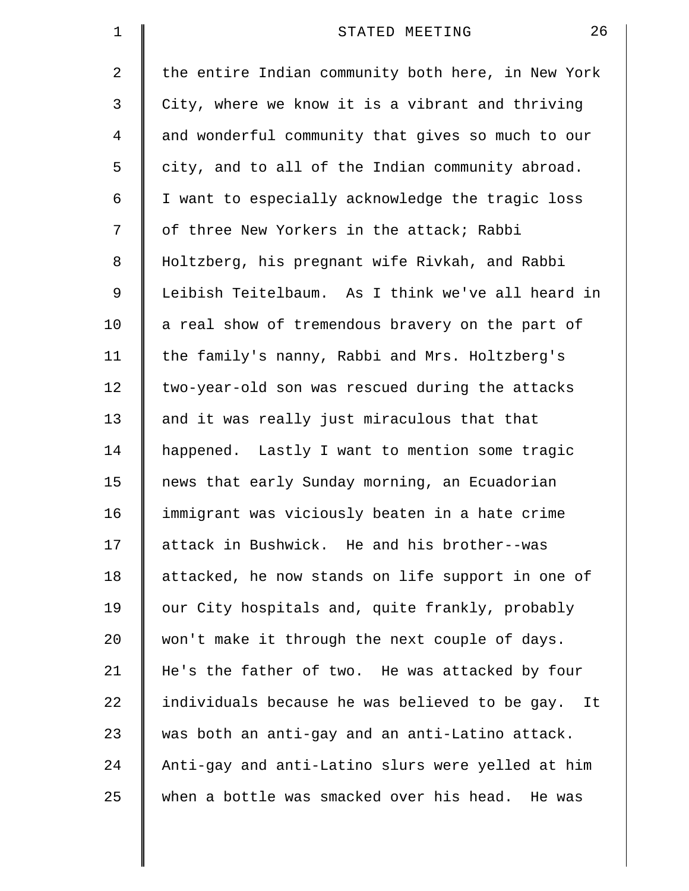the entire Indian community both here, in New York City, where we know it is a vibrant and thriving and wonderful community that gives so much to our city, and to all of the Indian community abroad. I want to especially acknowledge the tragic loss of three New Yorkers in the attack; Rabbi Holtzberg, his pregnant wife Rivkah, and Rabbi Leibish Teitelbaum. As I think we've all heard in a real show of tremendous bravery on the part of the family's nanny, Rabbi and Mrs. Holtzberg's two-year-old son was rescued during the attacks and it was really just miraculous that that happened. Lastly I want to mention some tragic news that early Sunday morning, an Ecuadorian immigrant was viciously beaten in a hate crime attack in Bushwick. He and his brother--was attacked, he now stands on life support in one of our City hospitals and, quite frankly, probably won't make it through the next couple of days. He's the father of two. He was attacked by four individuals because he was believed to be gay. It was both an anti-gay and an anti-Latino attack. Anti-gay and anti-Latino slurs were yelled at him when a bottle was smacked over his head. He was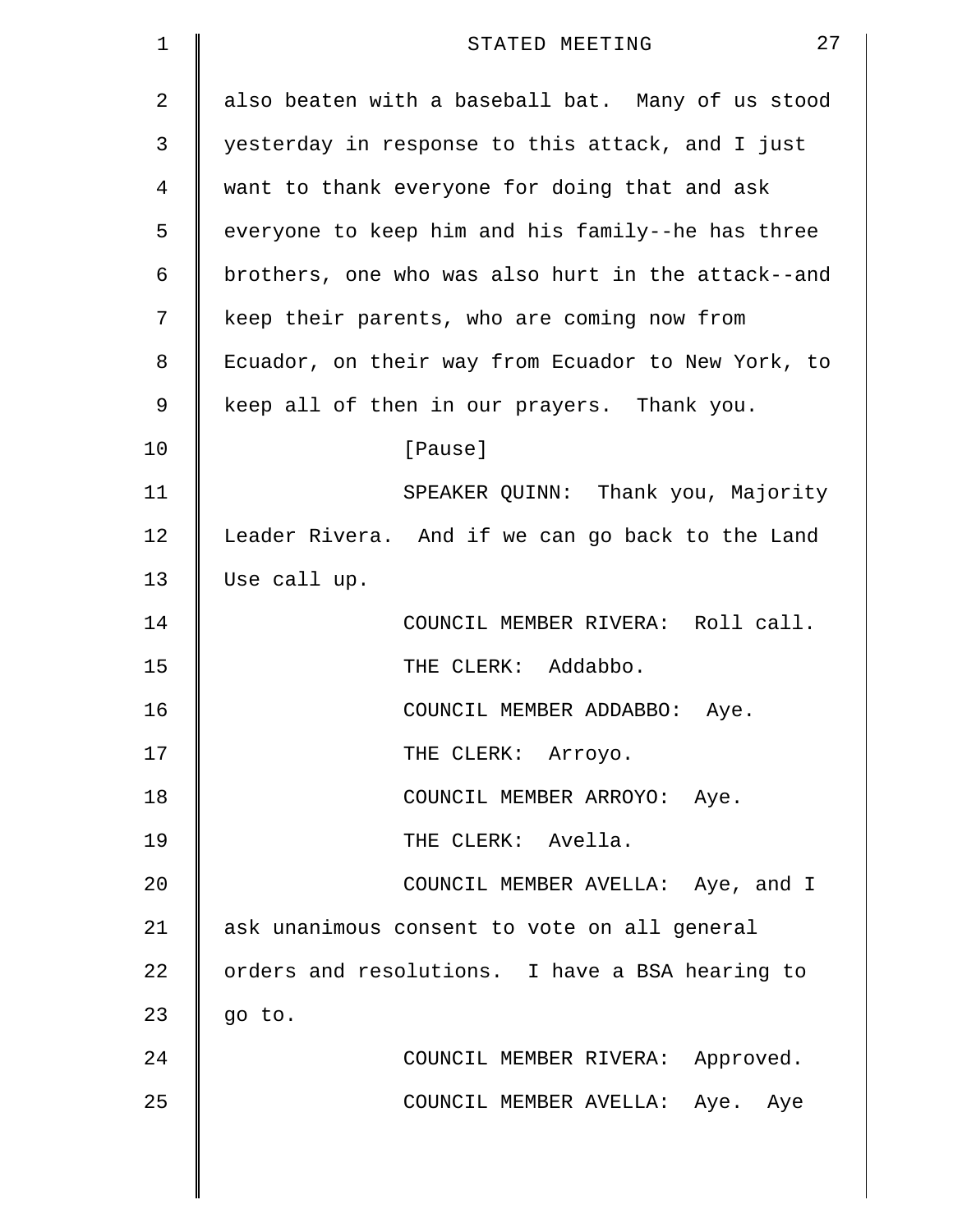also beaten with a baseball bat. Many of us stood yesterday in response to this attack, and I just want to thank everyone for doing that and ask everyone to keep him and his family--he has three brothers, one who was also hurt in the attack--and keep their parents, who are coming now from Ecuador, on their way from Ecuador to New York, to keep all of then in our prayers. Thank you.

[Pause]

SPEAKER QUINN: Thank you, Majority Leader Rivera. And if we can go back to the Land Use call up.

COUNCIL MEMBER RIVERA: Roll call.

THE CLERK: Addabbo.

COUNCIL MEMBER ADDABBO: Aye.

THE CLERK: Arroyo.

COUNCIL MEMBER ARROYO: Aye.

THE CLERK: Avella.

COUNCIL MEMBER AVELLA: Aye, and I ask unanimous consent to vote on all general orders and resolutions. I have a BSA hearing to go to.

COUNCIL MEMBER RIVERA: Approved.

COUNCIL MEMBER AVELLA: Aye. Aye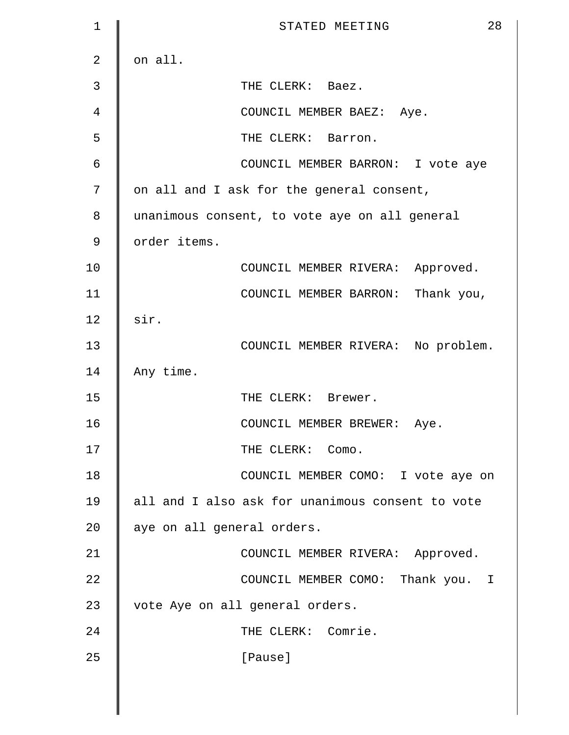on all.

THE CLERK: Baez.

COUNCIL MEMBER BAEZ: Aye.

THE CLERK: Barron.

COUNCIL MEMBER BARRON: I vote aye on all and I ask for the general consent, unanimous consent, to vote aye on all general order items.

COUNCIL MEMBER RIVERA: Approved.

COUNCIL MEMBER BARRON: Thank you, sir.

COUNCIL MEMBER RIVERA: No problem. Any time.

THE CLERK: Brewer.

COUNCIL MEMBER BREWER: Aye.

THE CLERK: Como.

COUNCIL MEMBER COMO: I vote aye on all and I also ask for unanimous consent to vote aye on all general orders.

COUNCIL MEMBER RIVERA: Approved.

COUNCIL MEMBER COMO: Thank you. I vote Aye on all general orders.

THE CLERK: Comrie.

[Pause]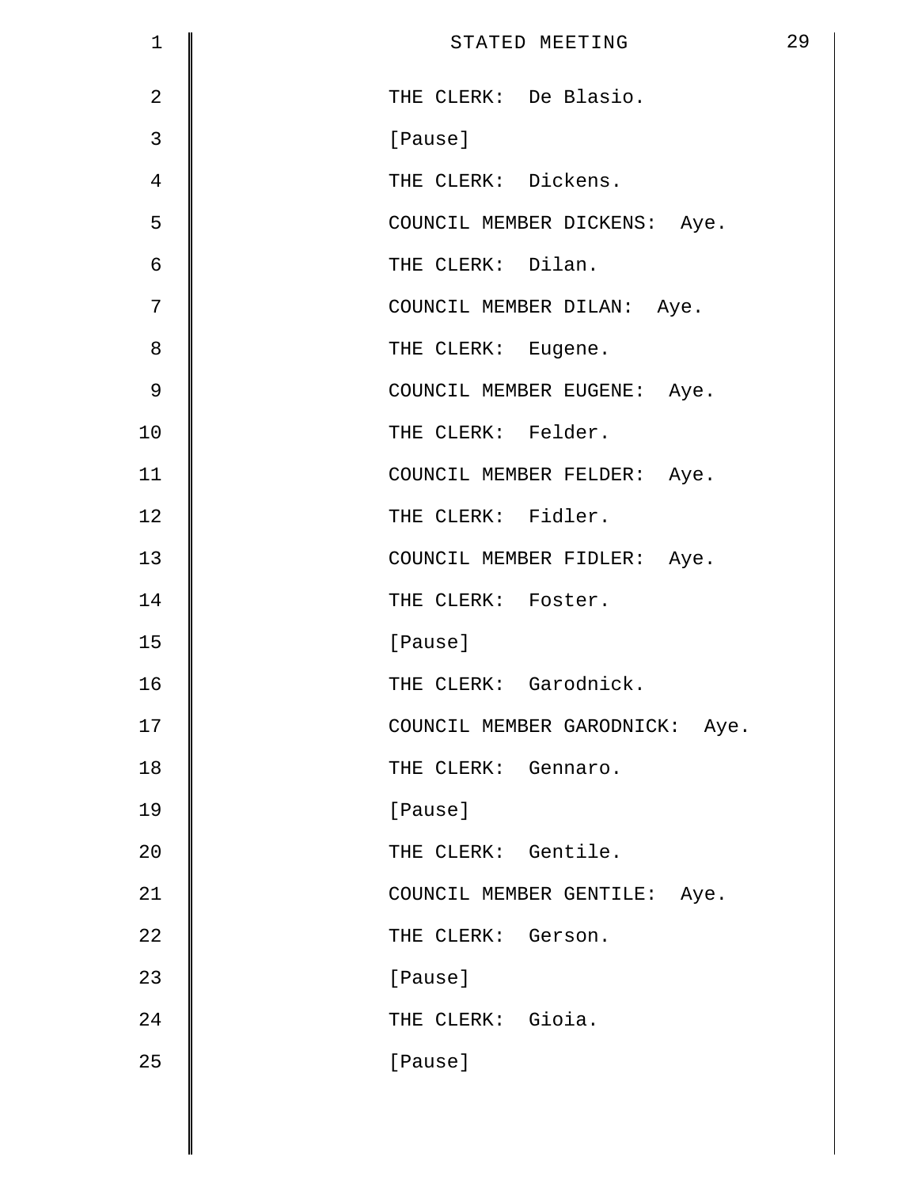THE CLERK: De Blasio.

[Pause]

THE CLERK: Dickens.

COUNCIL MEMBER DICKENS: Aye.

THE CLERK: Dilan.

COUNCIL MEMBER DILAN: Aye.

THE CLERK: Eugene.

COUNCIL MEMBER EUGENE: Aye.

THE CLERK: Felder.

COUNCIL MEMBER FELDER: Aye.

THE CLERK: Fidler.

COUNCIL MEMBER FIDLER: Aye.

THE CLERK: Foster.

[Pause]

THE CLERK: Garodnick.

COUNCIL MEMBER GARODNICK: Aye.

THE CLERK: Gennaro.

[Pause]

THE CLERK: Gentile.

COUNCIL MEMBER GENTILE: Aye.

THE CLERK: Gerson.

[Pause]

THE CLERK: Gioia.

[Pause]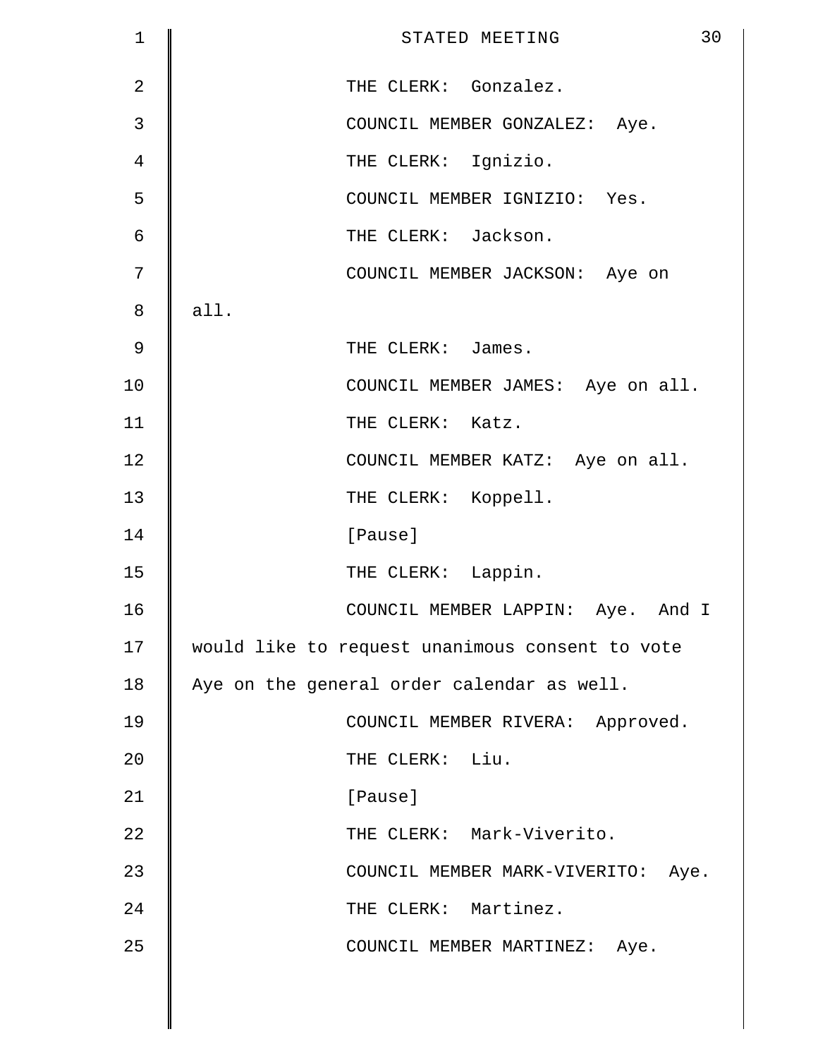THE CLERK: Gonzalez.

COUNCIL MEMBER GONZALEZ: Aye.

THE CLERK: Ignizio.

COUNCIL MEMBER IGNIZIO: Yes.

THE CLERK: Jackson.

COUNCIL MEMBER JACKSON: Aye on all.

THE CLERK: James.

COUNCIL MEMBER JAMES: Aye on all.

THE CLERK: Katz.

COUNCIL MEMBER KATZ: Aye on all.

THE CLERK: Koppell.

[Pause]

THE CLERK: Lappin.

COUNCIL MEMBER LAPPIN: Aye. And I would like to request unanimous consent to vote Aye on the general order calendar as well.

COUNCIL MEMBER RIVERA: Approved.

THE CLERK: Liu.

[Pause]

THE CLERK: Mark-Viverito.

COUNCIL MEMBER MARK-VIVERITO: Aye.

THE CLERK: Martinez.

COUNCIL MEMBER MARTINEZ: Aye.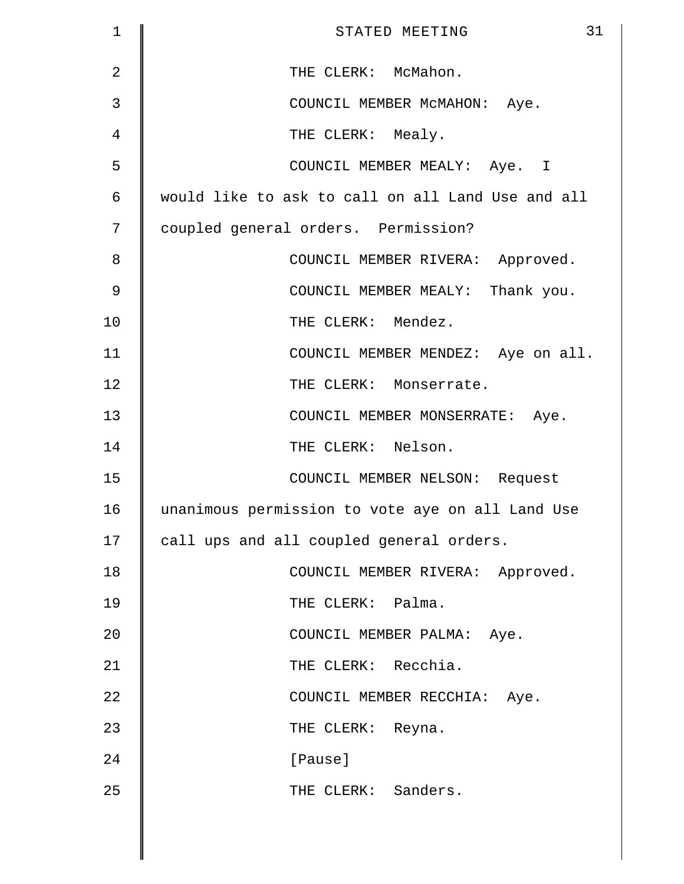THE CLERK: McMahon.

COUNCIL MEMBER McMAHON: Aye.

THE CLERK: Mealy.

COUNCIL MEMBER MEALY: Aye. I would like to ask to call on all Land Use and all coupled general orders. Permission?

COUNCIL MEMBER RIVERA: Approved.

COUNCIL MEMBER MEALY: Thank you.

THE CLERK: Mendez.

COUNCIL MEMBER MENDEZ: Aye on all.

THE CLERK: Monserrate.

COUNCIL MEMBER MONSERRATE: Aye.

THE CLERK: Nelson.

COUNCIL MEMBER NELSON: Request unanimous permission to vote aye on all Land Use call ups and all coupled general orders.

COUNCIL MEMBER RIVERA: Approved.

THE CLERK: Palma.

COUNCIL MEMBER PALMA: Aye.

THE CLERK: Recchia.

COUNCIL MEMBER RECCHIA: Aye.

THE CLERK: Reyna.

[Pause]

THE CLERK: Sanders.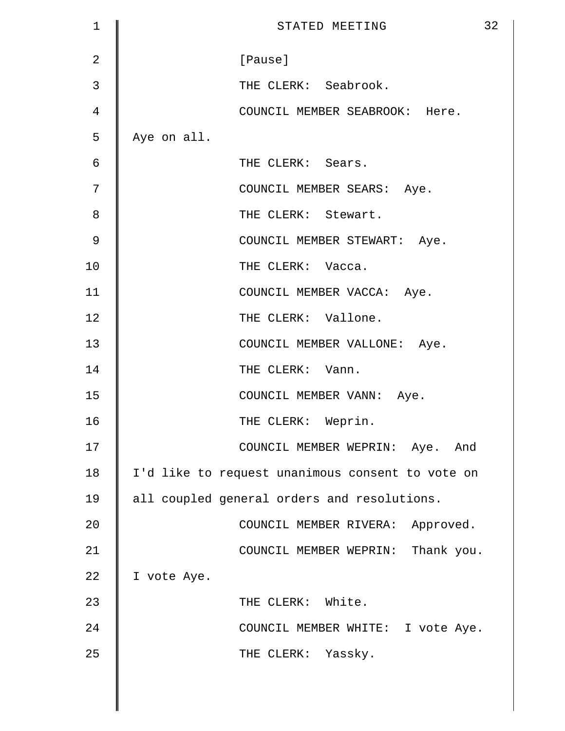[Pause]

THE CLERK: Seabrook.

COUNCIL MEMBER SEABROOK: Here. Aye on all.

THE CLERK: Sears.

COUNCIL MEMBER SEARS: Aye.

THE CLERK: Stewart.

COUNCIL MEMBER STEWART: Aye.

THE CLERK: Vacca.

COUNCIL MEMBER VACCA: Aye.

THE CLERK: Vallone.

COUNCIL MEMBER VALLONE: Aye.

THE CLERK: Vann.

COUNCIL MEMBER VANN: Aye.

THE CLERK: Weprin.

COUNCIL MEMBER WEPRIN: Aye. And I'd like to request unanimous consent to vote on all coupled general orders and resolutions.

COUNCIL MEMBER RIVERA: Approved.

COUNCIL MEMBER WEPRIN: Thank you. I vote Aye.

THE CLERK: White.

COUNCIL MEMBER WHITE: I vote Aye.

THE CLERK: Yassky.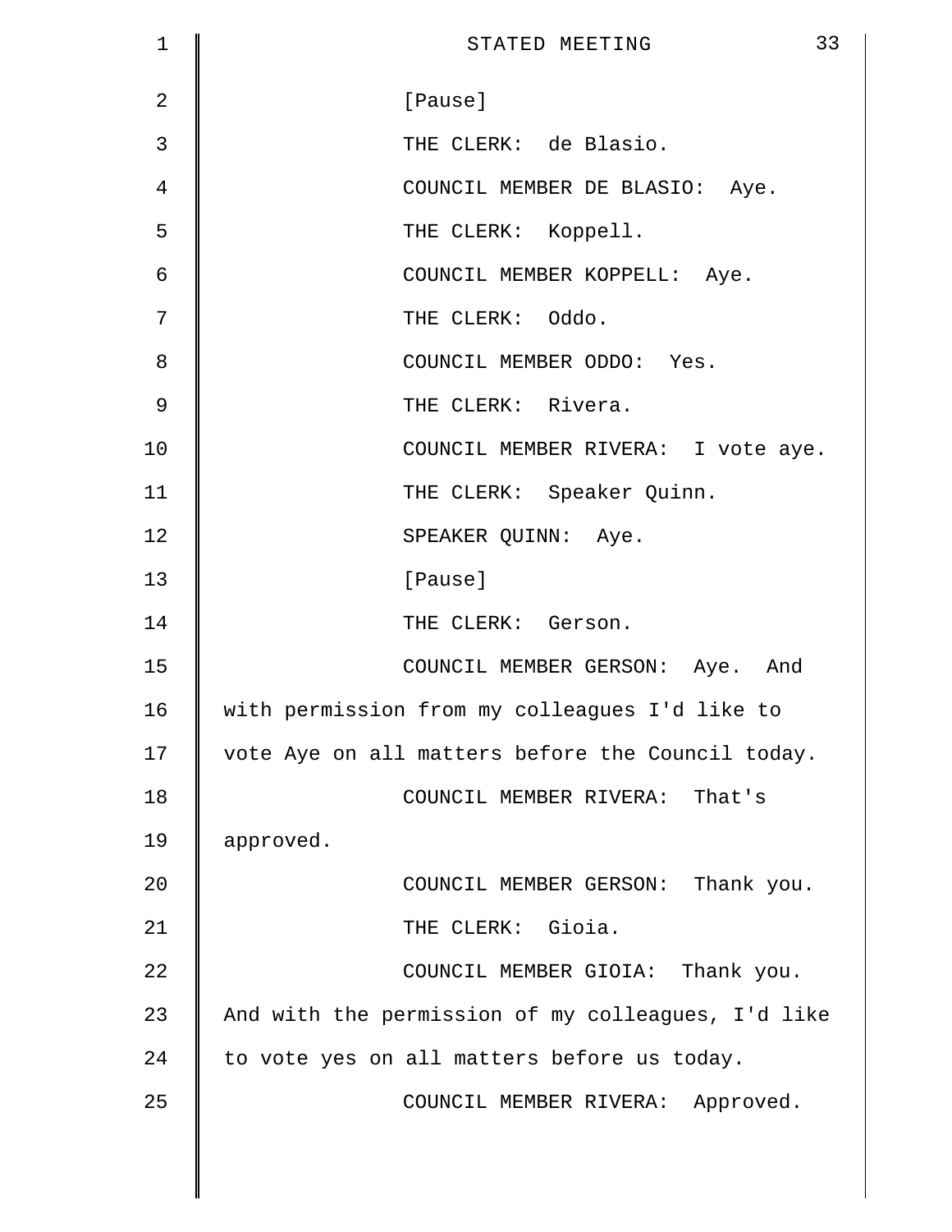[Pause]

THE CLERK: de Blasio.

COUNCIL MEMBER DE BLASIO: Aye.

THE CLERK: Koppell.

COUNCIL MEMBER KOPPELL: Aye.

THE CLERK: Oddo.

COUNCIL MEMBER ODDO: Yes.

THE CLERK: Rivera.

COUNCIL MEMBER RIVERA: I vote aye.

THE CLERK: Speaker Quinn.

SPEAKER QUINN: Aye.

[Pause]

THE CLERK: Gerson.

COUNCIL MEMBER GERSON: Aye. And with permission from my colleagues I'd like to vote Aye on all matters before the Council today.

COUNCIL MEMBER RIVERA: That's approved.

COUNCIL MEMBER GERSON: Thank you.

THE CLERK: Gioia.

COUNCIL MEMBER GIOIA: Thank you. And with the permission of my colleagues, I'd like to vote yes on all matters before us today.

COUNCIL MEMBER RIVERA: Approved.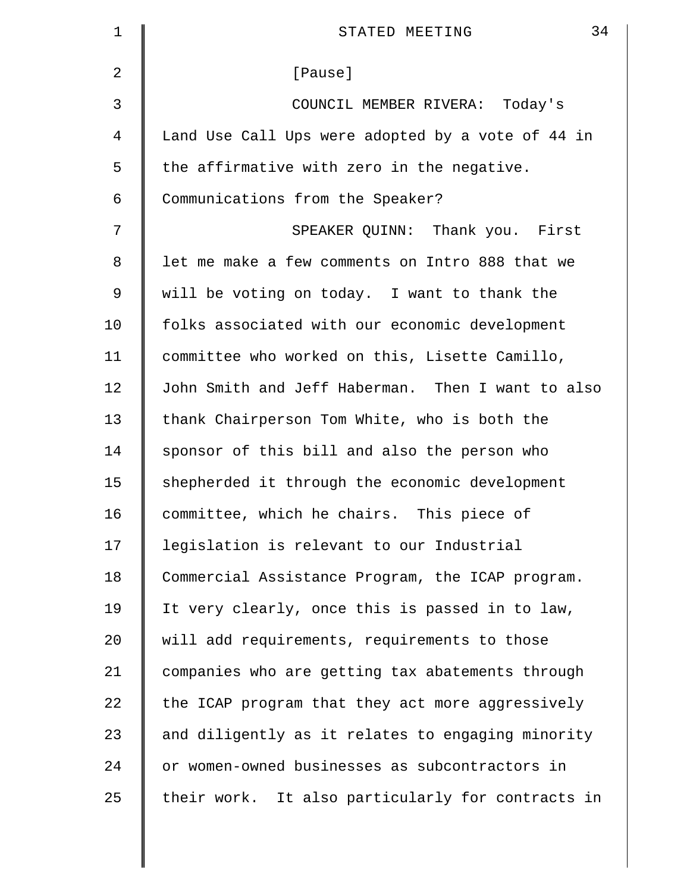[Pause]

COUNCIL MEMBER RIVERA: Today's Land Use Call Ups were adopted by a vote of 44 in the affirmative with zero in the negative. Communications from the Speaker?

SPEAKER QUINN: Thank you. First let me make a few comments on Intro 888 that we will be voting on today. I want to thank the folks associated with our economic development committee who worked on this, Lisette Camillo, John Smith and Jeff Haberman. Then I want to also thank Chairperson Tom White, who is both the sponsor of this bill and also the person who shepherded it through the economic development committee, which he chairs. This piece of legislation is relevant to our Industrial Commercial Assistance Program, the ICAP program. It very clearly, once this is passed in to law, will add requirements, requirements to those companies who are getting tax abatements through the ICAP program that they act more aggressively and diligently as it relates to engaging minority or women-owned businesses as subcontractors in their work. It also particularly for contracts in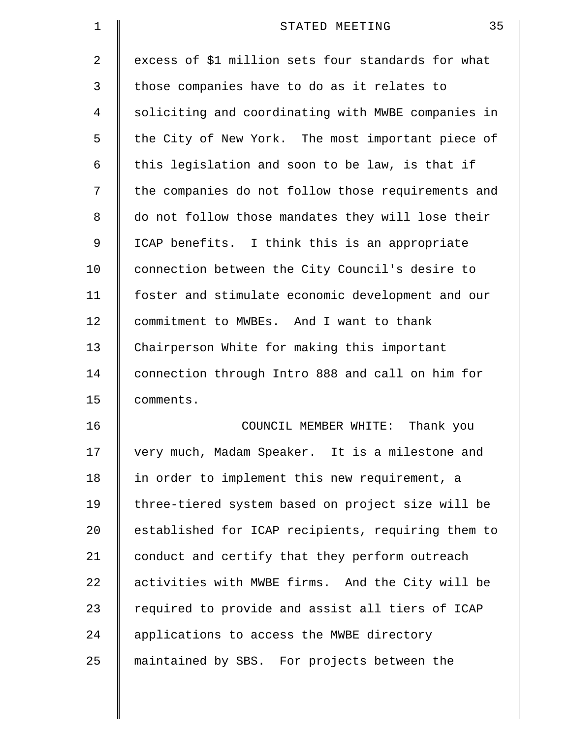excess of $1 million sets four standards for what those companies have to do as it relates to soliciting and coordinating with MWBE companies in the City of New York. The most important piece of this legislation and soon to be law, is that if the companies do not follow those requirements and do not follow those mandates they will lose their ICAP benefits. I think this is an appropriate connection between the City Council's desire to foster and stimulate economic development and our commitment to MWBEs. And I want to thank Chairperson White for making this important connection through Intro 888 and call on him for comments.

COUNCIL MEMBER WHITE: Thank you very much, Madam Speaker. It is a milestone and in order to implement this new requirement, a three-tiered system based on project size will be established for ICAP recipients, requiring them to conduct and certify that they perform outreach activities with MWBE firms. And the City will be required to provide and assist all tiers of ICAP applications to access the MWBE directory maintained by SBS. For projects between the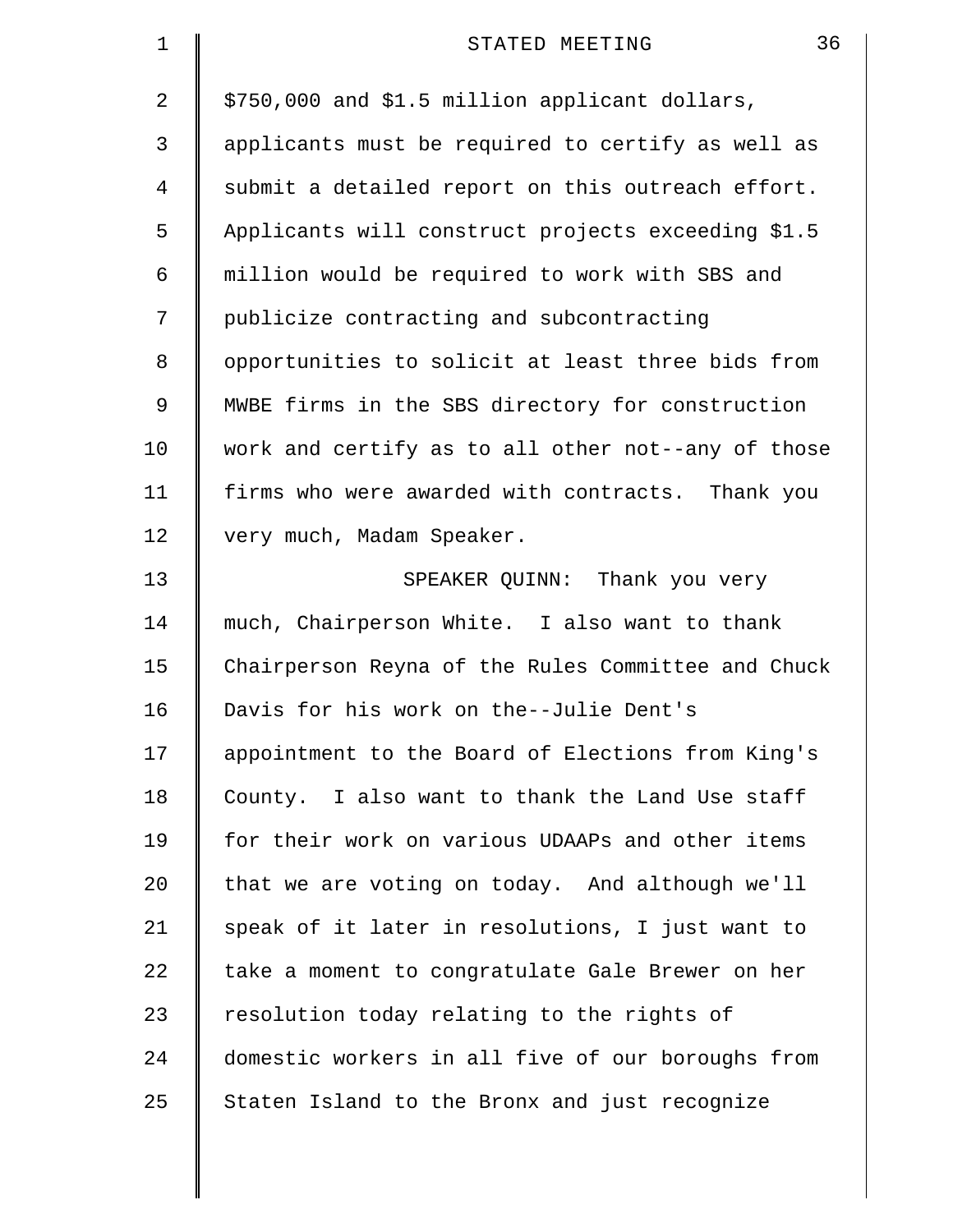$750,000 and $1.5 million applicant dollars, applicants must be required to certify as well as submit a detailed report on this outreach effort. Applicants will construct projects exceeding $1.5 million would be required to work with SBS and publicize contracting and subcontracting opportunities to solicit at least three bids from MWBE firms in the SBS directory for construction work and certify as to all other not--any of those firms who were awarded with contracts. Thank you very much, Madam Speaker.

SPEAKER QUINN: Thank you very much, Chairperson White. I also want to thank Chairperson Reyna of the Rules Committee and Chuck Davis for his work on the--Julie Dent's appointment to the Board of Elections from King's County. I also want to thank the Land Use staff for their work on various UDAAPs and other items that we are voting on today. And although we'll speak of it later in resolutions, I just want to take a moment to congratulate Gale Brewer on her resolution today relating to the rights of domestic workers in all five of our boroughs from Staten Island to the Bronx and just recognize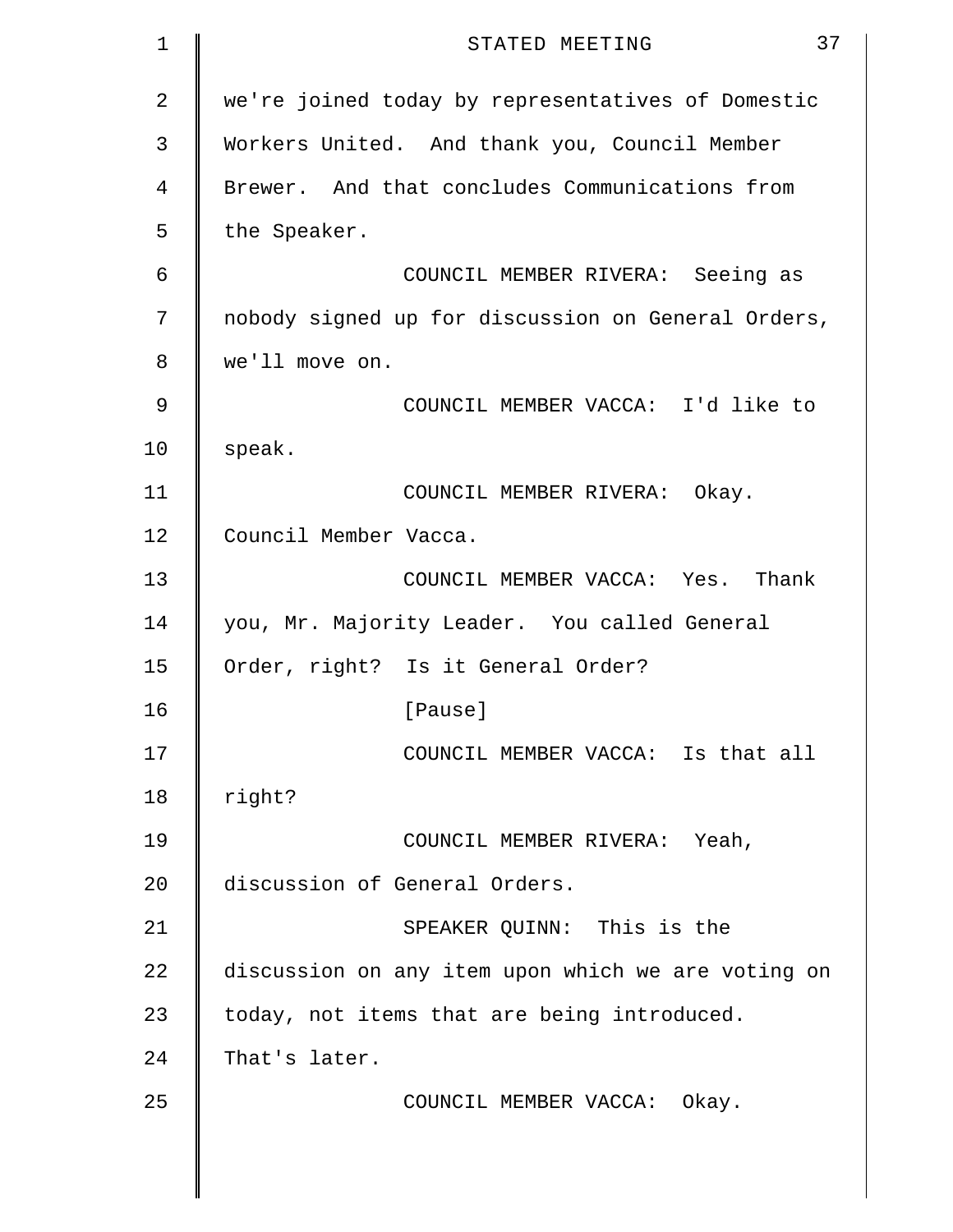we're joined today by representatives of Domestic Workers United. And thank you, Council Member Brewer. And that concludes Communications from the Speaker.

COUNCIL MEMBER RIVERA: Seeing as nobody signed up for discussion on General Orders, we'll move on.

COUNCIL MEMBER VACCA: I'd like to speak.

COUNCIL MEMBER RIVERA: Okay. Council Member Vacca.

COUNCIL MEMBER VACCA: Yes. Thank you, Mr. Majority Leader. You called General Order, right? Is it General Order?

[Pause]

COUNCIL MEMBER VACCA: Is that all right?

COUNCIL MEMBER RIVERA: Yeah, discussion of General Orders.

SPEAKER QUINN: This is the discussion on any item upon which we are voting on today, not items that are being introduced. That's later.

COUNCIL MEMBER VACCA: Okay.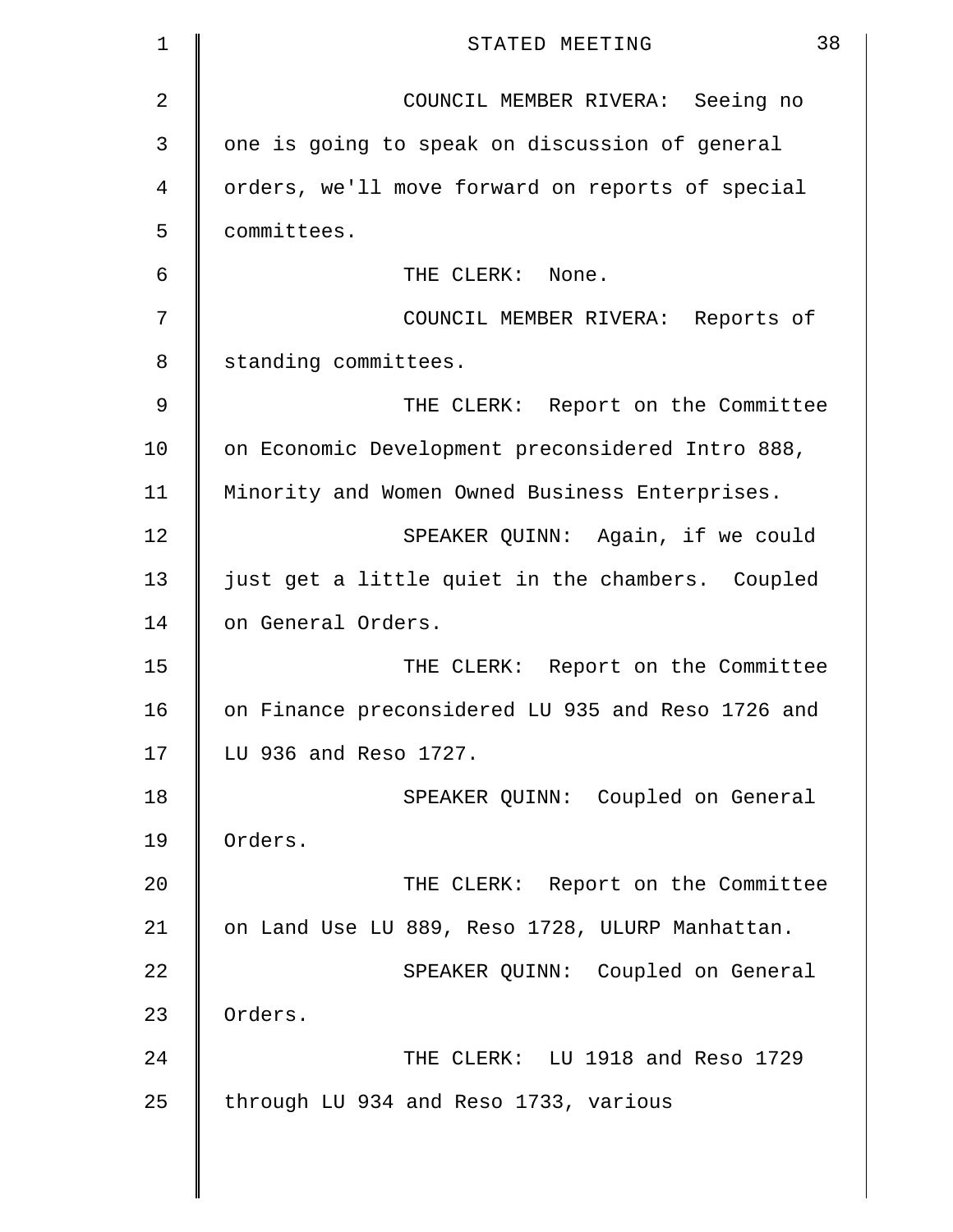COUNCIL MEMBER RIVERA: Seeing no one is going to speak on discussion of general orders, we'll move forward on reports of special committees.

THE CLERK: None.

COUNCIL MEMBER RIVERA: Reports of standing committees.

THE CLERK: Report on the Committee on Economic Development preconsidered Intro 888, Minority and Women Owned Business Enterprises.

SPEAKER QUINN: Again, if we could just get a little quiet in the chambers. Coupled on General Orders.

THE CLERK: Report on the Committee on Finance preconsidered LU 935 and Reso 1726 and LU 936 and Reso 1727.

SPEAKER QUINN: Coupled on General Orders.

THE CLERK: Report on the Committee on Land Use LU 889, Reso 1728, ULURP Manhattan.

SPEAKER QUINN: Coupled on General Orders.

THE CLERK: LU 1918 and Reso 1729 through LU 934 and Reso 1733, various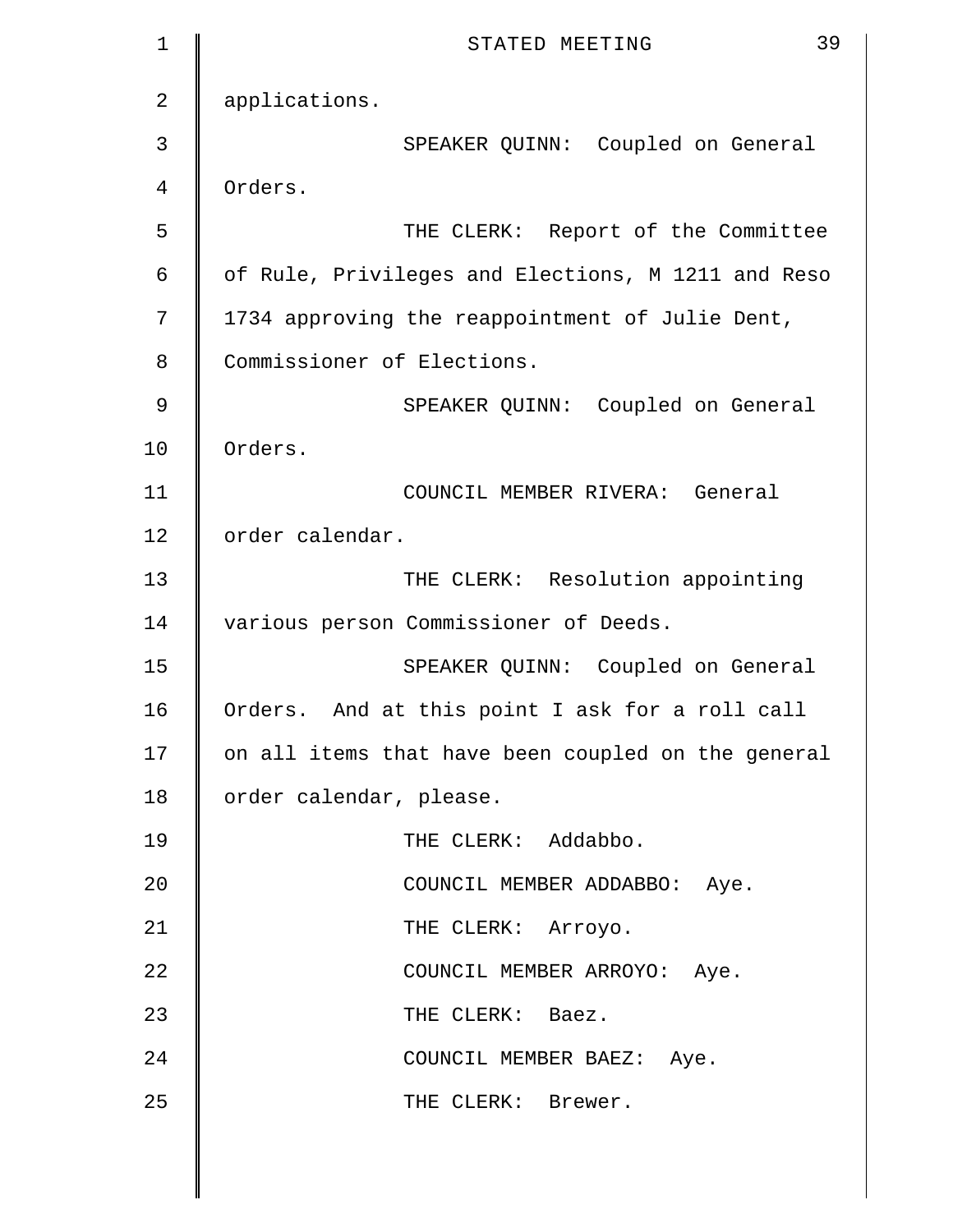applications.

SPEAKER QUINN: Coupled on General Orders.

THE CLERK: Report of the Committee of Rule, Privileges and Elections, M 1211 and Reso 1734 approving the reappointment of Julie Dent, Commissioner of Elections.

SPEAKER QUINN: Coupled on General Orders.

COUNCIL MEMBER RIVERA: General order calendar.

THE CLERK: Resolution appointing various person Commissioner of Deeds.

SPEAKER QUINN: Coupled on General Orders. And at this point I ask for a roll call on all items that have been coupled on the general order calendar, please.

THE CLERK: Addabbo.

COUNCIL MEMBER ADDABBO: Aye.

THE CLERK: Arroyo.

COUNCIL MEMBER ARROYO: Aye.

THE CLERK: Baez.

COUNCIL MEMBER BAEZ: Aye.

THE CLERK: Brewer.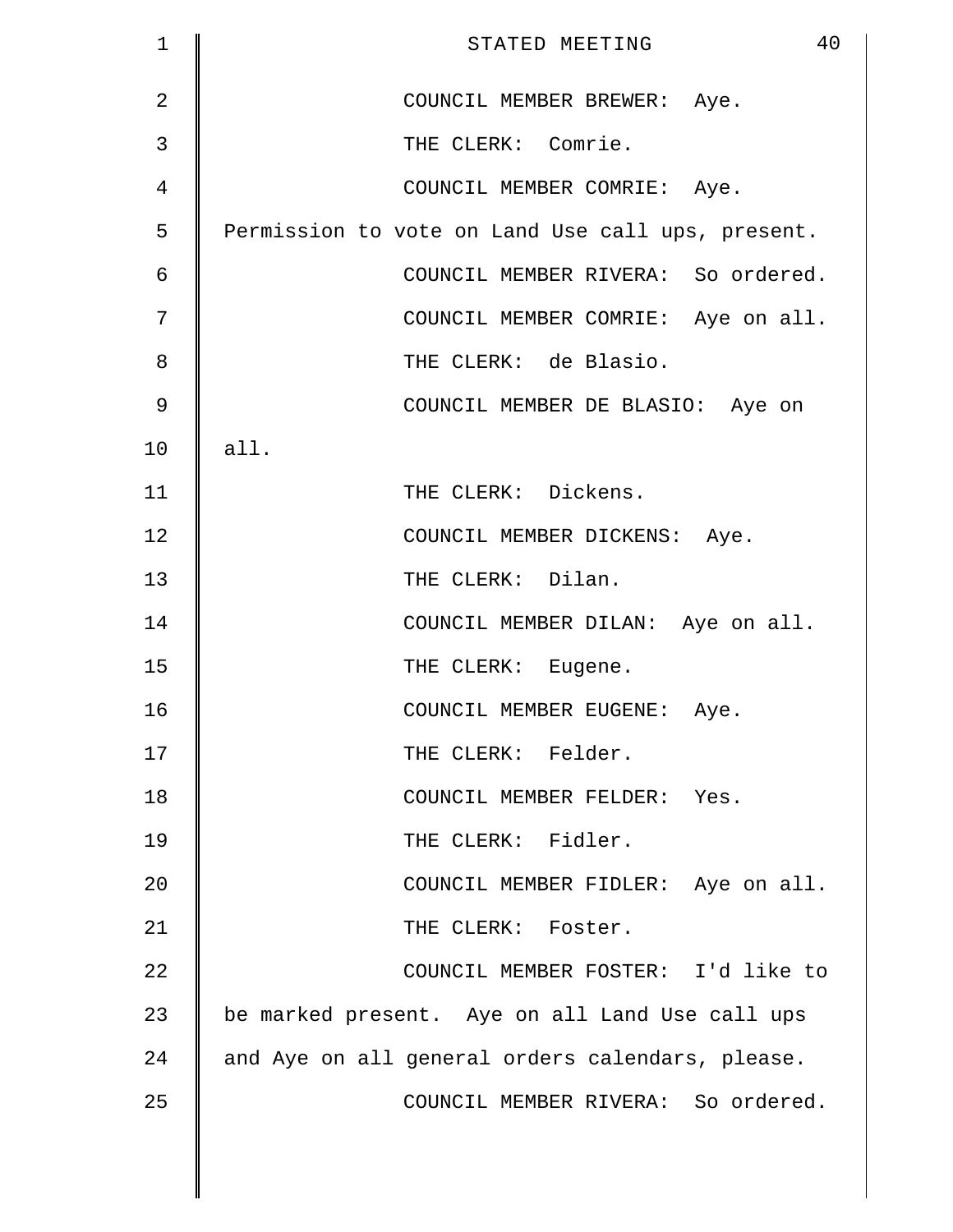COUNCIL MEMBER BREWER: Aye.

THE CLERK: Comrie.

COUNCIL MEMBER COMRIE: Aye. Permission to vote on Land Use call ups, present.

COUNCIL MEMBER RIVERA: So ordered.

COUNCIL MEMBER COMRIE: Aye on all.

THE CLERK: de Blasio.

COUNCIL MEMBER DE BLASIO: Aye on all.

THE CLERK: Dickens.

COUNCIL MEMBER DICKENS: Aye.

THE CLERK: Dilan.

COUNCIL MEMBER DILAN: Aye on all.

THE CLERK: Eugene.

COUNCIL MEMBER EUGENE: Aye.

THE CLERK: Felder.

COUNCIL MEMBER FELDER: Yes.

THE CLERK: Fidler.

COUNCIL MEMBER FIDLER: Aye on all.

THE CLERK: Foster.

COUNCIL MEMBER FOSTER: I'd like to be marked present. Aye on all Land Use call ups and Aye on all general orders calendars, please.

COUNCIL MEMBER RIVERA: So ordered.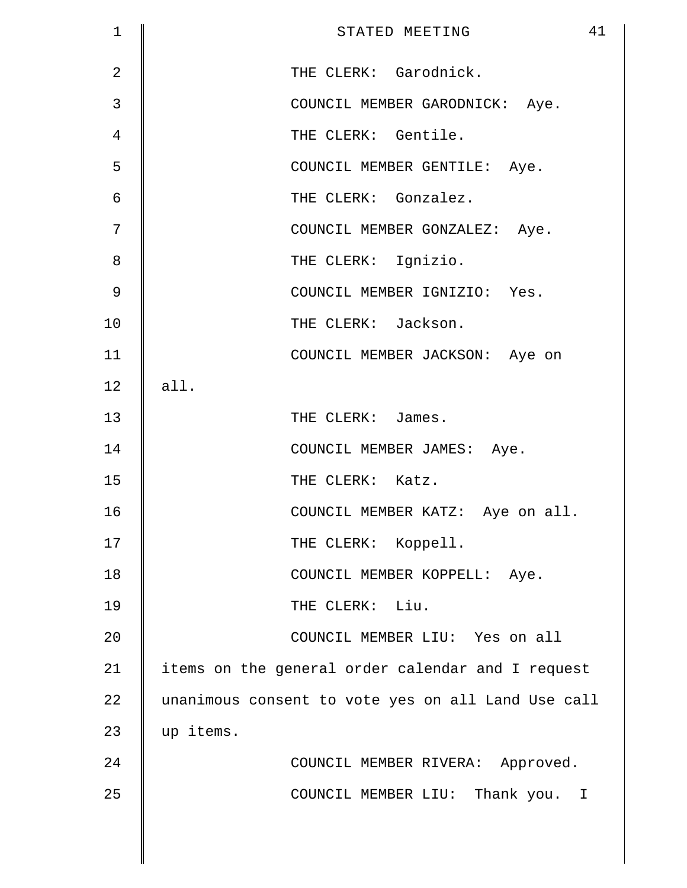THE CLERK: Garodnick.

COUNCIL MEMBER GARODNICK: Aye.

THE CLERK: Gentile.

COUNCIL MEMBER GENTILE: Aye.

THE CLERK: Gonzalez.

COUNCIL MEMBER GONZALEZ: Aye.

THE CLERK: Ignizio.

COUNCIL MEMBER IGNIZIO: Yes.

THE CLERK: Jackson.

COUNCIL MEMBER JACKSON: Aye on all.

THE CLERK: James.

COUNCIL MEMBER JAMES: Aye.

THE CLERK: Katz.

COUNCIL MEMBER KATZ: Aye on all.

THE CLERK: Koppell.

COUNCIL MEMBER KOPPELL: Aye.

THE CLERK: Liu.

COUNCIL MEMBER LIU: Yes on all items on the general order calendar and I request unanimous consent to vote yes on all Land Use call up items.

COUNCIL MEMBER RIVERA: Approved.

COUNCIL MEMBER LIU: Thank you. I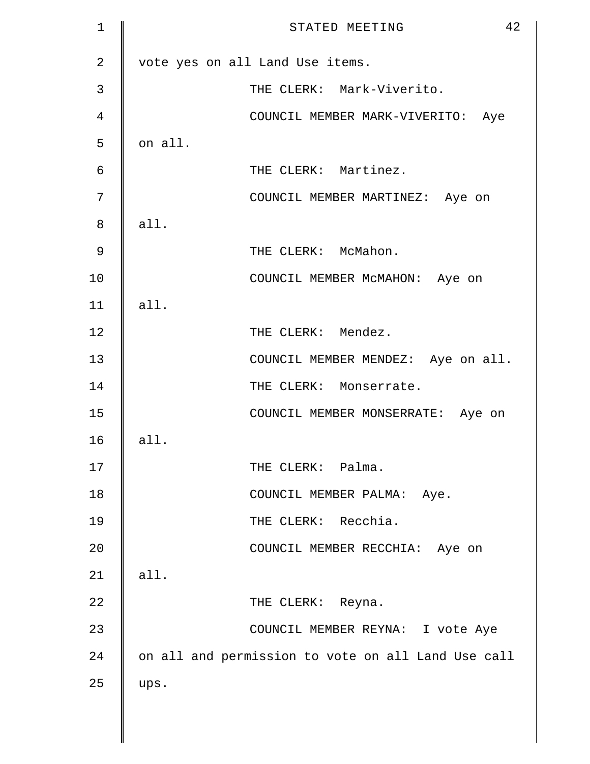vote yes on all Land Use items.

THE CLERK: Mark-Viverito.

COUNCIL MEMBER MARK-VIVERITO: Aye on all.

THE CLERK: Martinez.

COUNCIL MEMBER MARTINEZ: Aye on all.

THE CLERK: McMahon.

COUNCIL MEMBER McMAHON: Aye on all.

THE CLERK: Mendez.

COUNCIL MEMBER MENDEZ: Aye on all.

THE CLERK: Monserrate.

COUNCIL MEMBER MONSERRATE: Aye on all.

THE CLERK: Palma.

COUNCIL MEMBER PALMA: Aye.

THE CLERK: Recchia.

COUNCIL MEMBER RECCHIA: Aye on all.

THE CLERK: Reyna.

COUNCIL MEMBER REYNA: I vote Aye on all and permission to vote on all Land Use call ups.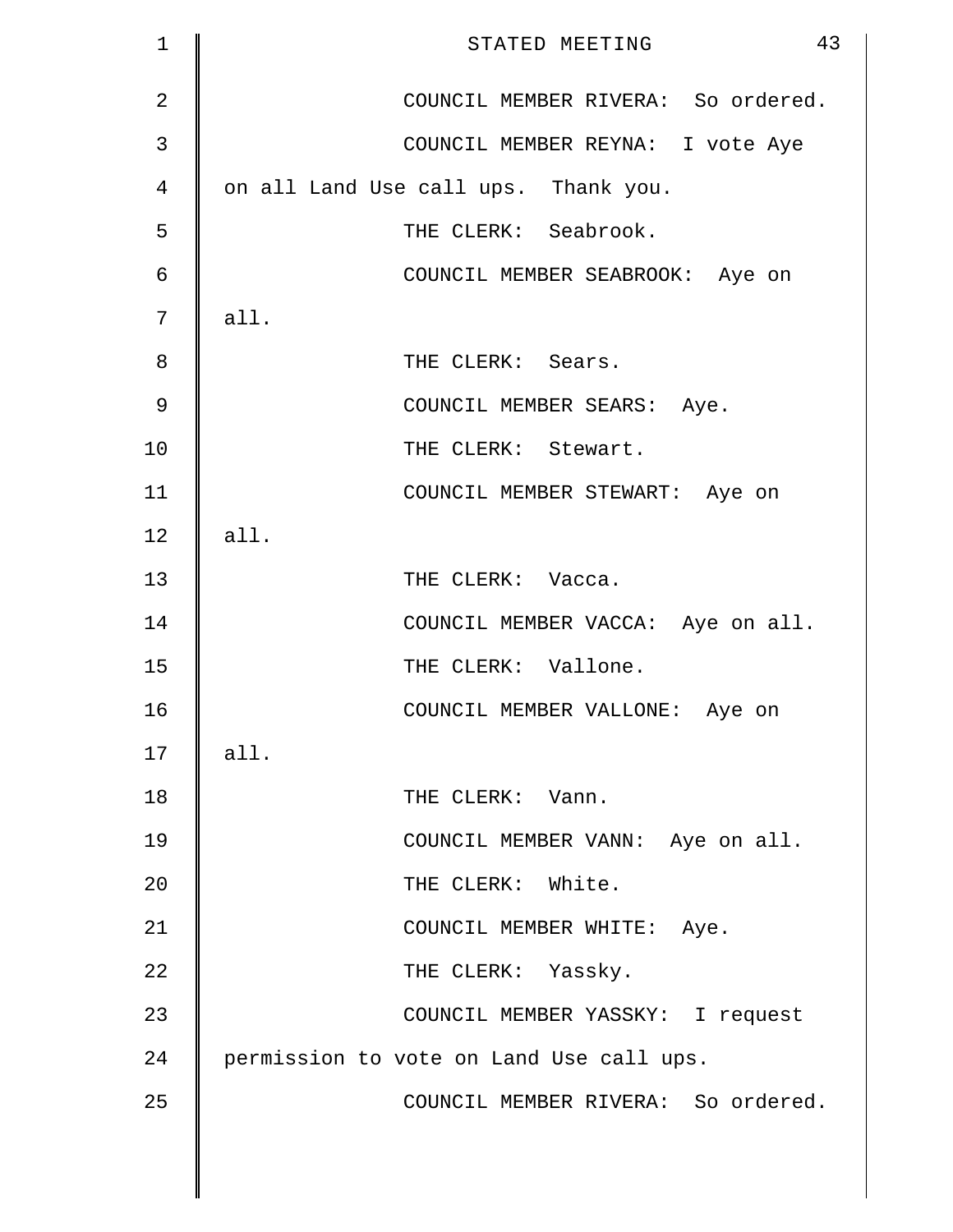COUNCIL MEMBER RIVERA: So ordered.

COUNCIL MEMBER REYNA: I vote Aye on all Land Use call ups. Thank you.

THE CLERK: Seabrook.

COUNCIL MEMBER SEABROOK: Aye on all.

THE CLERK: Sears.

COUNCIL MEMBER SEARS: Aye.

THE CLERK: Stewart.

COUNCIL MEMBER STEWART: Aye on all.

THE CLERK: Vacca.

COUNCIL MEMBER VACCA: Aye on all.

THE CLERK: Vallone.

COUNCIL MEMBER VALLONE: Aye on all.

THE CLERK: Vann.

COUNCIL MEMBER VANN: Aye on all.

THE CLERK: White.

COUNCIL MEMBER WHITE: Aye.

THE CLERK: Yassky.

COUNCIL MEMBER YASSKY: I request permission to vote on Land Use call ups.

COUNCIL MEMBER RIVERA: So ordered.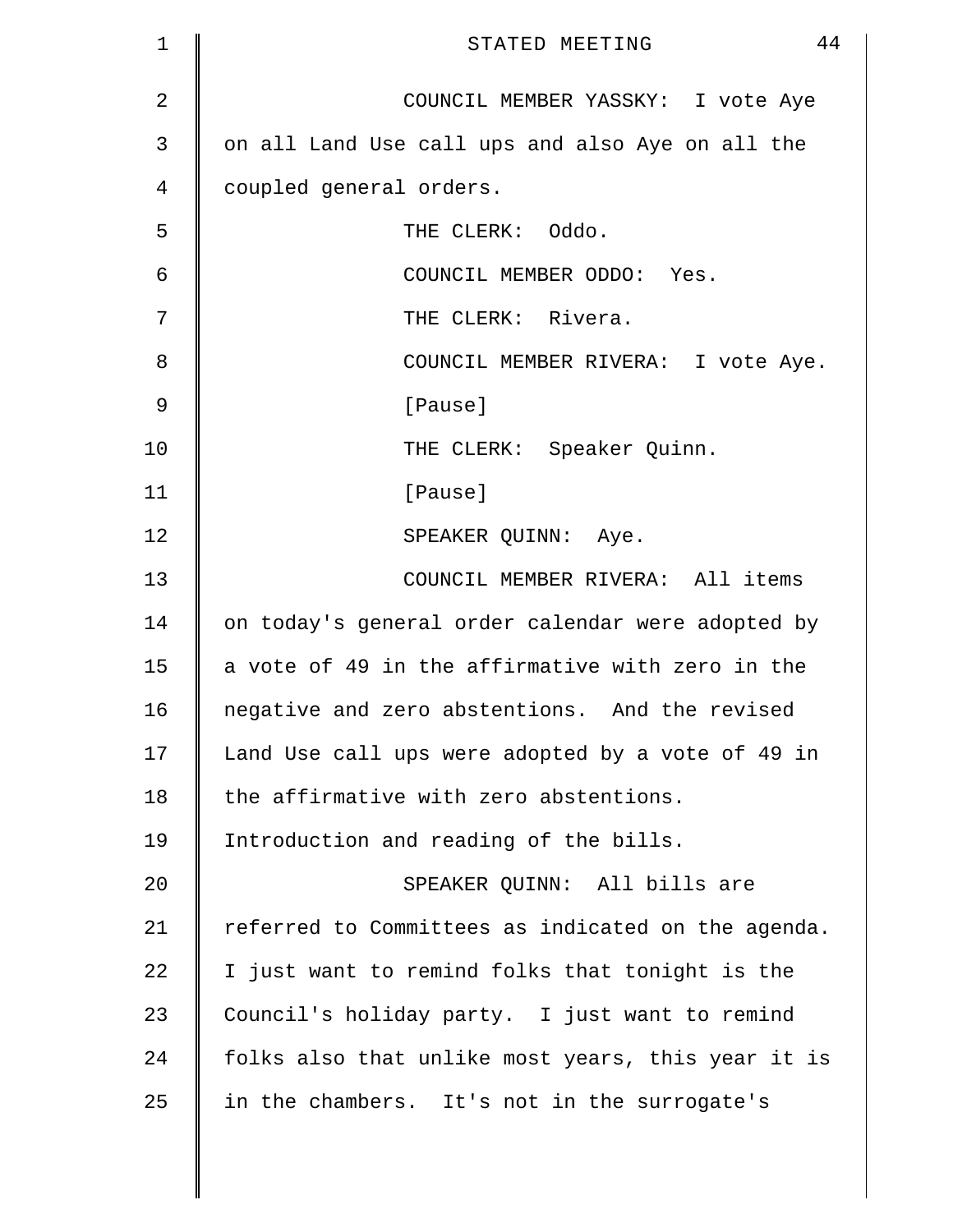COUNCIL MEMBER YASSKY: I vote Aye on all Land Use call ups and also Aye on all the coupled general orders.

THE CLERK: Oddo.

COUNCIL MEMBER ODDO: Yes.

THE CLERK: Rivera.

COUNCIL MEMBER RIVERA: I vote Aye.

[Pause]

THE CLERK: Speaker Quinn.

[Pause]

SPEAKER QUINN: Aye.

COUNCIL MEMBER RIVERA: All items on today's general order calendar were adopted by a vote of 49 in the affirmative with zero in the negative and zero abstentions. And the revised Land Use call ups were adopted by a vote of 49 in the affirmative with zero abstentions. Introduction and reading of the bills.

SPEAKER QUINN: All bills are referred to Committees as indicated on the agenda. I just want to remind folks that tonight is the Council's holiday party. I just want to remind folks also that unlike most years, this year it is in the chambers. It's not in the surrogate's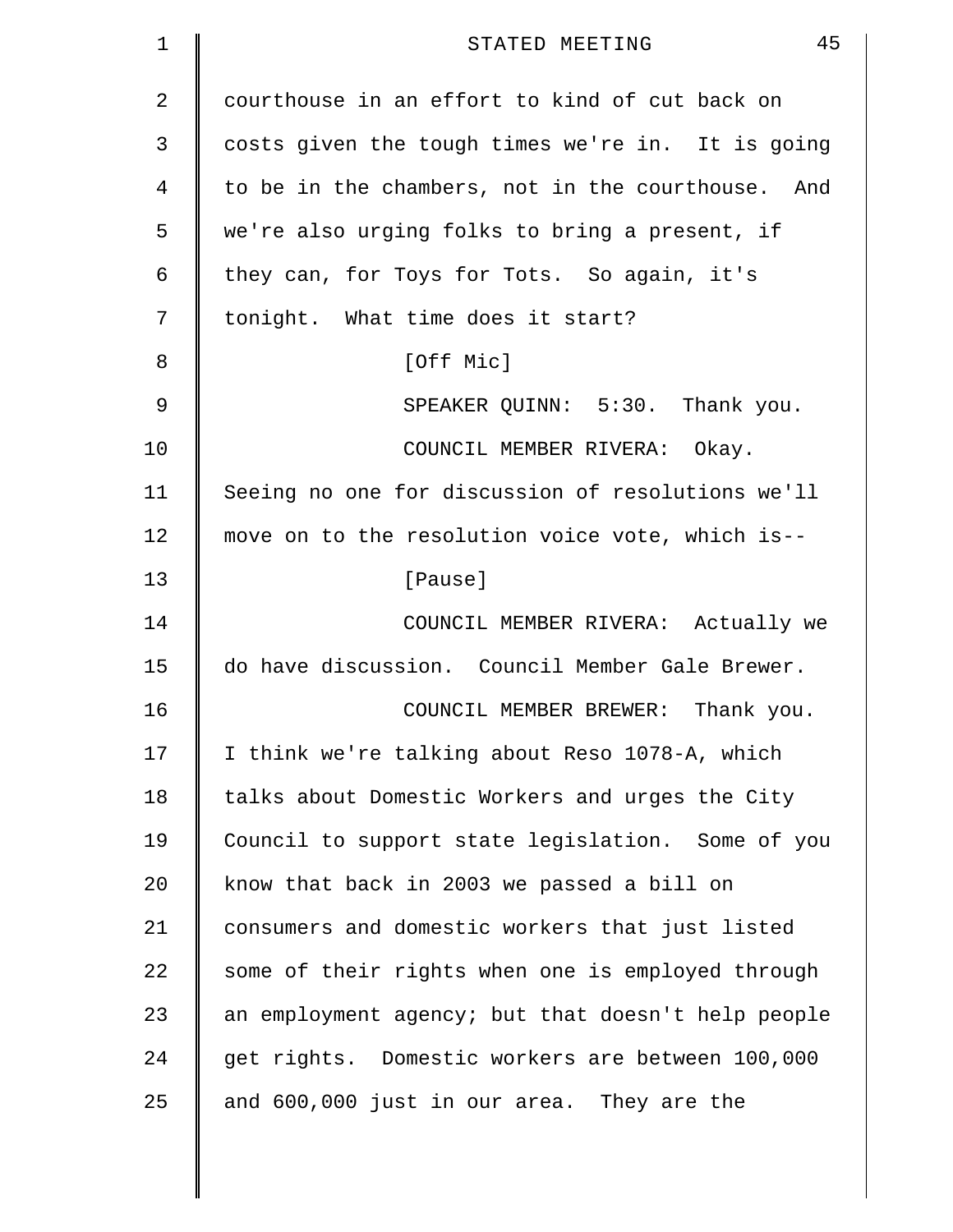courthouse in an effort to kind of cut back on costs given the tough times we're in. It is going to be in the chambers, not in the courthouse. And we're also urging folks to bring a present, if they can, for Toys for Tots. So again, it's tonight. What time does it start?

[Off Mic]

SPEAKER QUINN: 5:30. Thank you.

COUNCIL MEMBER RIVERA: Okay. Seeing no one for discussion of resolutions we'll move on to the resolution voice vote, which is--

[Pause]

COUNCIL MEMBER RIVERA: Actually we do have discussion. Council Member Gale Brewer.

COUNCIL MEMBER BREWER: Thank you. I think we're talking about Reso 1078-A, which talks about Domestic Workers and urges the City Council to support state legislation. Some of you know that back in 2003 we passed a bill on consumers and domestic workers that just listed some of their rights when one is employed through an employment agency; but that doesn't help people get rights. Domestic workers are between 100,000 and 600,000 just in our area. They are the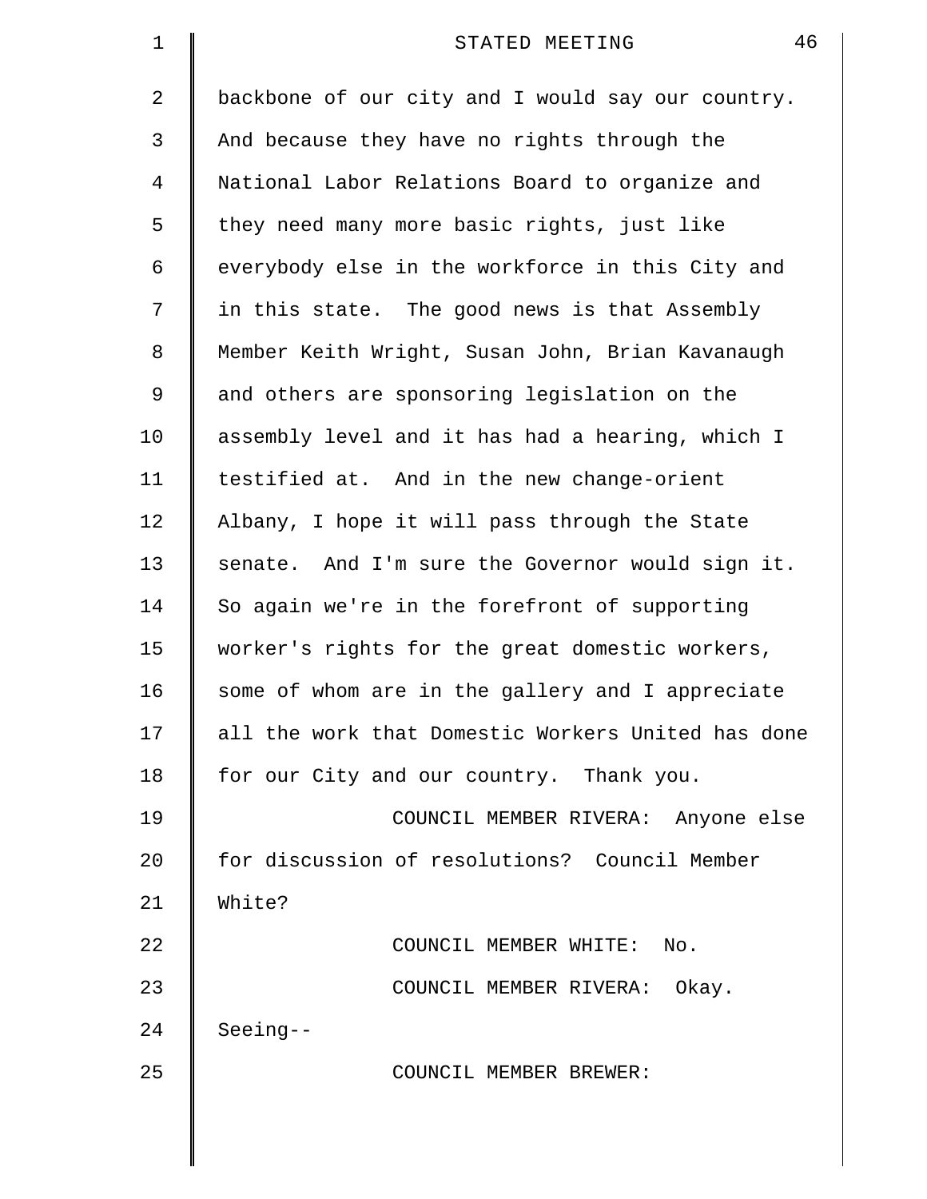backbone of our city and I would say our country. And because they have no rights through the National Labor Relations Board to organize and they need many more basic rights, just like everybody else in the workforce in this City and in this state. The good news is that Assembly Member Keith Wright, Susan John, Brian Kavanaugh and others are sponsoring legislation on the assembly level and it has had a hearing, which I testified at. And in the new change-orient Albany, I hope it will pass through the State senate. And I'm sure the Governor would sign it. So again we're in the forefront of supporting worker's rights for the great domestic workers, some of whom are in the gallery and I appreciate all the work that Domestic Workers United has done for our City and our country. Thank you.

COUNCIL MEMBER RIVERA: Anyone else for discussion of resolutions? Council Member White?

COUNCIL MEMBER WHITE: No.

COUNCIL MEMBER RIVERA: Okay. Seeing--

COUNCIL MEMBER BREWER: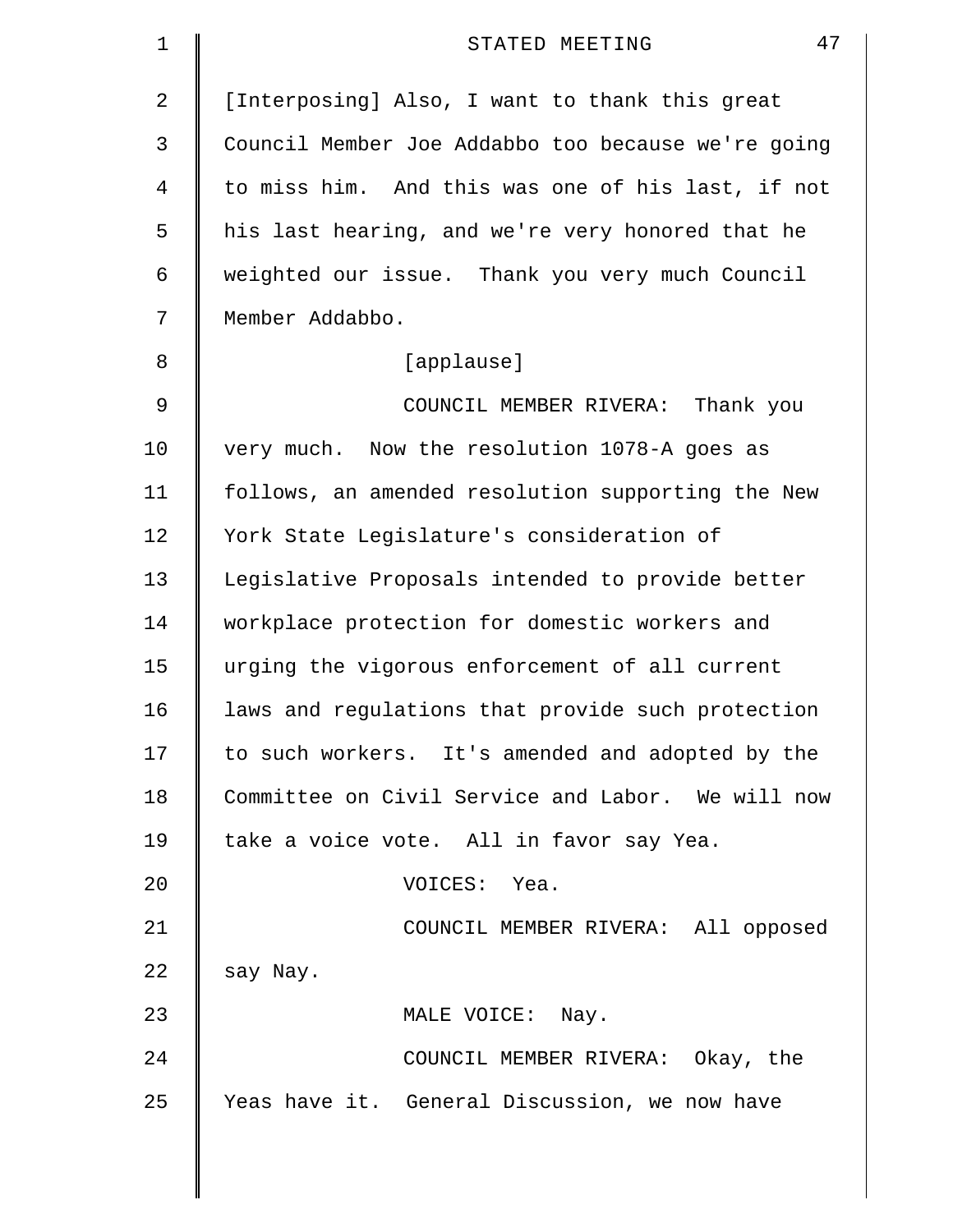[Interposing] Also, I want to thank this great Council Member Joe Addabbo too because we're going to miss him. And this was one of his last, if not his last hearing, and we're very honored that he weighted our issue. Thank you very much Council Member Addabbo.

[applause]

COUNCIL MEMBER RIVERA: Thank you very much. Now the resolution 1078-A goes as follows, an amended resolution supporting the New York State Legislature's consideration of Legislative Proposals intended to provide better workplace protection for domestic workers and urging the vigorous enforcement of all current laws and regulations that provide such protection to such workers. It's amended and adopted by the Committee on Civil Service and Labor. We will now take a voice vote. All in favor say Yea.

VOICES: Yea.

COUNCIL MEMBER RIVERA: All opposed say Nay.

MALE VOICE: Nay.

COUNCIL MEMBER RIVERA: Okay, the Yeas have it. General Discussion, we now have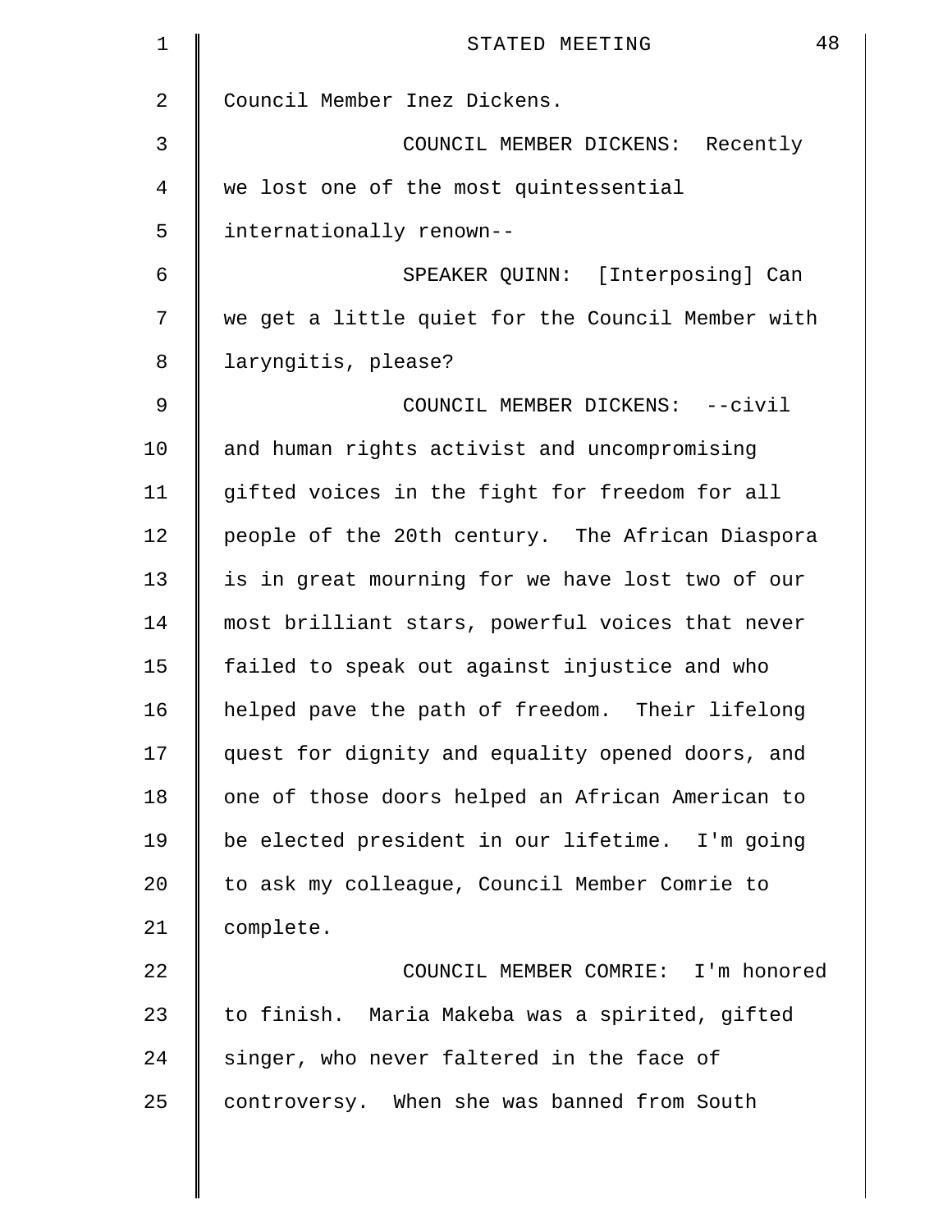Council Member Inez Dickens.

COUNCIL MEMBER DICKENS: Recently we lost one of the most quintessential internationally renown--

SPEAKER QUINN: [Interposing] Can we get a little quiet for the Council Member with laryngitis, please?

COUNCIL MEMBER DICKENS: --civil and human rights activist and uncompromising gifted voices in the fight for freedom for all people of the 20th century. The African Diaspora is in great mourning for we have lost two of our most brilliant stars, powerful voices that never failed to speak out against injustice and who helped pave the path of freedom. Their lifelong quest for dignity and equality opened doors, and one of those doors helped an African American to be elected president in our lifetime. I'm going to ask my colleague, Council Member Comrie to complete.

COUNCIL MEMBER COMRIE: I'm honored to finish. Maria Makeba was a spirited, gifted singer, who never faltered in the face of controversy. When she was banned from South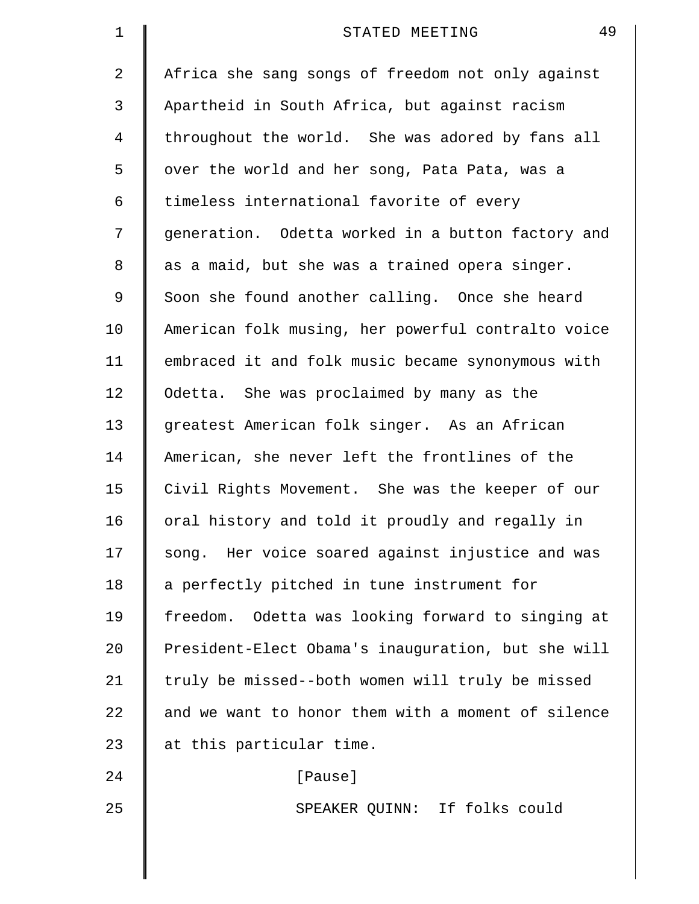Africa she sang songs of freedom not only against Apartheid in South Africa, but against racism throughout the world. She was adored by fans all over the world and her song, Pata Pata, was a timeless international favorite of every generation. Odetta worked in a button factory and as a maid, but she was a trained opera singer. Soon she found another calling. Once she heard American folk musing, her powerful contralto voice embraced it and folk music became synonymous with Odetta. She was proclaimed by many as the greatest American folk singer. As an African American, she never left the frontlines of the Civil Rights Movement. She was the keeper of our oral history and told it proudly and regally in song. Her voice soared against injustice and was a perfectly pitched in tune instrument for freedom. Odetta was looking forward to singing at President-Elect Obama's inauguration, but she will truly be missed--both women will truly be missed and we want to honor them with a moment of silence at this particular time.

[Pause]

SPEAKER QUINN: If folks could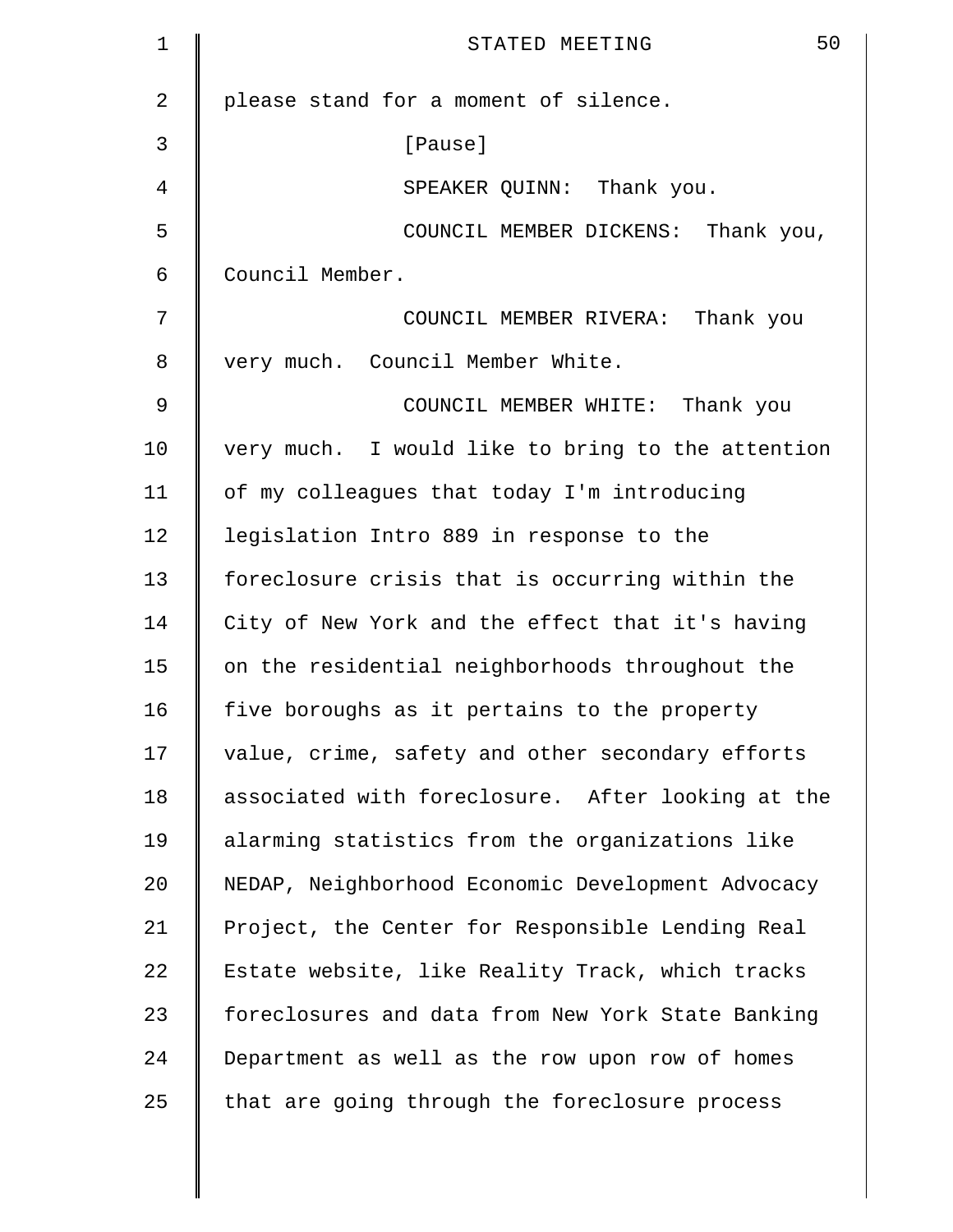please stand for a moment of silence.

[Pause]

SPEAKER QUINN: Thank you.

COUNCIL MEMBER DICKENS: Thank you, Council Member.

COUNCIL MEMBER RIVERA: Thank you very much. Council Member White.

COUNCIL MEMBER WHITE: Thank you very much. I would like to bring to the attention of my colleagues that today I'm introducing legislation Intro 889 in response to the foreclosure crisis that is occurring within the City of New York and the effect that it's having on the residential neighborhoods throughout the five boroughs as it pertains to the property value, crime, safety and other secondary efforts associated with foreclosure. After looking at the alarming statistics from the organizations like NEDAP, Neighborhood Economic Development Advocacy Project, the Center for Responsible Lending Real Estate website, like Reality Track, which tracks foreclosures and data from New York State Banking Department as well as the row upon row of homes that are going through the foreclosure process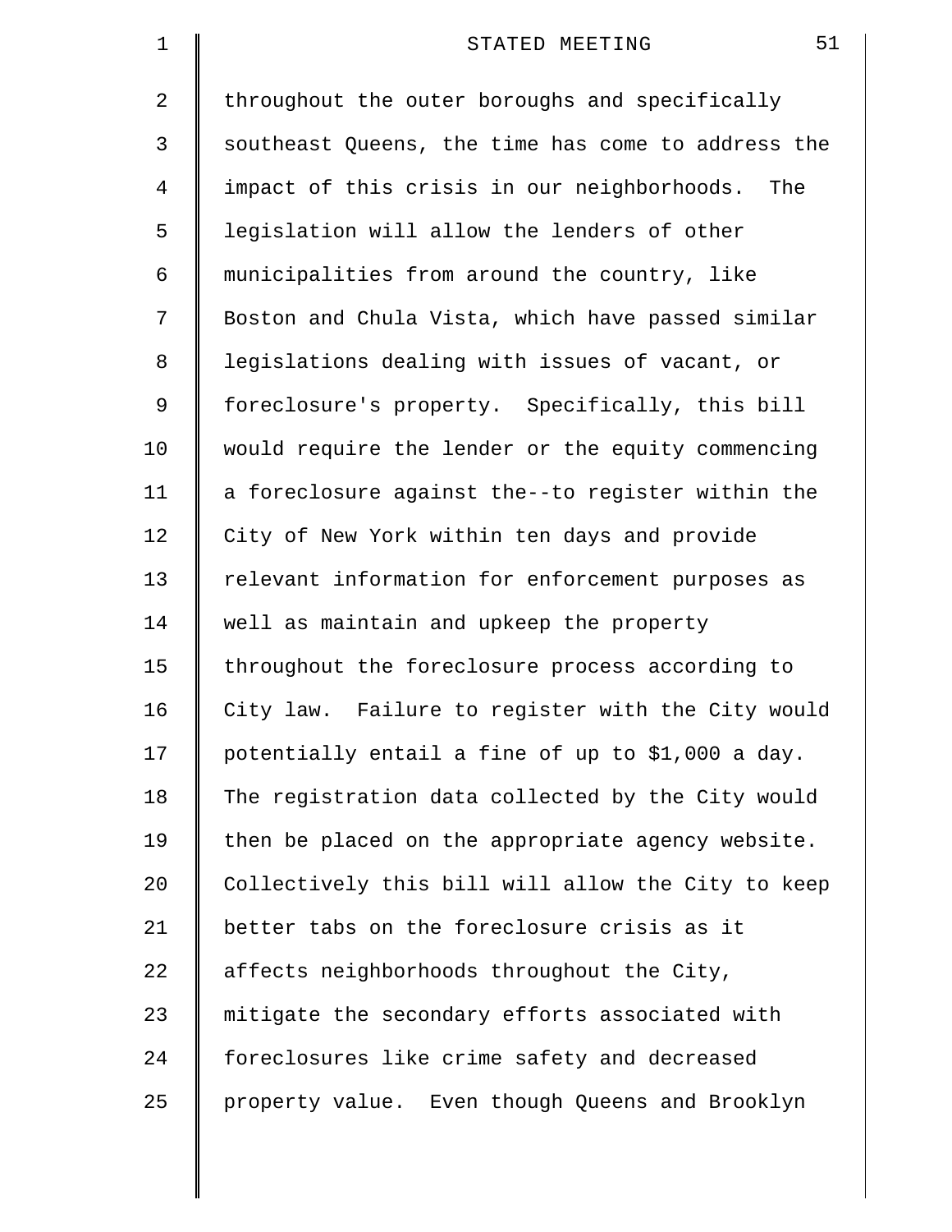throughout the outer boroughs and specifically southeast Queens, the time has come to address the impact of this crisis in our neighborhoods. The legislation will allow the lenders of other municipalities from around the country, like Boston and Chula Vista, which have passed similar legislations dealing with issues of vacant, or foreclosure's property. Specifically, this bill would require the lender or the equity commencing a foreclosure against the--to register within the City of New York within ten days and provide relevant information for enforcement purposes as well as maintain and upkeep the property throughout the foreclosure process according to City law. Failure to register with the City would potentially entail a fine of up to $1,000 a day. The registration data collected by the City would then be placed on the appropriate agency website. Collectively this bill will allow the City to keep better tabs on the foreclosure crisis as it affects neighborhoods throughout the City, mitigate the secondary efforts associated with foreclosures like crime safety and decreased property value. Even though Queens and Brooklyn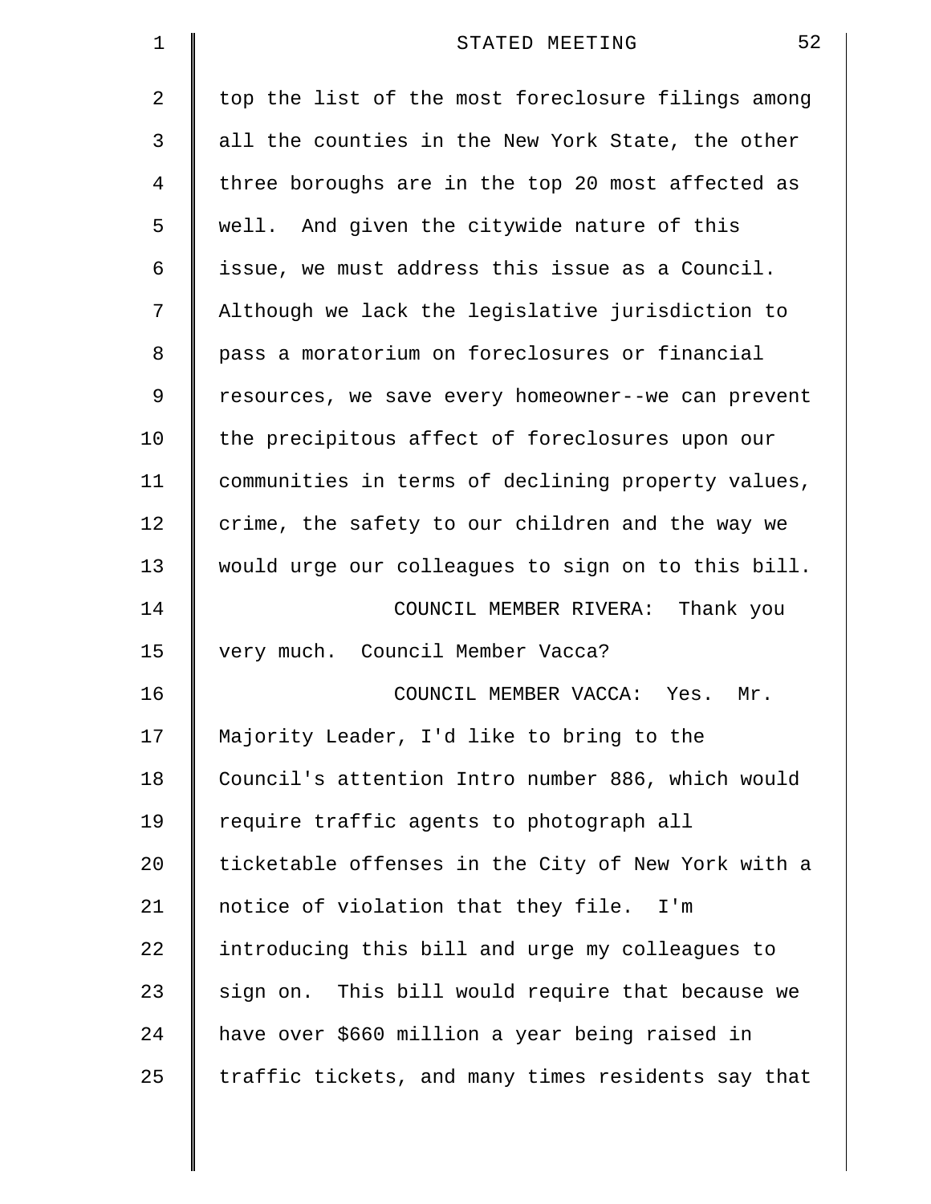top the list of the most foreclosure filings among all the counties in the New York State, the other three boroughs are in the top 20 most affected as well. And given the citywide nature of this issue, we must address this issue as a Council. Although we lack the legislative jurisdiction to pass a moratorium on foreclosures or financial resources, we save every homeowner--we can prevent the precipitous affect of foreclosures upon our communities in terms of declining property values, crime, the safety to our children and the way we would urge our colleagues to sign on to this bill.

COUNCIL MEMBER RIVERA: Thank you very much. Council Member Vacca?

COUNCIL MEMBER VACCA: Yes. Mr. Majority Leader, I'd like to bring to the Council's attention Intro number 886, which would require traffic agents to photograph all ticketable offenses in the City of New York with a notice of violation that they file. I'm introducing this bill and urge my colleagues to sign on. This bill would require that because we have over $660 million a year being raised in traffic tickets, and many times residents say that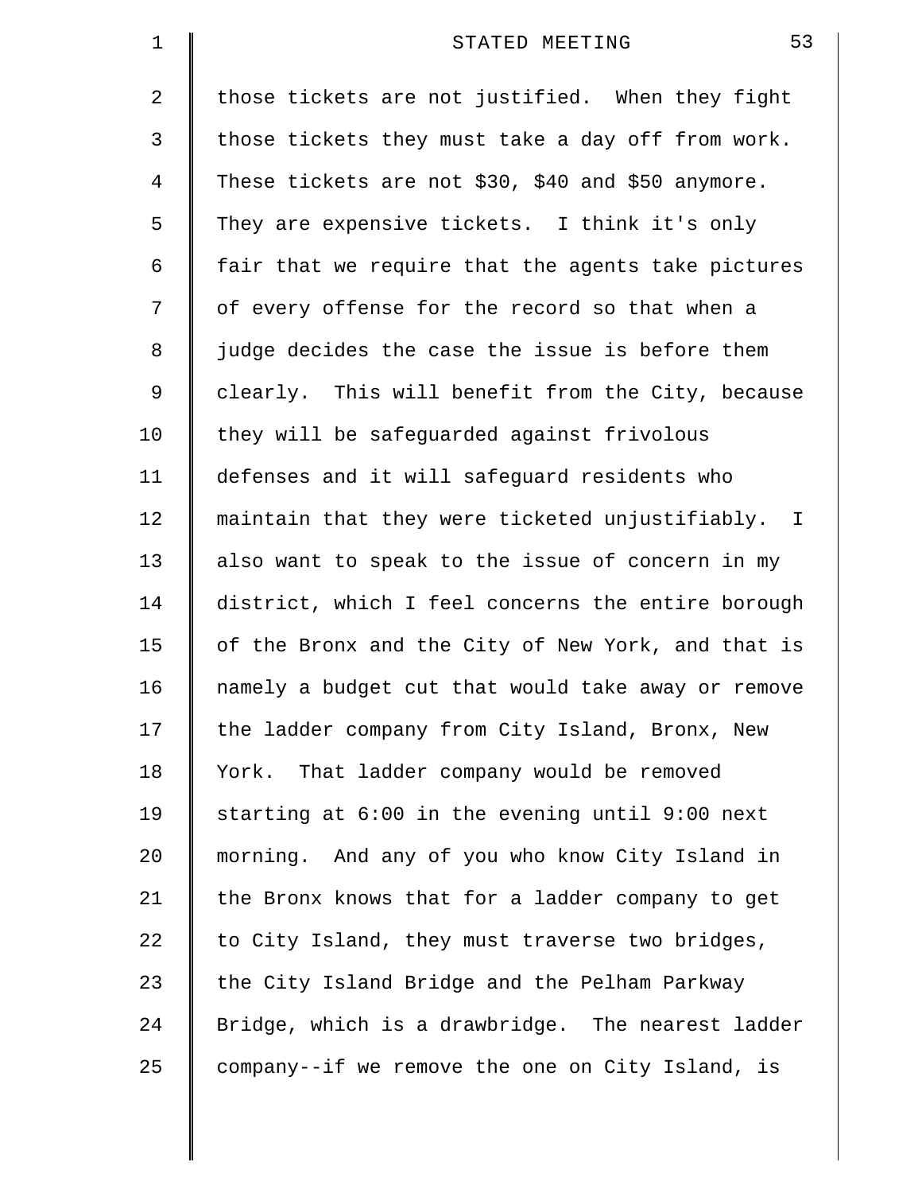those tickets are not justified. When they fight those tickets they must take a day off from work. These tickets are not $30, $40 and $50 anymore. They are expensive tickets. I think it's only fair that we require that the agents take pictures of every offense for the record so that when a judge decides the case the issue is before them clearly. This will benefit from the City, because they will be safeguarded against frivolous defenses and it will safeguard residents who maintain that they were ticketed unjustifiably. I also want to speak to the issue of concern in my district, which I feel concerns the entire borough of the Bronx and the City of New York, and that is namely a budget cut that would take away or remove the ladder company from City Island, Bronx, New York. That ladder company would be removed starting at 6:00 in the evening until 9:00 next morning. And any of you who know City Island in the Bronx knows that for a ladder company to get to City Island, they must traverse two bridges, the City Island Bridge and the Pelham Parkway Bridge, which is a drawbridge. The nearest ladder company--if we remove the one on City Island, is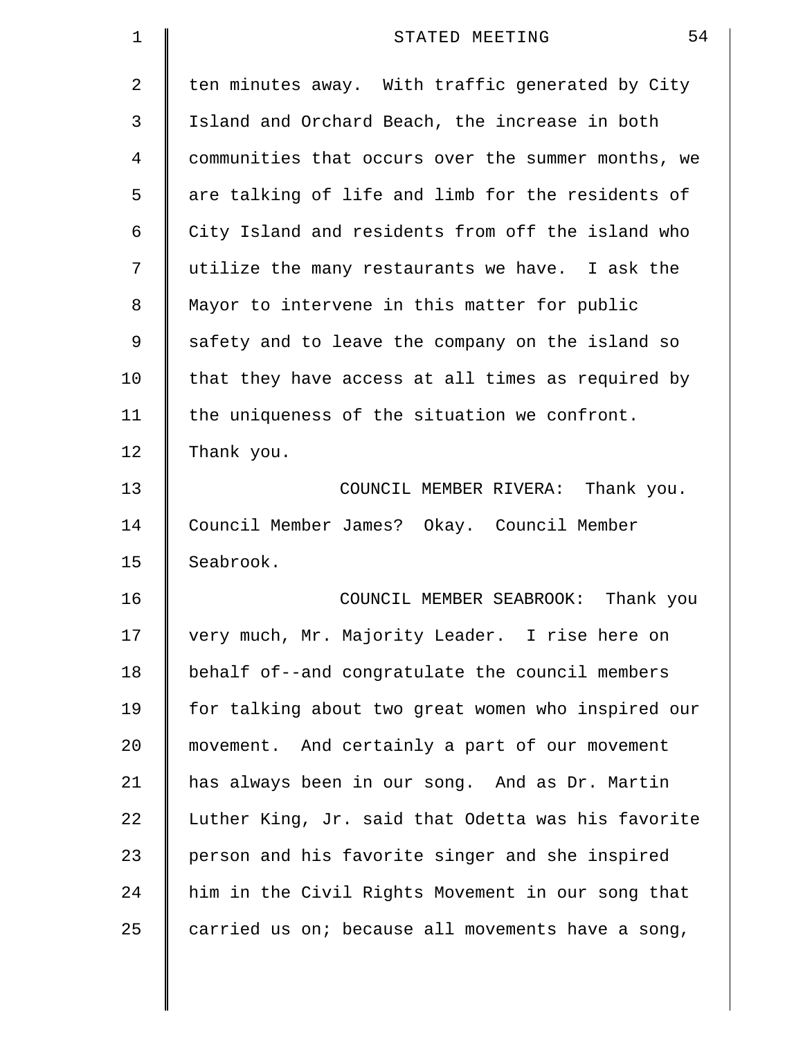ten minutes away. With traffic generated by City Island and Orchard Beach, the increase in both communities that occurs over the summer months, we are talking of life and limb for the residents of City Island and residents from off the island who utilize the many restaurants we have. I ask the Mayor to intervene in this matter for public safety and to leave the company on the island so that they have access at all times as required by the uniqueness of the situation we confront. Thank you.

COUNCIL MEMBER RIVERA: Thank you. Council Member James? Okay. Council Member Seabrook.

COUNCIL MEMBER SEABROOK: Thank you very much, Mr. Majority Leader. I rise here on behalf of--and congratulate the council members for talking about two great women who inspired our movement. And certainly a part of our movement has always been in our song. And as Dr. Martin Luther King, Jr. said that Odetta was his favorite person and his favorite singer and she inspired him in the Civil Rights Movement in our song that carried us on; because all movements have a song,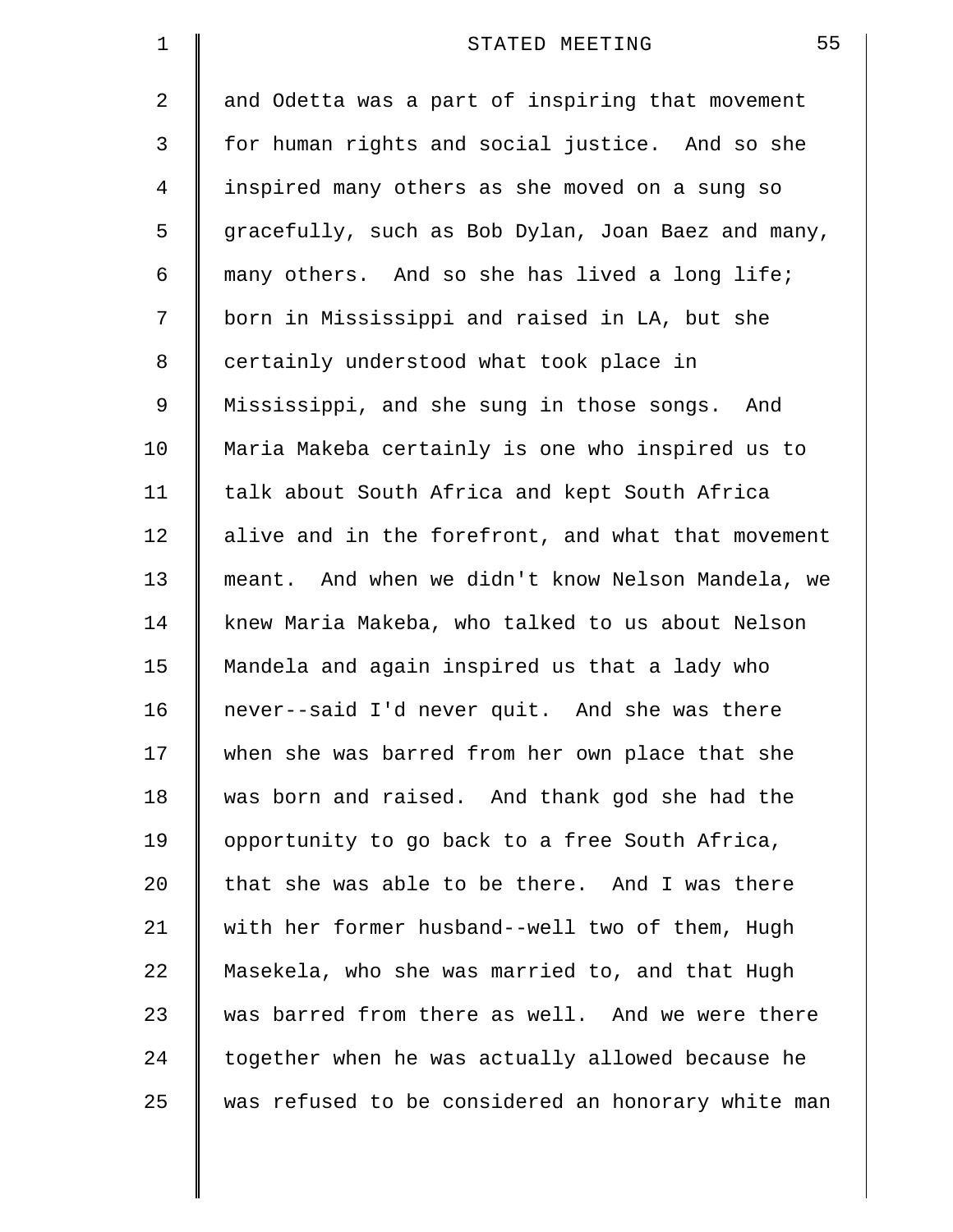and Odetta was a part of inspiring that movement for human rights and social justice. And so she inspired many others as she moved on a sung so gracefully, such as Bob Dylan, Joan Baez and many, many others. And so she has lived a long life; born in Mississippi and raised in LA, but she certainly understood what took place in Mississippi, and she sung in those songs. And Maria Makeba certainly is one who inspired us to talk about South Africa and kept South Africa alive and in the forefront, and what that movement meant. And when we didn't know Nelson Mandela, we knew Maria Makeba, who talked to us about Nelson Mandela and again inspired us that a lady who never--said I'd never quit. And she was there when she was barred from her own place that she was born and raised. And thank god she had the opportunity to go back to a free South Africa, that she was able to be there. And I was there with her former husband--well two of them, Hugh Masekela, who she was married to, and that Hugh was barred from there as well. And we were there together when he was actually allowed because he was refused to be considered an honorary white man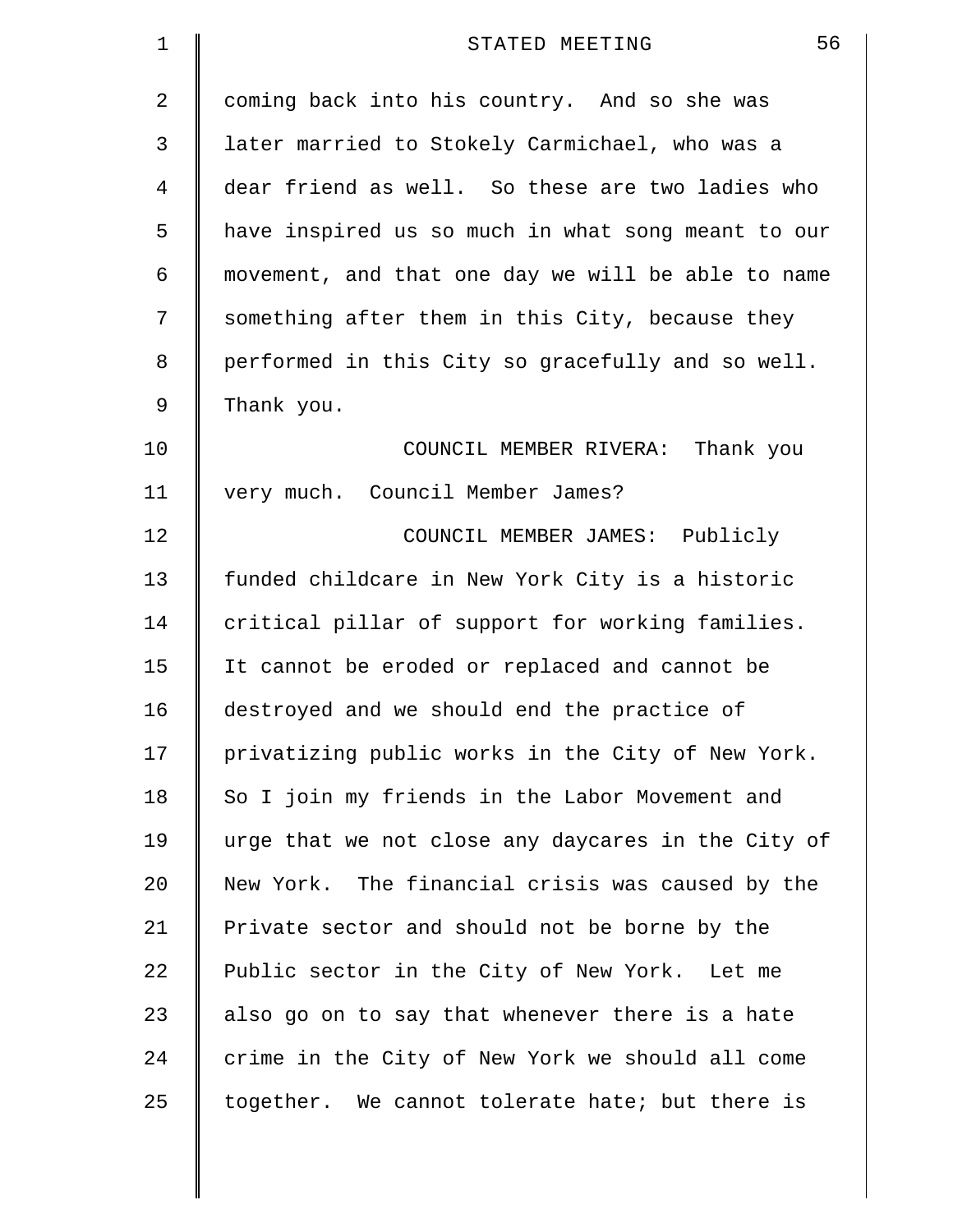coming back into his country. And so she was later married to Stokely Carmichael, who was a dear friend as well. So these are two ladies who have inspired us so much in what song meant to our movement, and that one day we will be able to name something after them in this City, because they performed in this City so gracefully and so well. Thank you.

COUNCIL MEMBER RIVERA: Thank you very much. Council Member James?

COUNCIL MEMBER JAMES: Publicly funded childcare in New York City is a historic critical pillar of support for working families. It cannot be eroded or replaced and cannot be destroyed and we should end the practice of privatizing public works in the City of New York. So I join my friends in the Labor Movement and urge that we not close any daycares in the City of New York. The financial crisis was caused by the Private sector and should not be borne by the Public sector in the City of New York. Let me also go on to say that whenever there is a hate crime in the City of New York we should all come together. We cannot tolerate hate; but there is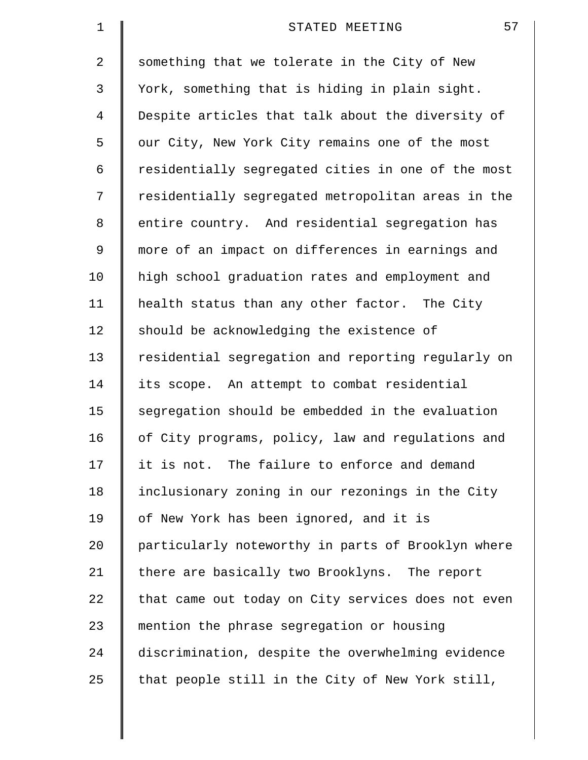something that we tolerate in the City of New York, something that is hiding in plain sight. Despite articles that talk about the diversity of our City, New York City remains one of the most residentially segregated cities in one of the most residentially segregated metropolitan areas in the entire country. And residential segregation has more of an impact on differences in earnings and high school graduation rates and employment and health status than any other factor. The City should be acknowledging the existence of residential segregation and reporting regularly on its scope. An attempt to combat residential segregation should be embedded in the evaluation of City programs, policy, law and regulations and it is not. The failure to enforce and demand inclusionary zoning in our rezonings in the City of New York has been ignored, and it is particularly noteworthy in parts of Brooklyn where there are basically two Brooklyns. The report that came out today on City services does not even mention the phrase segregation or housing discrimination, despite the overwhelming evidence that people still in the City of New York still,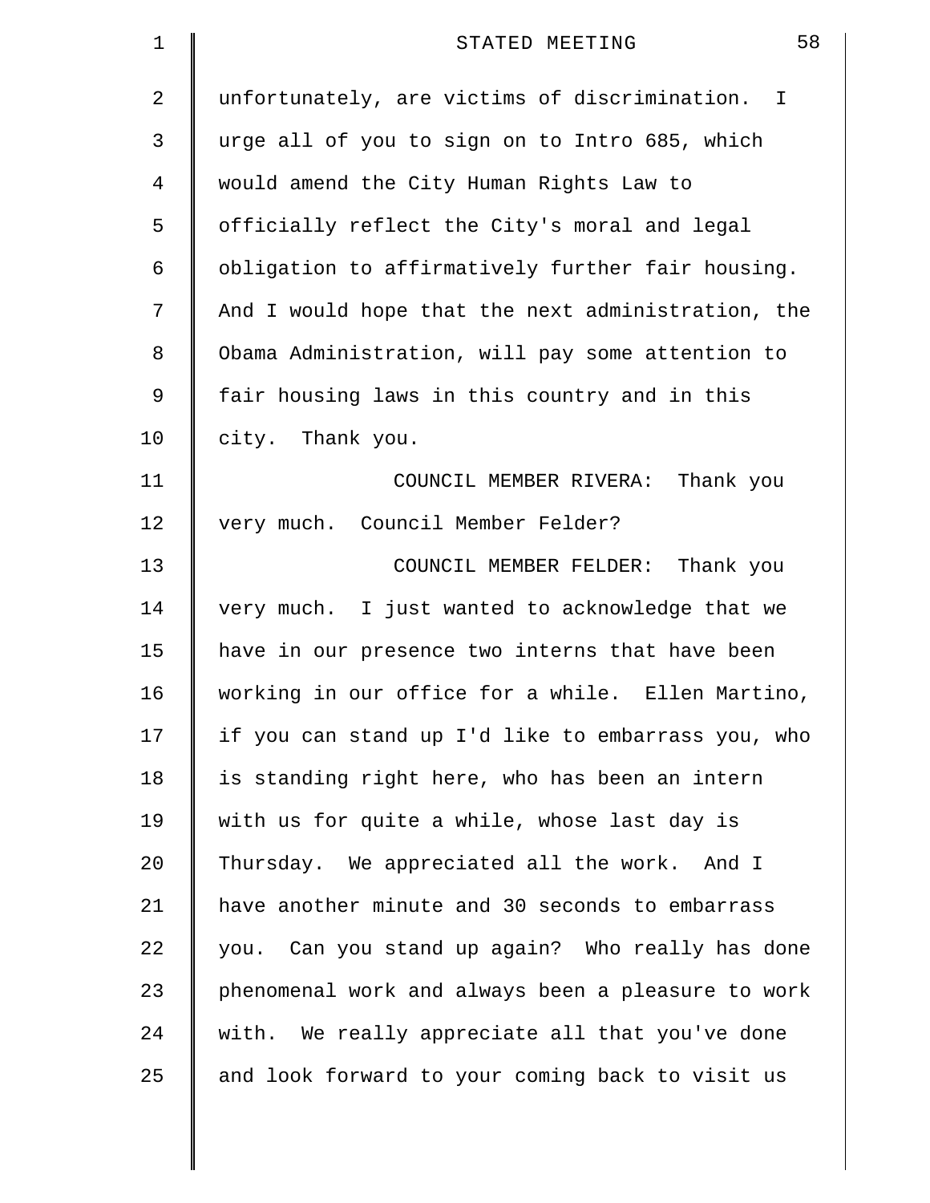unfortunately, are victims of discrimination. I urge all of you to sign on to Intro 685, which would amend the City Human Rights Law to officially reflect the City's moral and legal obligation to affirmatively further fair housing. And I would hope that the next administration, the Obama Administration, will pay some attention to fair housing laws in this country and in this city. Thank you.

COUNCIL MEMBER RIVERA: Thank you very much. Council Member Felder?

COUNCIL MEMBER FELDER: Thank you very much. I just wanted to acknowledge that we have in our presence two interns that have been working in our office for a while. Ellen Martino, if you can stand up I'd like to embarrass you, who is standing right here, who has been an intern with us for quite a while, whose last day is Thursday. We appreciated all the work. And I have another minute and 30 seconds to embarrass you. Can you stand up again? Who really has done phenomenal work and always been a pleasure to work with. We really appreciate all that you've done and look forward to your coming back to visit us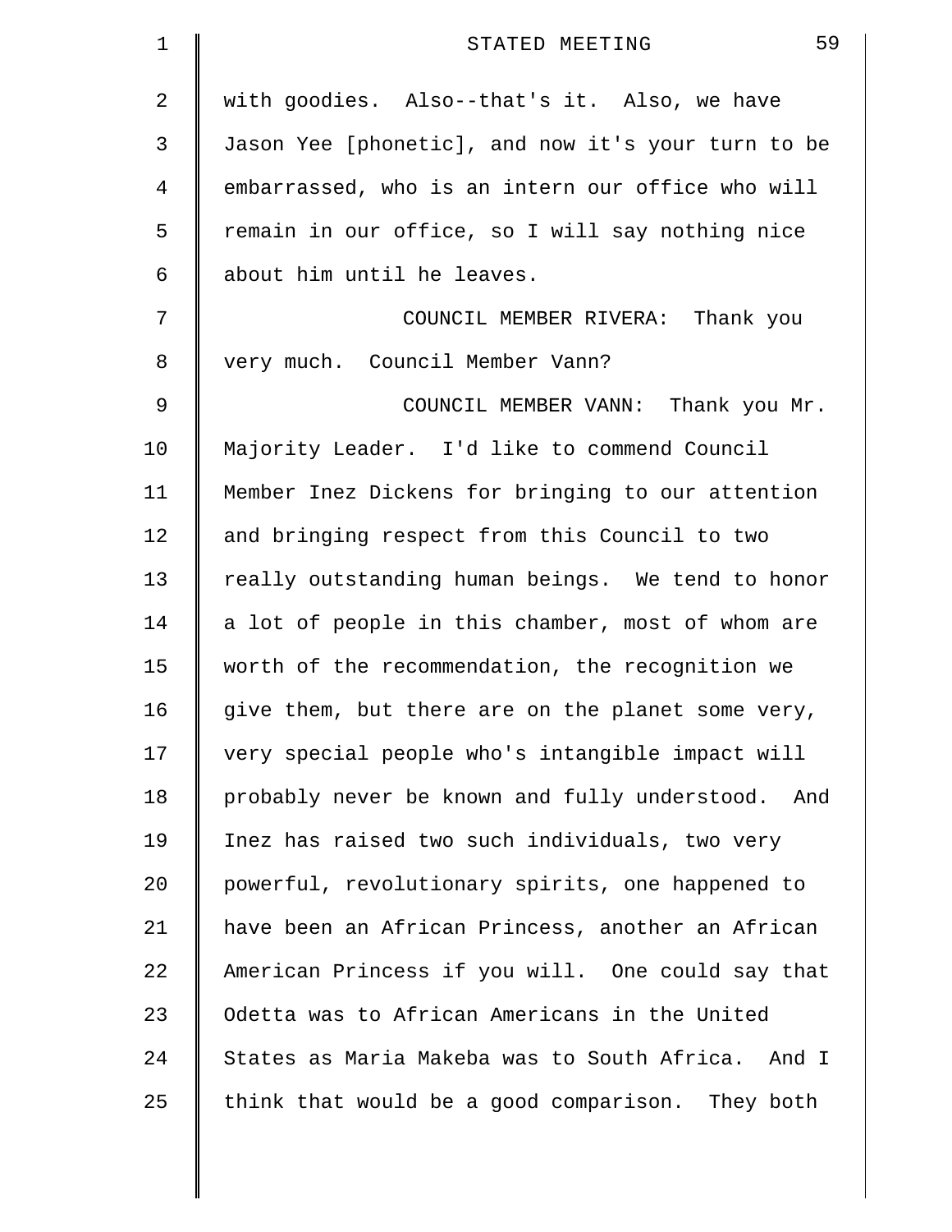with goodies. Also--that's it. Also, we have Jason Yee [phonetic], and now it's your turn to be embarrassed, who is an intern our office who will remain in our office, so I will say nothing nice about him until he leaves.

COUNCIL MEMBER RIVERA: Thank you very much. Council Member Vann?

COUNCIL MEMBER VANN: Thank you Mr. Majority Leader. I'd like to commend Council Member Inez Dickens for bringing to our attention and bringing respect from this Council to two really outstanding human beings. We tend to honor a lot of people in this chamber, most of whom are worth of the recommendation, the recognition we give them, but there are on the planet some very, very special people who's intangible impact will probably never be known and fully understood. And Inez has raised two such individuals, two very powerful, revolutionary spirits, one happened to have been an African Princess, another an African American Princess if you will. One could say that Odetta was to African Americans in the United States as Maria Makeba was to South Africa. And I think that would be a good comparison. They both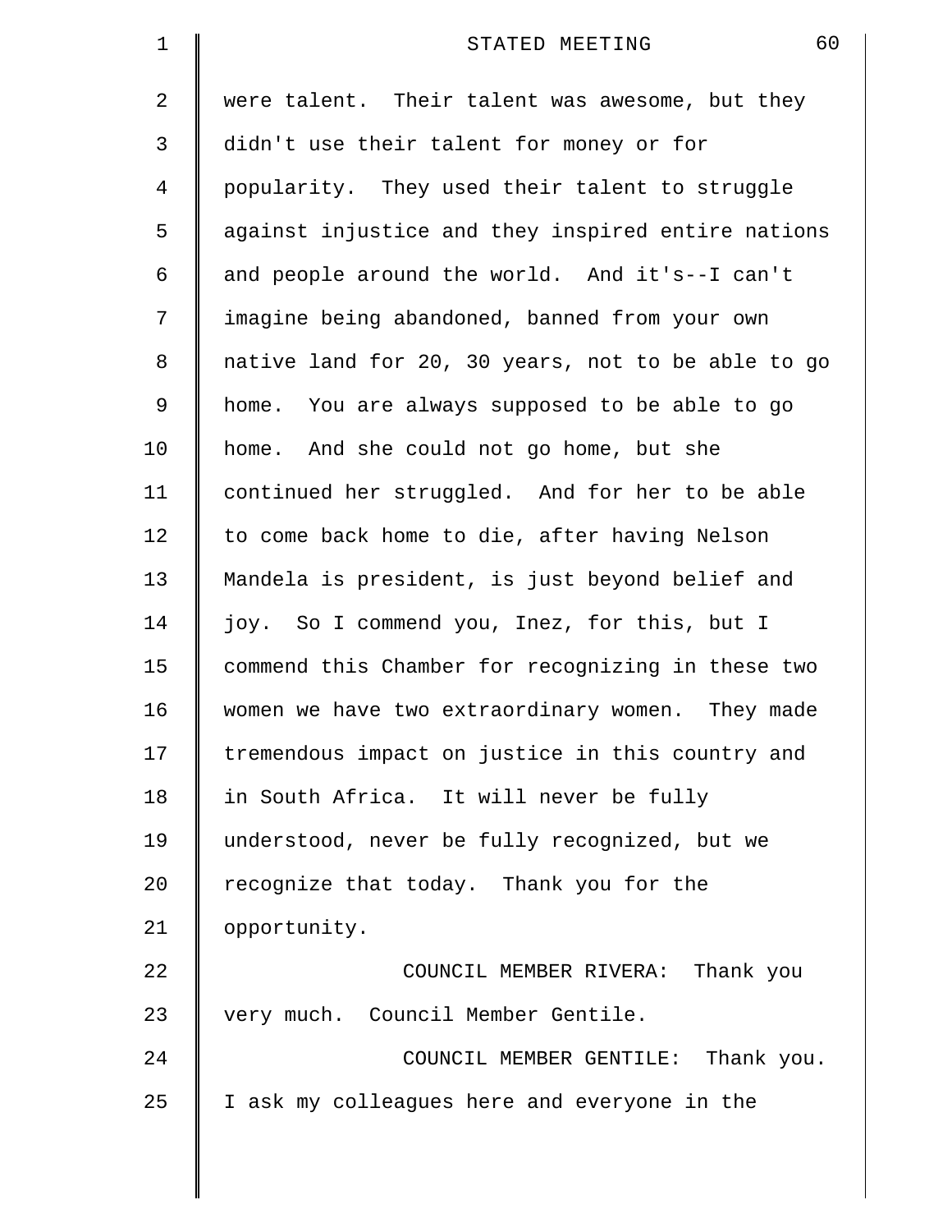were talent. Their talent was awesome, but they didn't use their talent for money or for popularity. They used their talent to struggle against injustice and they inspired entire nations and people around the world. And it's--I can't imagine being abandoned, banned from your own native land for 20, 30 years, not to be able to go home. You are always supposed to be able to go home. And she could not go home, but she continued her struggled. And for her to be able to come back home to die, after having Nelson Mandela is president, is just beyond belief and joy. So I commend you, Inez, for this, but I commend this Chamber for recognizing in these two women we have two extraordinary women. They made tremendous impact on justice in this country and in South Africa. It will never be fully understood, never be fully recognized, but we recognize that today. Thank you for the opportunity.

COUNCIL MEMBER RIVERA: Thank you very much. Council Member Gentile.

COUNCIL MEMBER GENTILE: Thank you. I ask my colleagues here and everyone in the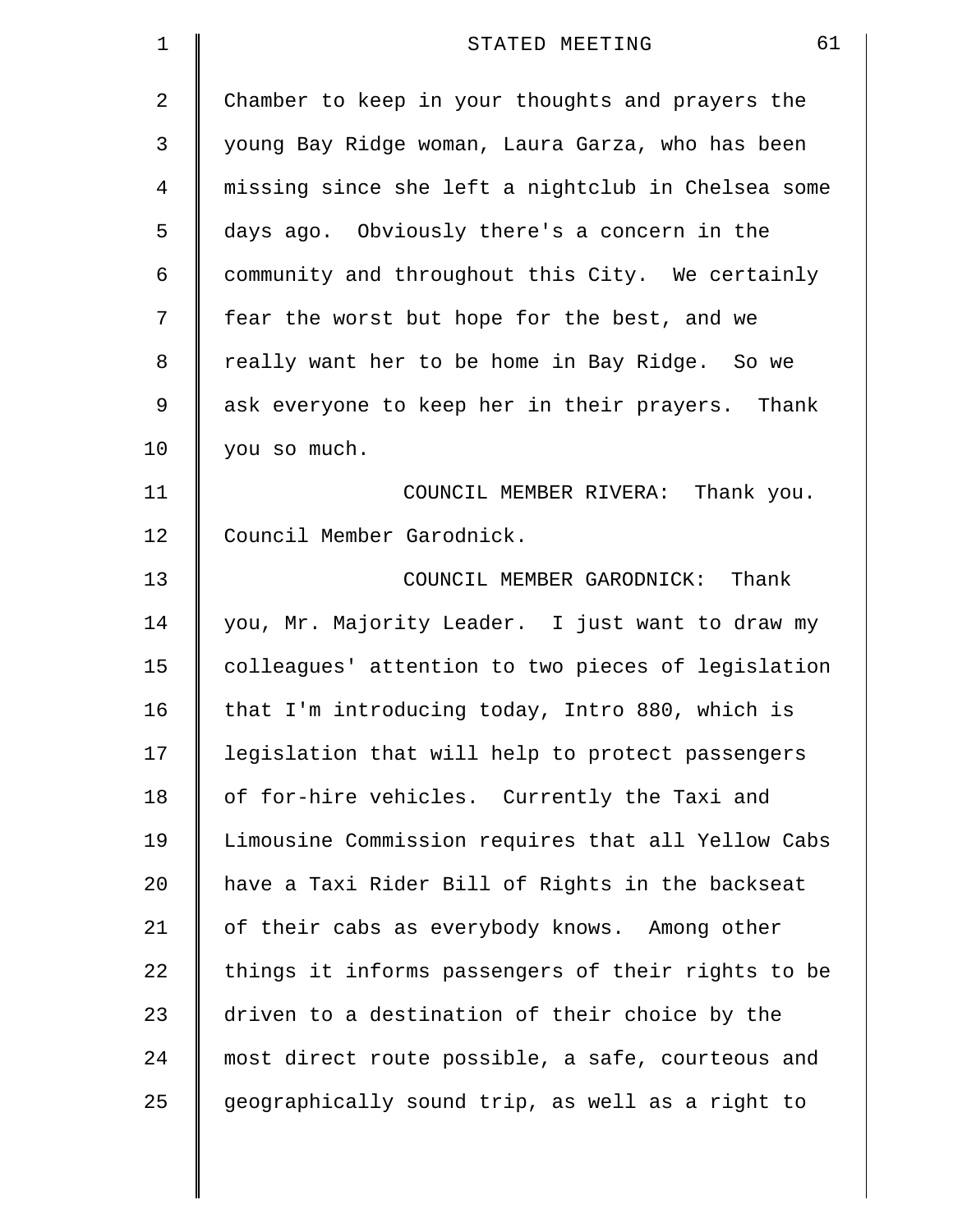Chamber to keep in your thoughts and prayers the young Bay Ridge woman, Laura Garza, who has been missing since she left a nightclub in Chelsea some days ago. Obviously there's a concern in the community and throughout this City. We certainly fear the worst but hope for the best, and we really want her to be home in Bay Ridge. So we ask everyone to keep her in their prayers. Thank you so much.

COUNCIL MEMBER RIVERA: Thank you. Council Member Garodnick.

COUNCIL MEMBER GARODNICK: Thank you, Mr. Majority Leader. I just want to draw my colleagues' attention to two pieces of legislation that I'm introducing today, Intro 880, which is legislation that will help to protect passengers of for-hire vehicles. Currently the Taxi and Limousine Commission requires that all Yellow Cabs have a Taxi Rider Bill of Rights in the backseat of their cabs as everybody knows. Among other things it informs passengers of their rights to be driven to a destination of their choice by the most direct route possible, a safe, courteous and geographically sound trip, as well as a right to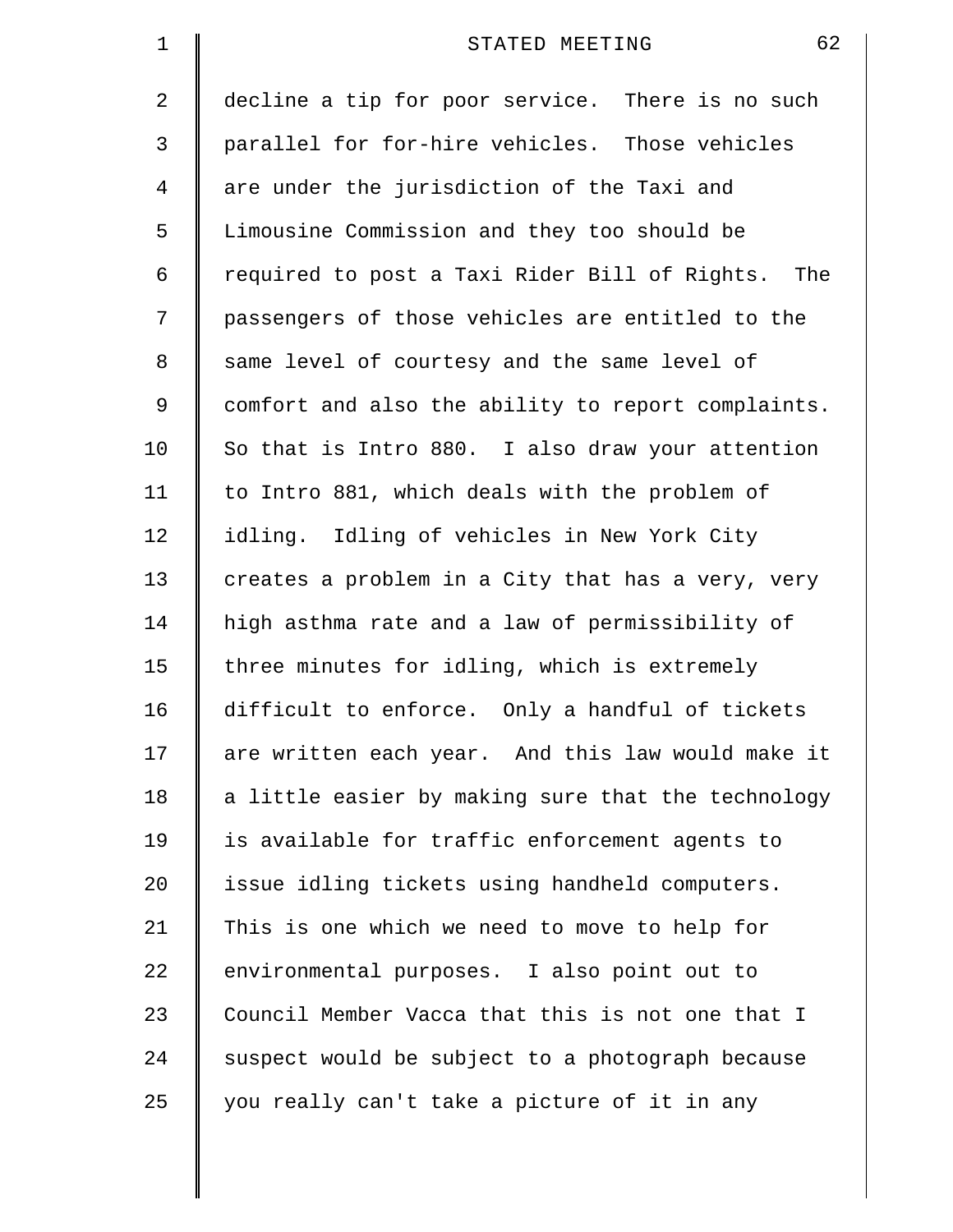decline a tip for poor service. There is no such parallel for for-hire vehicles. Those vehicles are under the jurisdiction of the Taxi and Limousine Commission and they too should be required to post a Taxi Rider Bill of Rights. The passengers of those vehicles are entitled to the same level of courtesy and the same level of comfort and also the ability to report complaints. So that is Intro 880. I also draw your attention to Intro 881, which deals with the problem of idling. Idling of vehicles in New York City creates a problem in a City that has a very, very high asthma rate and a law of permissibility of three minutes for idling, which is extremely difficult to enforce. Only a handful of tickets are written each year. And this law would make it a little easier by making sure that the technology is available for traffic enforcement agents to issue idling tickets using handheld computers. This is one which we need to move to help for environmental purposes. I also point out to Council Member Vacca that this is not one that I suspect would be subject to a photograph because you really can't take a picture of it in any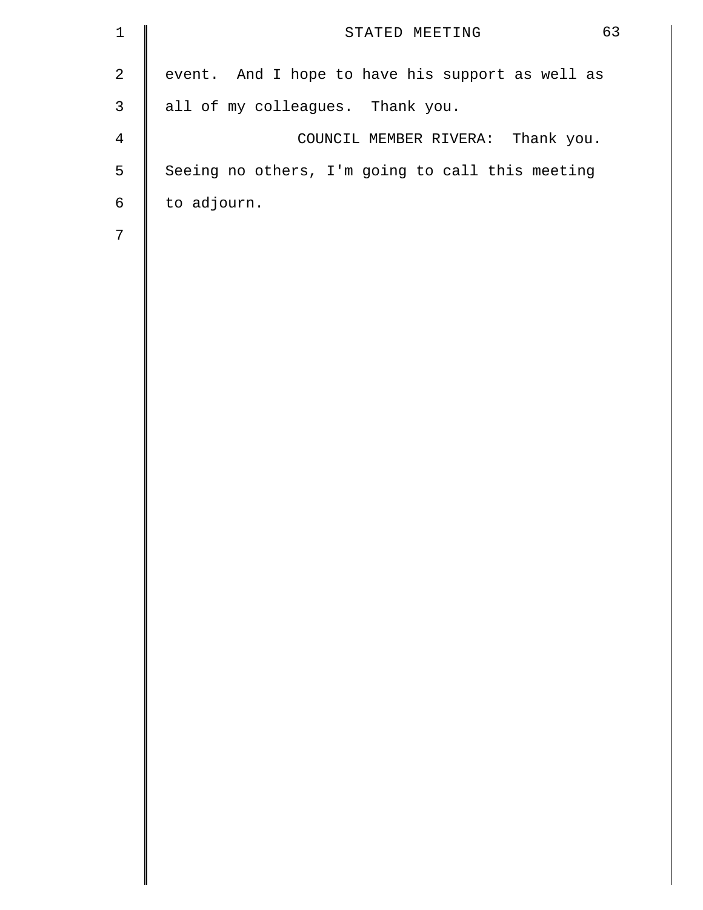event. And I hope to have his support as well as all of my colleagues. Thank you.

COUNCIL MEMBER RIVERA: Thank you. Seeing no others, I'm going to call this meeting to adjourn.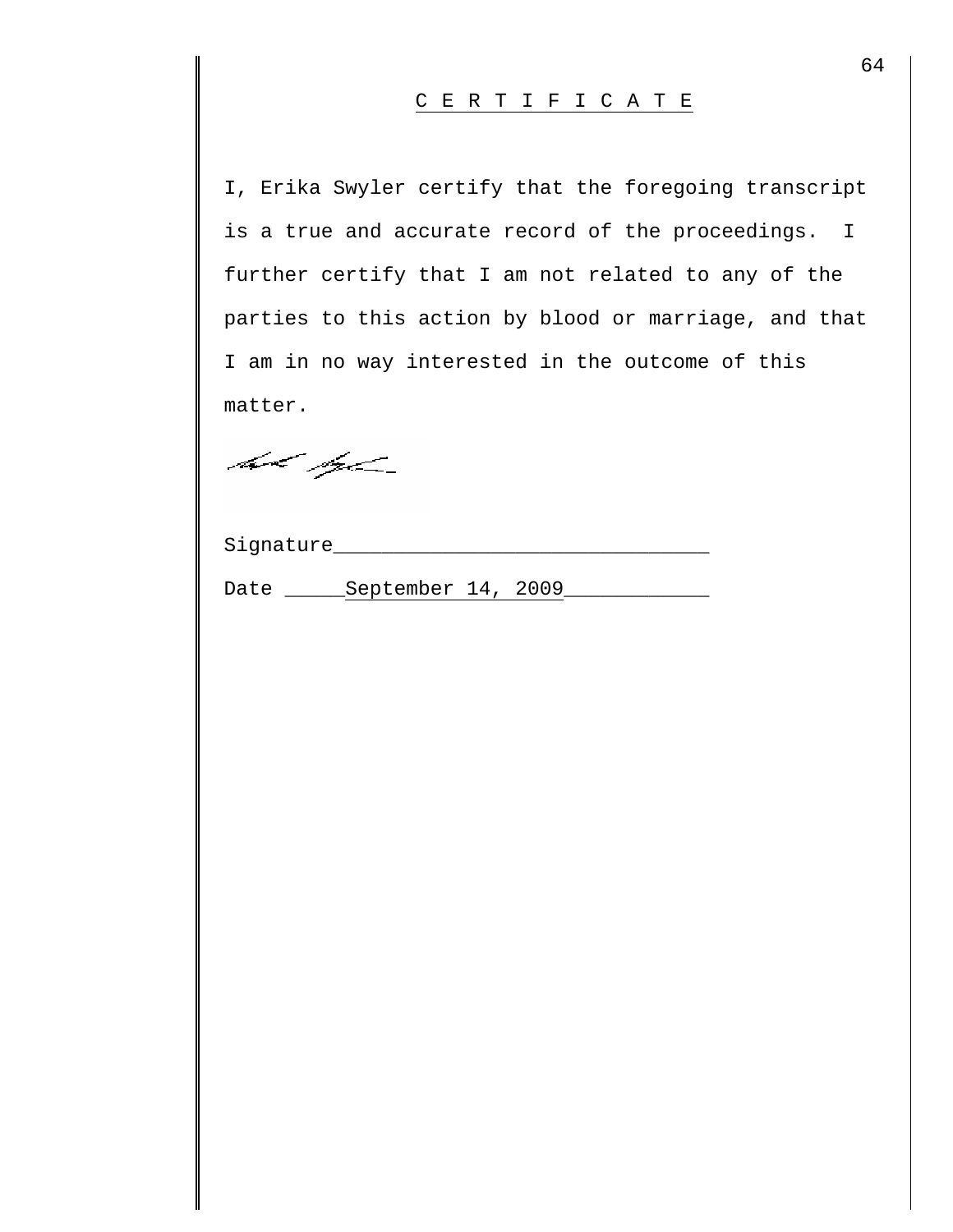# C E R T I F I C A T E

I, Erika Swyler certify that the foregoing transcript is a true and accurate record of the proceedings. I further certify that I am not related to any of the parties to this action by blood or marriage, and that I am in no way interested in the outcome of this matter.

Signature________________________________

Date _____September 14, 2009____________